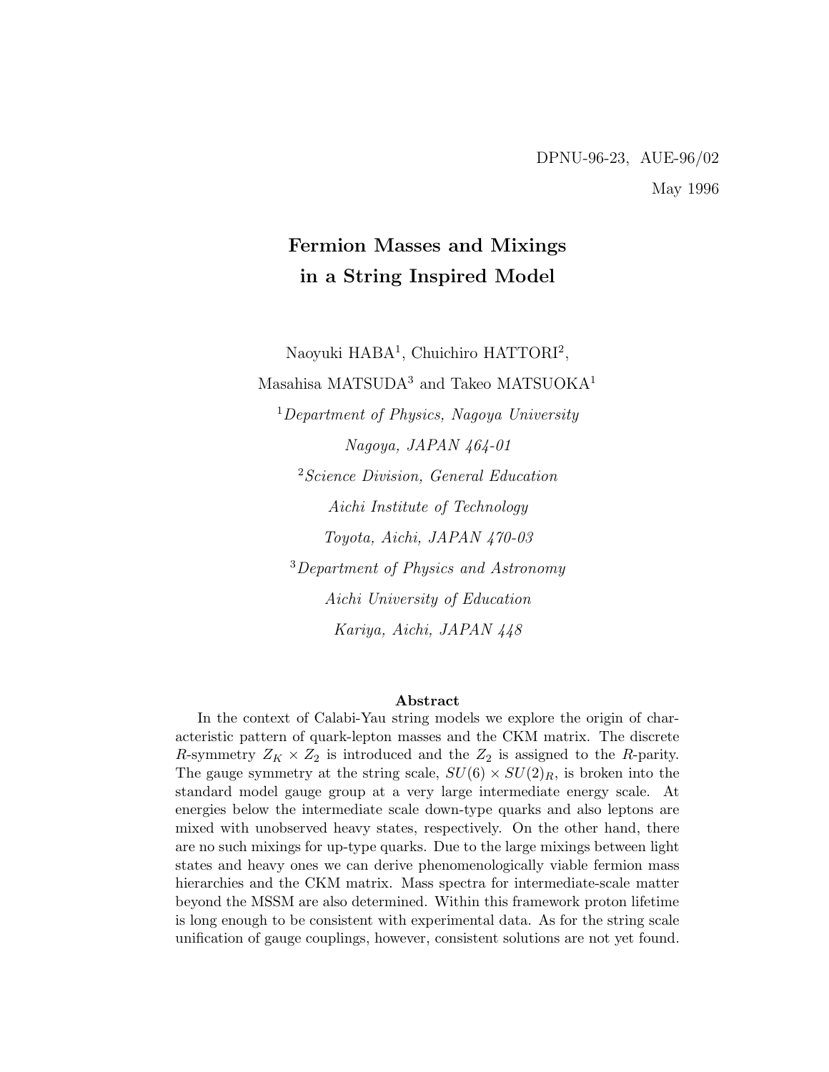DPNU-96-23, AUE-96/02

May 1996

# Fermion Masses and Mixings in a String Inspired Model

Naoyuki HABA[1], Chuichiro HATTORI[2],

Masahisa MATSUDA[3] and Takeo MATSUOKA[1]

[1]*Department of Physics, Nagoya University*

*Nagoya, JAPAN 464-01*

[2]*Science Division, General Education*

*Aichi Institute of Technology*

*Toyota, Aichi, JAPAN 470-03*

[3]*Department of Physics and Astronomy*

*Aichi University of Education*

*Kariya, Aichi, JAPAN 448*

## Abstract

In the context of Calabi-Yau string models we explore the origin of characteristic pattern of quark-lepton masses and the CKM matrix. The discrete $R$-symmetry $Z_K \times Z_2$ is introduced and the $Z_2$ is assigned to the $R$-parity. The gauge symmetry at the string scale, $SU(6) \times SU(2)_R$, is broken into the standard model gauge group at a very large intermediate energy scale. At energies below the intermediate scale down-type quarks and also leptons are mixed with unobserved heavy states, respectively. On the other hand, there are no such mixings for up-type quarks. Due to the large mixings between light states and heavy ones we can derive phenomenologically viable fermion mass hierarchies and the CKM matrix. Mass spectra for intermediate-scale matter beyond the MSSM are also determined. Within this framework proton lifetime is long enough to be consistent with experimental data. As for the string scale unification of gauge couplings, however, consistent solutions are not yet found.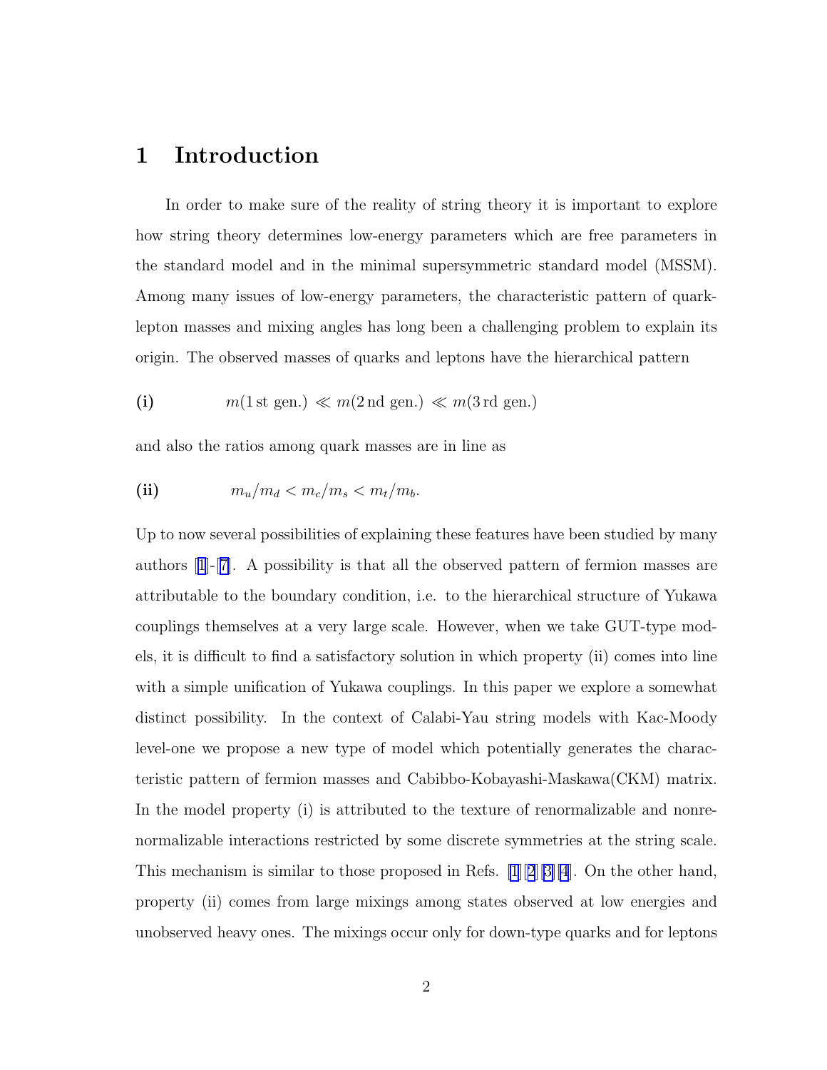# 1 Introduction

In order to make sure of the reality of string theory it is important to explore how string theory determines low-energy parameters which are free parameters in the standard model and in the minimal supersymmetric standard model (MSSM). Among many issues of low-energy parameters, the characteristic pattern of quark-lepton masses and mixing angles has long been a challenging problem to explain its origin. The observed masses of quarks and leptons have the hierarchical pattern

$$\textbf{(i)} \qquad m(1\,\text{st gen.}) \ll m(2\,\text{nd gen.}) \ll m(3\,\text{rd gen.})$$

and also the ratios among quark masses are in line as

$$\textbf{(ii)} \qquad m_u/m_d < m_c/m_s < m_t/m_b.$$

Up to now several possibilities of explaining these features have been studied by many authors [1]-[7]. A possibility is that all the observed pattern of fermion masses are attributable to the boundary condition, i.e. to the hierarchical structure of Yukawa couplings themselves at a very large scale. However, when we take GUT-type models, it is difficult to find a satisfactory solution in which property (ii) comes into line with a simple unification of Yukawa couplings. In this paper we explore a somewhat distinct possibility. In the context of Calabi-Yau string models with Kac-Moody level-one we propose a new type of model which potentially generates the characteristic pattern of fermion masses and Cabibbo-Kobayashi-Maskawa(CKM) matrix. In the model property (i) is attributed to the texture of renormalizable and nonrenormalizable interactions restricted by some discrete symmetries at the string scale. This mechanism is similar to those proposed in Refs. [1][2][3][4]. On the other hand, property (ii) comes from large mixings among states observed at low energies and unobserved heavy ones. The mixings occur only for down-type quarks and for leptons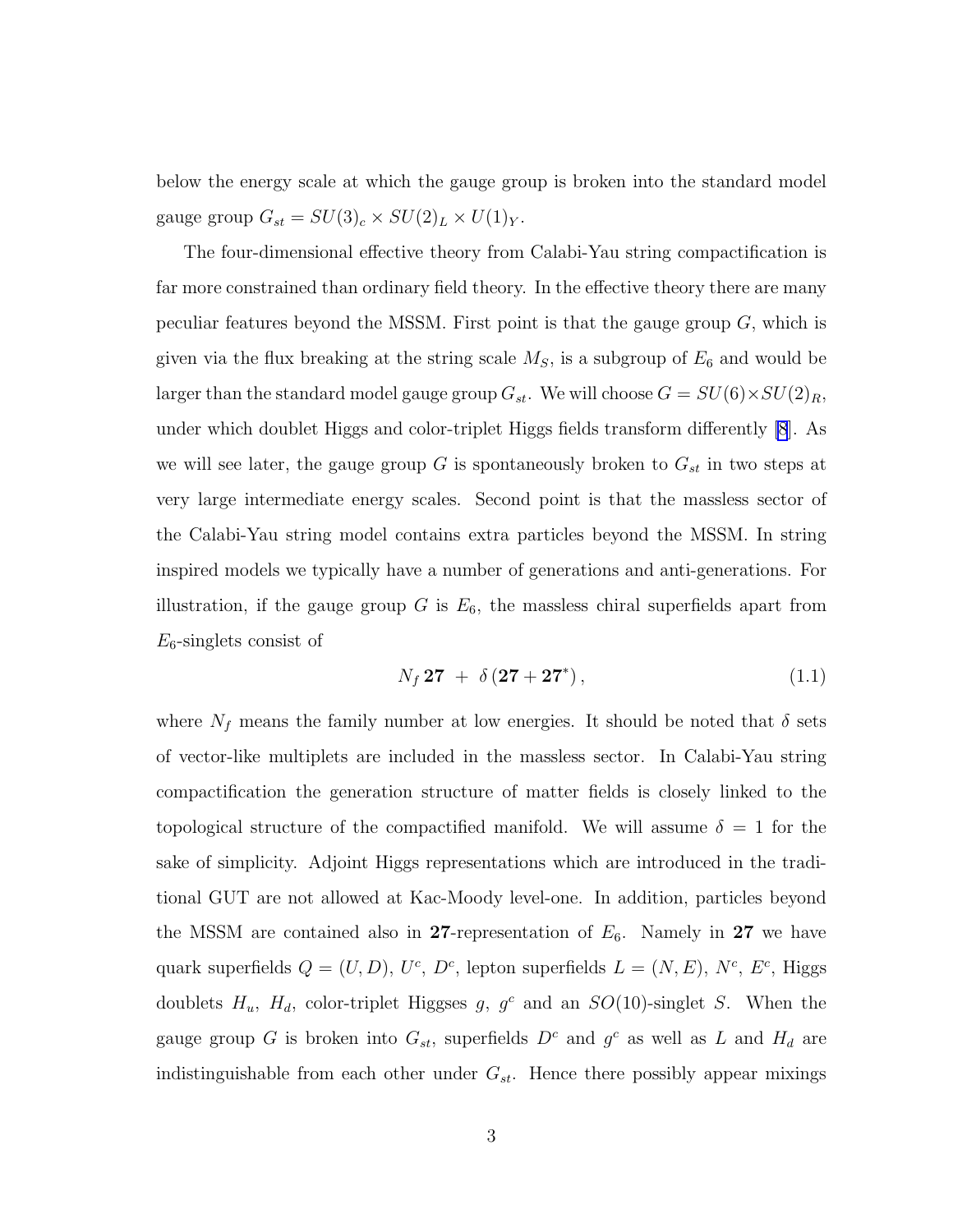below the energy scale at which the gauge group is broken into the standard model gauge group $G_{st} = SU(3)_c \times SU(2)_L \times U(1)_Y$.

The four-dimensional effective theory from Calabi-Yau string compactification is far more constrained than ordinary field theory. In the effective theory there are many peculiar features beyond the MSSM. First point is that the gauge group $G$, which is given via the flux breaking at the string scale $M_S$, is a subgroup of $E_6$ and would be larger than the standard model gauge group $G_{st}$. We will choose $G = SU(6) \times SU(2)_R$, under which doublet Higgs and color-triplet Higgs fields transform differently [8]. As we will see later, the gauge group $G$ is spontaneously broken to $G_{st}$ in two steps at very large intermediate energy scales. Second point is that the massless sector of the Calabi-Yau string model contains extra particles beyond the MSSM. In string inspired models we typically have a number of generations and anti-generations. For illustration, if the gauge group $G$ is $E_6$, the massless chiral superfields apart from $E_6$-singlets consist of

$$N_f \, \mathbf{27} \; + \; \delta \, (\mathbf{27} + \mathbf{27}^*) \, , \tag{1.1}$$

where $N_f$ means the family number at low energies. It should be noted that $\delta$ sets of vector-like multiplets are included in the massless sector. In Calabi-Yau string compactification the generation structure of matter fields is closely linked to the topological structure of the compactified manifold. We will assume $\delta = 1$ for the sake of simplicity. Adjoint Higgs representations which are introduced in the traditional GUT are not allowed at Kac-Moody level-one. In addition, particles beyond the MSSM are contained also in $\mathbf{27}$-representation of $E_6$. Namely in $\mathbf{27}$ we have quark superfields $Q = (U, D)$, $U^c$, $D^c$, lepton superfields $L = (N, E)$, $N^c$, $E^c$, Higgs doublets $H_u$, $H_d$, color-triplet Higgses $g$, $g^c$ and an $SO(10)$-singlet $S$. When the gauge group $G$ is broken into $G_{st}$, superfields $D^c$ and $g^c$ as well as $L$ and $H_d$ are indistinguishable from each other under $G_{st}$. Hence there possibly appear mixings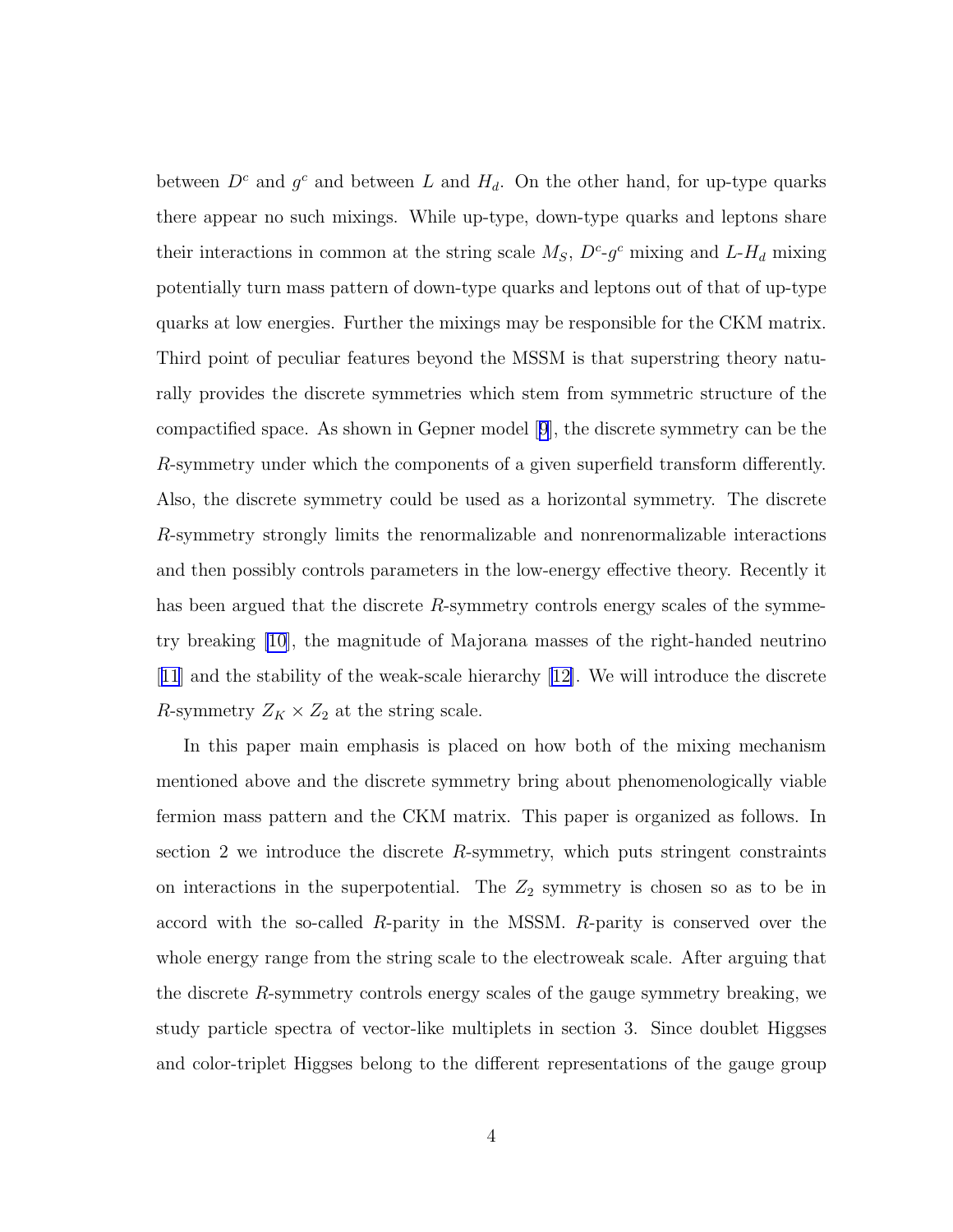between $D^c$ and $g^c$ and between $L$ and $H_d$. On the other hand, for up-type quarks there appear no such mixings. While up-type, down-type quarks and leptons share their interactions in common at the string scale $M_S$, $D^c$-$g^c$ mixing and $L$-$H_d$ mixing potentially turn mass pattern of down-type quarks and leptons out of that of up-type quarks at low energies. Further the mixings may be responsible for the CKM matrix. Third point of peculiar features beyond the MSSM is that superstring theory naturally provides the discrete symmetries which stem from symmetric structure of the compactified space. As shown in Gepner model [9], the discrete symmetry can be the $R$-symmetry under which the components of a given superfield transform differently. Also, the discrete symmetry could be used as a horizontal symmetry. The discrete $R$-symmetry strongly limits the renormalizable and nonrenormalizable interactions and then possibly controls parameters in the low-energy effective theory. Recently it has been argued that the discrete $R$-symmetry controls energy scales of the symmetry breaking [10], the magnitude of Majorana masses of the right-handed neutrino [11] and the stability of the weak-scale hierarchy [12]. We will introduce the discrete $R$-symmetry $Z_K \times Z_2$ at the string scale.

In this paper main emphasis is placed on how both of the mixing mechanism mentioned above and the discrete symmetry bring about phenomenologically viable fermion mass pattern and the CKM matrix. This paper is organized as follows. In section 2 we introduce the discrete $R$-symmetry, which puts stringent constraints on interactions in the superpotential. The $Z_2$ symmetry is chosen so as to be in accord with the so-called $R$-parity in the MSSM. $R$-parity is conserved over the whole energy range from the string scale to the electroweak scale. After arguing that the discrete $R$-symmetry controls energy scales of the gauge symmetry breaking, we study particle spectra of vector-like multiplets in section 3. Since doublet Higgses and color-triplet Higgses belong to the different representations of the gauge group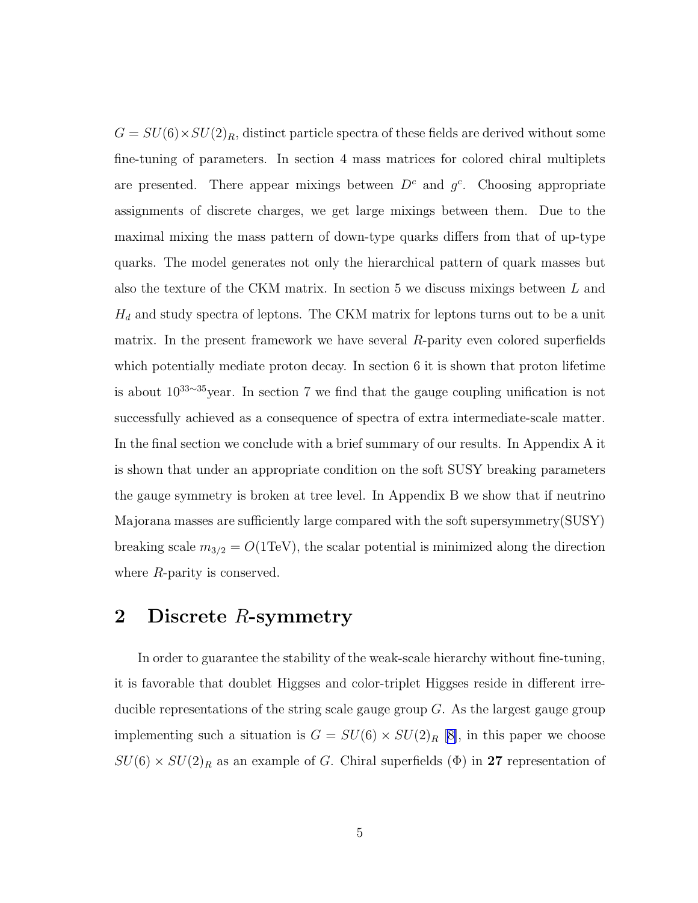$G = SU(6)\times SU(2)_R$, distinct particle spectra of these fields are derived without some fine-tuning of parameters. In section 4 mass matrices for colored chiral multiplets are presented. There appear mixings between $D^c$ and $g^c$. Choosing appropriate assignments of discrete charges, we get large mixings between them. Due to the maximal mixing the mass pattern of down-type quarks differs from that of up-type quarks. The model generates not only the hierarchical pattern of quark masses but also the texture of the CKM matrix. In section 5 we discuss mixings between $L$ and $H_d$ and study spectra of leptons. The CKM matrix for leptons turns out to be a unit matrix. In the present framework we have several $R$-parity even colored superfields which potentially mediate proton decay. In section 6 it is shown that proton lifetime is about $10^{33\sim 35}$year. In section 7 we find that the gauge coupling unification is not successfully achieved as a consequence of spectra of extra intermediate-scale matter. In the final section we conclude with a brief summary of our results. In Appendix A it is shown that under an appropriate condition on the soft SUSY breaking parameters the gauge symmetry is broken at tree level. In Appendix B we show that if neutrino Majorana masses are sufficiently large compared with the soft supersymmetry(SUSY) breaking scale $m_{3/2} = O(1\text{TeV})$, the scalar potential is minimized along the direction where $R$-parity is conserved.

## 2 Discrete $R$-symmetry

In order to guarantee the stability of the weak-scale hierarchy without fine-tuning, it is favorable that doublet Higgses and color-triplet Higgses reside in different irreducible representations of the string scale gauge group $G$. As the largest gauge group implementing such a situation is $G = SU(6)\times SU(2)_R$ [8], in this paper we choose $SU(6)\times SU(2)_R$ as an example of $G$. Chiral superfields ($\Phi$) in **27** representation of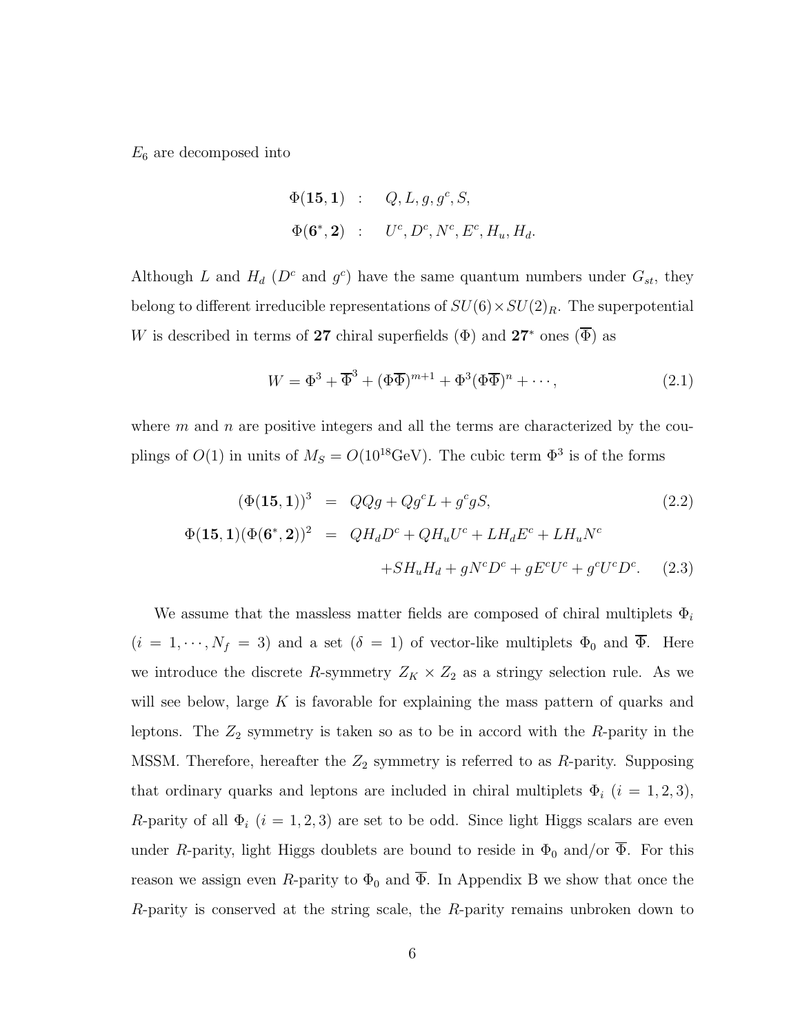$E_6$ are decomposed into

$$
\begin{aligned}
\Phi(\mathbf{15},\mathbf{1}) \quad &: \quad Q, L, g, g^c, S, \\
\Phi(\mathbf{6}^*,\mathbf{2}) \quad &: \quad U^c, D^c, N^c, E^c, H_u, H_d.
\end{aligned}
$$

Although $L$ and $H_d$ ($D^c$ and $g^c$) have the same quantum numbers under $G_{st}$, they belong to different irreducible representations of $SU(6)\times SU(2)_R$. The superpotential $W$ is described in terms of **27** chiral superfields ($\Phi$) and $\mathbf{27}^*$ ones ($\overline{\Phi}$) as

$$
W = \Phi^3 + \overline{\Phi}^3 + (\Phi\overline{\Phi})^{m+1} + \Phi^3(\Phi\overline{\Phi})^n + \cdots, \tag{2.1}
$$

where $m$ and $n$ are positive integers and all the terms are characterized by the couplings of $O(1)$ in units of $M_S = O(10^{18}\mathrm{GeV})$. The cubic term $\Phi^3$ is of the forms

$$
\begin{aligned}
(\Phi(\mathbf{15},\mathbf{1}))^3 &= QQg + Qg^cL + g^cgS, &(2.2)\\
\Phi(\mathbf{15},\mathbf{1})(\Phi(\mathbf{6}^*,\mathbf{2}))^2 &= QH_dD^c + QH_uU^c + LH_dE^c + LH_uN^c \\
&\quad + SH_uH_d + gN^cD^c + gE^cU^c + g^cU^cD^c. &(2.3)
\end{aligned}
$$

We assume that the massless matter fields are composed of chiral multiplets $\Phi_i$ ($i = 1, \cdots, N_f = 3$) and a set ($\delta = 1$) of vector-like multiplets $\Phi_0$ and $\overline{\Phi}$. Here we introduce the discrete $R$-symmetry $Z_K \times Z_2$ as a stringy selection rule. As we will see below, large $K$ is favorable for explaining the mass pattern of quarks and leptons. The $Z_2$ symmetry is taken so as to be in accord with the $R$-parity in the MSSM. Therefore, hereafter the $Z_2$ symmetry is referred to as $R$-parity. Supposing that ordinary quarks and leptons are included in chiral multiplets $\Phi_i$ ($i = 1, 2, 3$), $R$-parity of all $\Phi_i$ ($i = 1, 2, 3$) are set to be odd. Since light Higgs scalars are even under $R$-parity, light Higgs doublets are bound to reside in $\Phi_0$ and/or $\overline{\Phi}$. For this reason we assign even $R$-parity to $\Phi_0$ and $\overline{\Phi}$. In Appendix B we show that once the $R$-parity is conserved at the string scale, the $R$-parity remains unbroken down to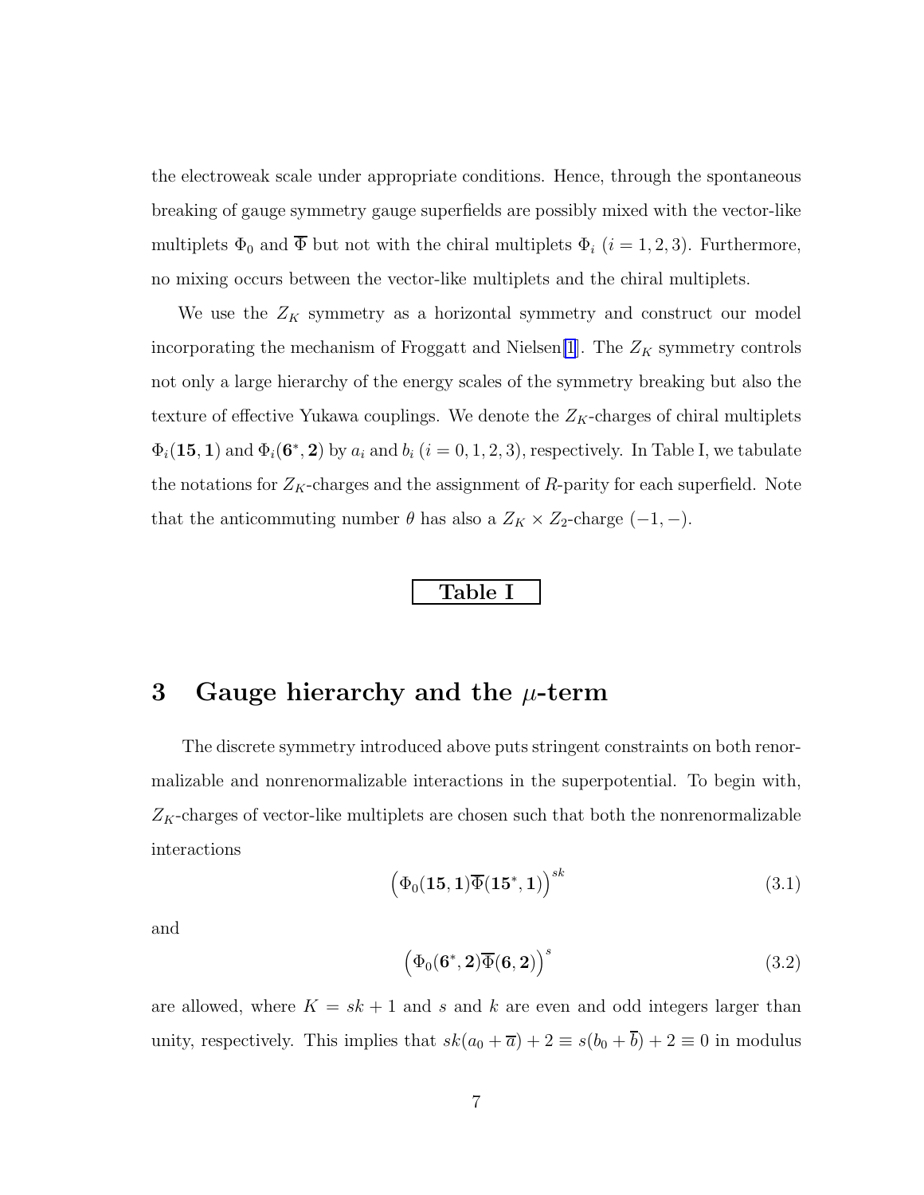the electroweak scale under appropriate conditions. Hence, through the spontaneous breaking of gauge symmetry gauge superfields are possibly mixed with the vector-like multiplets $\Phi_0$ and $\overline{\Phi}$ but not with the chiral multiplets $\Phi_i$ $(i = 1, 2, 3)$. Furthermore, no mixing occurs between the vector-like multiplets and the chiral multiplets.

We use the $Z_K$ symmetry as a horizontal symmetry and construct our model incorporating the mechanism of Froggatt and Nielsen[1]. The $Z_K$ symmetry controls not only a large hierarchy of the energy scales of the symmetry breaking but also the texture of effective Yukawa couplings. We denote the $Z_K$-charges of chiral multiplets $\Phi_i(\mathbf{15}, \mathbf{1})$ and $\Phi_i(\mathbf{6}^*, \mathbf{2})$ by $a_i$ and $b_i$ $(i = 0, 1, 2, 3)$, respectively. In Table I, we tabulate the notations for $Z_K$-charges and the assignment of $R$-parity for each superfield. Note that the anticommuting number $\theta$ has also a $Z_K \times Z_2$-charge $(-1, -)$.

**Table I**

# 3 Gauge hierarchy and the $\mu$-term

The discrete symmetry introduced above puts stringent constraints on both renormalizable and nonrenormalizable interactions in the superpotential. To begin with, $Z_K$-charges of vector-like multiplets are chosen such that both the nonrenormalizable interactions

$$\left(\Phi_0(\mathbf{15}, \mathbf{1})\overline{\Phi}(\mathbf{15}^*, \mathbf{1})\right)^{sk} \tag{3.1}$$

and

$$\left(\Phi_0(\mathbf{6}^*, \mathbf{2})\overline{\Phi}(\mathbf{6}, \mathbf{2})\right)^{s} \tag{3.2}$$

are allowed, where $K = sk + 1$ and $s$ and $k$ are even and odd integers larger than unity, respectively. This implies that $sk(a_0 + \overline{a}) + 2 \equiv s(b_0 + \overline{b}) + 2 \equiv 0$ in modulus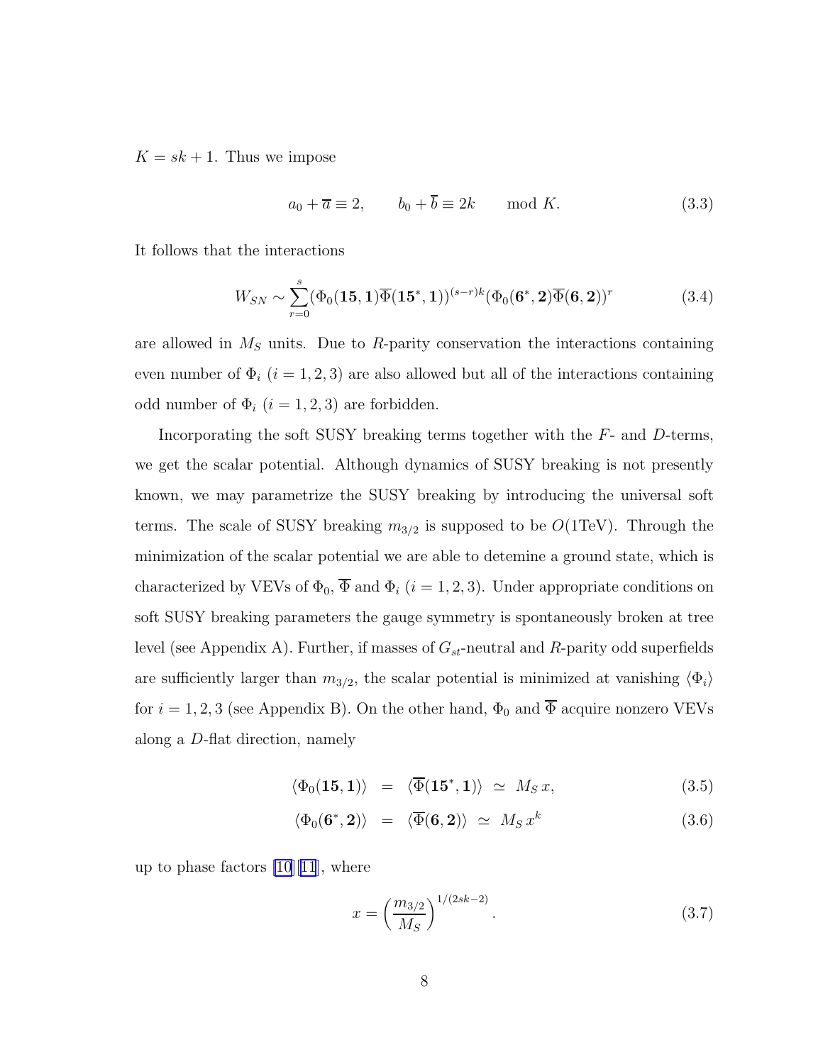$K = sk + 1$. Thus we impose

$$a_0 + \overline{a} \equiv 2, \qquad b_0 + \overline{b} \equiv 2k \qquad \bmod K. \tag{3.3}$$

It follows that the interactions

$$W_{SN} \sim \sum_{r=0}^{s} (\Phi_0(\mathbf{15}, \mathbf{1})\overline{\Phi}(\mathbf{15}^*, \mathbf{1}))^{(s-r)k} (\Phi_0(\mathbf{6}^*, \mathbf{2})\overline{\Phi}(\mathbf{6}, \mathbf{2}))^r \tag{3.4}$$

are allowed in $M_S$ units. Due to $R$-parity conservation the interactions containing even number of $\Phi_i$ $(i = 1, 2, 3)$ are also allowed but all of the interactions containing odd number of $\Phi_i$ $(i = 1, 2, 3)$ are forbidden.

Incorporating the soft SUSY breaking terms together with the $F$- and $D$-terms, we get the scalar potential. Although dynamics of SUSY breaking is not presently known, we may parametrize the SUSY breaking by introducing the universal soft terms. The scale of SUSY breaking $m_{3/2}$ is supposed to be $O(1\text{TeV})$. Through the minimization of the scalar potential we are able to detemine a ground state, which is characterized by VEVs of $\Phi_0$, $\overline{\Phi}$ and $\Phi_i$ $(i = 1, 2, 3)$. Under appropriate conditions on soft SUSY breaking parameters the gauge symmetry is spontaneously broken at tree level (see Appendix A). Further, if masses of $G_{st}$-neutral and $R$-parity odd superfields are sufficiently larger than $m_{3/2}$, the scalar potential is minimized at vanishing $\langle \Phi_i \rangle$ for $i = 1, 2, 3$ (see Appendix B). On the other hand, $\Phi_0$ and $\overline{\Phi}$ acquire nonzero VEVs along a $D$-flat direction, namely

$$\langle \Phi_0(\mathbf{15}, \mathbf{1}) \rangle = \langle \overline{\Phi}(\mathbf{15}^*, \mathbf{1}) \rangle \simeq M_S \, x, \tag{3.5}$$

$$\langle \Phi_0(\mathbf{6}^*, \mathbf{2}) \rangle = \langle \overline{\Phi}(\mathbf{6}, \mathbf{2}) \rangle \simeq M_S \, x^k \tag{3.6}$$

up to phase factors [10][11], where

$$x = \left( \frac{m_{3/2}}{M_S} \right)^{1/(2sk-2)}. \tag{3.7}$$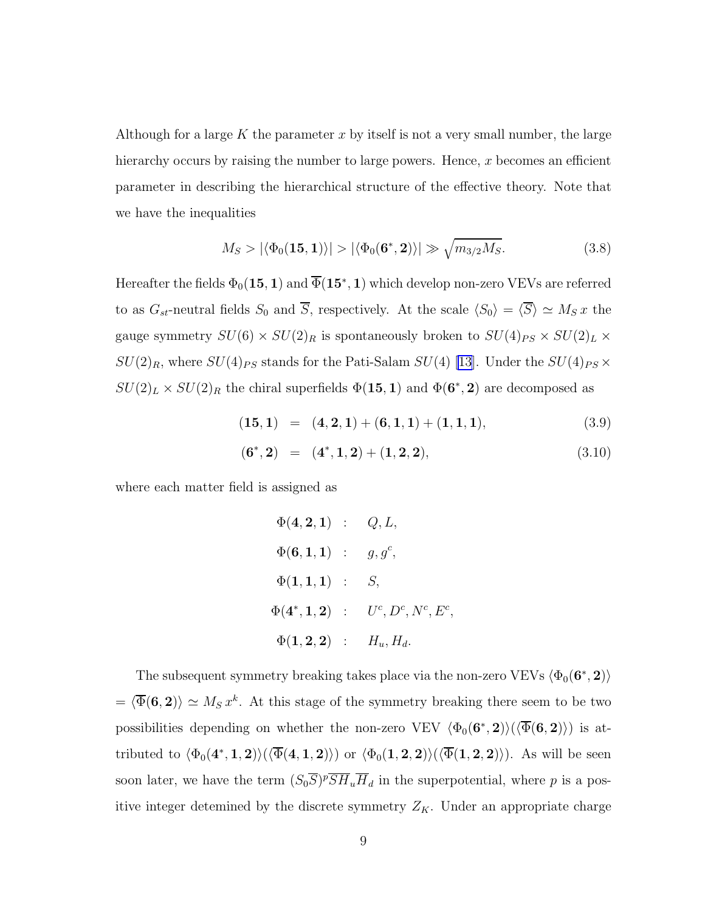Although for a large $K$ the parameter $x$ by itself is not a very small number, the large hierarchy occurs by raising the number to large powers. Hence, $x$ becomes an efficient parameter in describing the hierarchical structure of the effective theory. Note that we have the inequalities

$$M_S > |\langle \Phi_0(\mathbf{15}, \mathbf{1}) \rangle| > |\langle \Phi_0(\mathbf{6}^*, \mathbf{2}) \rangle| \gg \sqrt{m_{3/2} M_S}. \tag{3.8}$$

Hereafter the fields $\Phi_0(\mathbf{15}, \mathbf{1})$ and $\overline{\Phi}(\mathbf{15}^*, \mathbf{1})$ which develop non-zero VEVs are referred to as $G_{st}$-neutral fields $S_0$ and $\overline{S}$, respectively. At the scale $\langle S_0 \rangle = \langle \overline{S} \rangle \simeq M_S \, x$ the gauge symmetry $SU(6) \times SU(2)_R$ is spontaneously broken to $SU(4)_{PS} \times SU(2)_L \times SU(2)_R$, where $SU(4)_{PS}$ stands for the Pati-Salam $SU(4)$ [13]. Under the $SU(4)_{PS} \times SU(2)_L \times SU(2)_R$ the chiral superfields $\Phi(\mathbf{15}, \mathbf{1})$ and $\Phi(\mathbf{6}^*, \mathbf{2})$ are decomposed as

$$(\mathbf{15}, \mathbf{1}) = (\mathbf{4}, \mathbf{2}, \mathbf{1}) + (\mathbf{6}, \mathbf{1}, \mathbf{1}) + (\mathbf{1}, \mathbf{1}, \mathbf{1}), \tag{3.9}$$

$$(\mathbf{6}^*, \mathbf{2}) = (\mathbf{4}^*, \mathbf{1}, \mathbf{2}) + (\mathbf{1}, \mathbf{2}, \mathbf{2}), \tag{3.10}$$

where each matter field is assigned as

$$\begin{aligned}
\Phi(\mathbf{4}, \mathbf{2}, \mathbf{1}) &: \quad Q, L, \\
\Phi(\mathbf{6}, \mathbf{1}, \mathbf{1}) &: \quad g, g^c, \\
\Phi(\mathbf{1}, \mathbf{1}, \mathbf{1}) &: \quad S, \\
\Phi(\mathbf{4}^*, \mathbf{1}, \mathbf{2}) &: \quad U^c, D^c, N^c, E^c, \\
\Phi(\mathbf{1}, \mathbf{2}, \mathbf{2}) &: \quad H_u, H_d.
\end{aligned}$$

The subsequent symmetry breaking takes place via the non-zero VEVs $\langle \Phi_0(\mathbf{6}^*, \mathbf{2}) \rangle$ $= \langle \overline{\Phi}(\mathbf{6}, \mathbf{2}) \rangle \simeq M_S \, x^k$. At this stage of the symmetry breaking there seem to be two possibilities depending on whether the non-zero VEV $\langle \Phi_0(\mathbf{6}^*, \mathbf{2}) \rangle (\langle \overline{\Phi}(\mathbf{6}, \mathbf{2}) \rangle)$ is attributed to $\langle \Phi_0(\mathbf{4}^*, \mathbf{1}, \mathbf{2}) \rangle (\langle \overline{\Phi}(\mathbf{4}, \mathbf{1}, \mathbf{2}) \rangle)$ or $\langle \Phi_0(\mathbf{1}, \mathbf{2}, \mathbf{2}) \rangle (\langle \overline{\Phi}(\mathbf{1}, \mathbf{2}, \mathbf{2}) \rangle)$. As will be seen soon later, we have the term $(S_0 \overline{S})^p \overline{S} H_u \overline{H}_d$ in the superpotential, where $p$ is a positive integer detemined by the discrete symmetry $Z_K$. Under an appropriate charge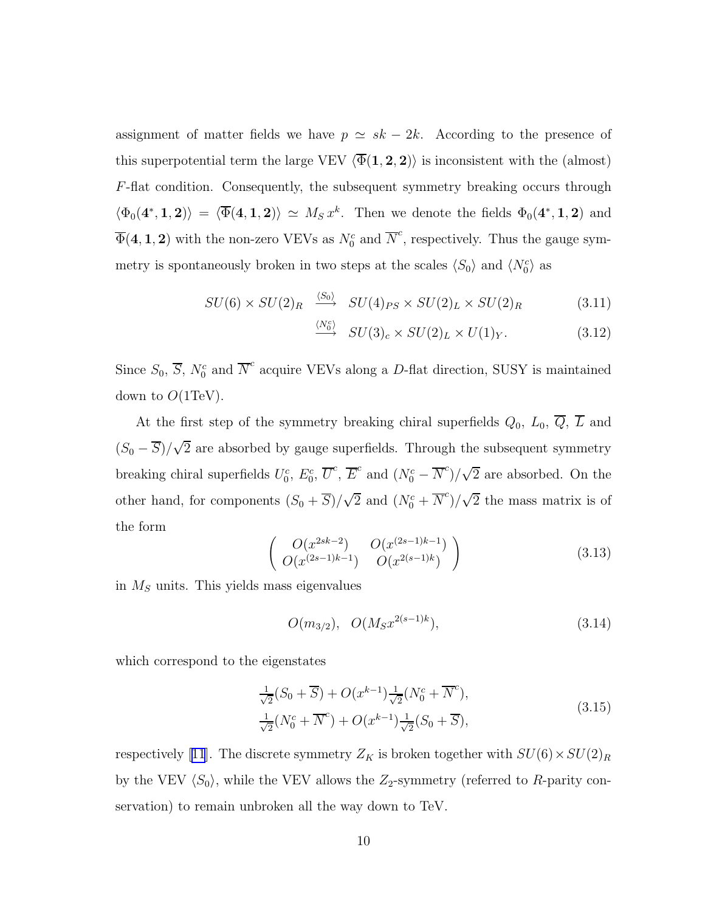assignment of matter fields we have $p \simeq sk - 2k$. According to the presence of this superpotential term the large VEV $\langle \overline{\Phi}(\mathbf{1}, \mathbf{2}, \mathbf{2}) \rangle$ is inconsistent with the (almost) $F$-flat condition. Consequently, the subsequent symmetry breaking occurs through $\langle \Phi_0(\mathbf{4}^*, \mathbf{1}, \mathbf{2}) \rangle = \langle \overline{\Phi}(\mathbf{4}, \mathbf{1}, \mathbf{2}) \rangle \simeq M_S \, x^k$. Then we denote the fields $\Phi_0(\mathbf{4}^*, \mathbf{1}, \mathbf{2})$ and $\overline{\Phi}(\mathbf{4}, \mathbf{1}, \mathbf{2})$ with the non-zero VEVs as $N_0^c$ and $\overline{N}^c$, respectively. Thus the gauge symmetry is spontaneously broken in two steps at the scales $\langle S_0 \rangle$ and $\langle N_0^c \rangle$ as

$$
\begin{aligned}
SU(6) \times SU(2)_R \quad &\xrightarrow{\langle S_0 \rangle} \quad SU(4)_{PS} \times SU(2)_L \times SU(2)_R && (3.11) \\
&\xrightarrow{\langle N_0^c \rangle} \quad SU(3)_c \times SU(2)_L \times U(1)_Y. && (3.12)
\end{aligned}
$$

Since $S_0$, $\overline{S}$, $N_0^c$ and $\overline{N}^c$ acquire VEVs along a $D$-flat direction, SUSY is maintained down to $O(1\text{TeV})$.

At the first step of the symmetry breaking chiral superfields $Q_0$, $L_0$, $\overline{Q}$, $\overline{L}$ and $(S_0 - \overline{S})/\sqrt{2}$ are absorbed by gauge superfields. Through the subsequent symmetry breaking chiral superfields $U_0^c$, $E_0^c$, $\overline{U}^c$, $\overline{E}^c$ and $(N_0^c - \overline{N}^c)/\sqrt{2}$ are absorbed. On the other hand, for components $(S_0 + \overline{S})/\sqrt{2}$ and $(N_0^c + \overline{N}^c)/\sqrt{2}$ the mass matrix is of the form

$$
\begin{pmatrix} O(x^{2sk-2}) & O(x^{(2s-1)k-1}) \\ O(x^{(2s-1)k-1}) & O(x^{2(s-1)k}) \end{pmatrix} \tag{3.13}
$$

in $M_S$ units. This yields mass eigenvalues

$$
O(m_{3/2}), \quad O(M_S x^{2(s-1)k}), \tag{3.14}
$$

which correspond to the eigenstates

$$
\begin{aligned}
&\tfrac{1}{\sqrt{2}}(S_0 + \overline{S}) + O(x^{k-1}) \tfrac{1}{\sqrt{2}}(N_0^c + \overline{N}^c), \\
&\tfrac{1}{\sqrt{2}}(N_0^c + \overline{N}^c) + O(x^{k-1}) \tfrac{1}{\sqrt{2}}(S_0 + \overline{S}),
\end{aligned} \tag{3.15}
$$

respectively [11]. The discrete symmetry $Z_K$ is broken together with $SU(6) \times SU(2)_R$ by the VEV $\langle S_0 \rangle$, while the VEV allows the $Z_2$-symmetry (referred to $R$-parity conservation) to remain unbroken all the way down to TeV.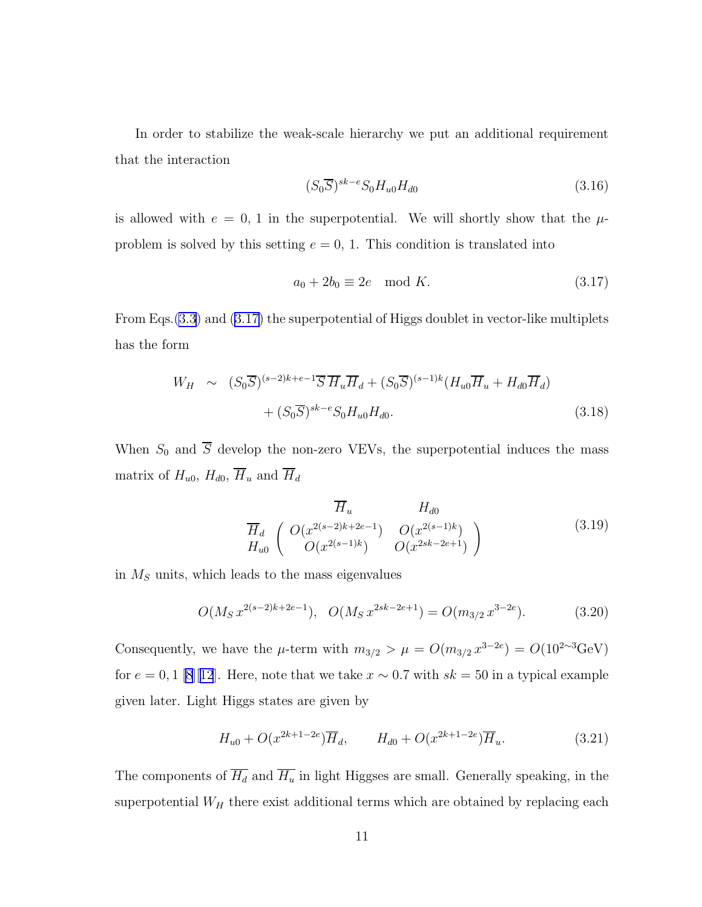In order to stabilize the weak-scale hierarchy we put an additional requirement that the interaction

$$(S_0\overline{S})^{sk-e}S_0 H_{u0}H_{d0} \tag{3.16}$$

is allowed with $e = 0, 1$ in the superpotential. We will shortly show that the $\mu$-problem is solved by this setting $e = 0, 1$. This condition is translated into

$$a_0 + 2b_0 \equiv 2e \mod K. \tag{3.17}$$

From Eqs.(3.3) and (3.17) the superpotential of Higgs doublet in vector-like multiplets has the form

$$\begin{aligned} W_H \;\sim\; & (S_0\overline{S})^{(s-2)k+e-1}\overline{S}\,\overline{H}_u\overline{H}_d + (S_0\overline{S})^{(s-1)k}(H_{u0}\overline{H}_u + H_{d0}\overline{H}_d) \\ & + (S_0\overline{S})^{sk-e}S_0 H_{u0}H_{d0}. \end{aligned} \tag{3.18}$$

When $S_0$ and $\overline{S}$ develop the non-zero VEVs, the superpotential induces the mass matrix of $H_{u0}$, $H_{d0}$, $\overline{H}_u$ and $\overline{H}_d$

$$\begin{array}{c} \\ \overline{H}_d \\ H_{u0} \end{array} \begin{array}{c} \begin{array}{cc} \quad\overline{H}_u & \qquad\qquad H_{d0} \end{array} \\ \left( \begin{array}{cc} O(x^{2(s-2)k+2e-1}) & O(x^{2(s-1)k}) \\ O(x^{2(s-1)k}) & O(x^{2sk-2e+1}) \end{array} \right) \end{array} \tag{3.19}$$

in $M_S$ units, which leads to the mass eigenvalues

$$O(M_S\, x^{2(s-2)k+2e-1}), \quad O(M_S\, x^{2sk-2e+1}) = O(m_{3/2}\, x^{3-2e}). \tag{3.20}$$

Consequently, we have the $\mu$-term with $m_{3/2} > \mu = O(m_{3/2}\, x^{3-2e}) = O(10^{2\sim 3}\text{GeV})$ for $e = 0, 1$ [8][12]. Here, note that we take $x \sim 0.7$ with $sk = 50$ in a typical example given later. Light Higgs states are given by

$$H_{u0} + O(x^{2k+1-2e})\overline{H}_d, \qquad H_{d0} + O(x^{2k+1-2e})\overline{H}_u. \tag{3.21}$$

The components of $\overline{H_d}$ and $\overline{H_u}$ in light Higgses are small. Generally speaking, in the superpotential $W_H$ there exist additional terms which are obtained by replacing each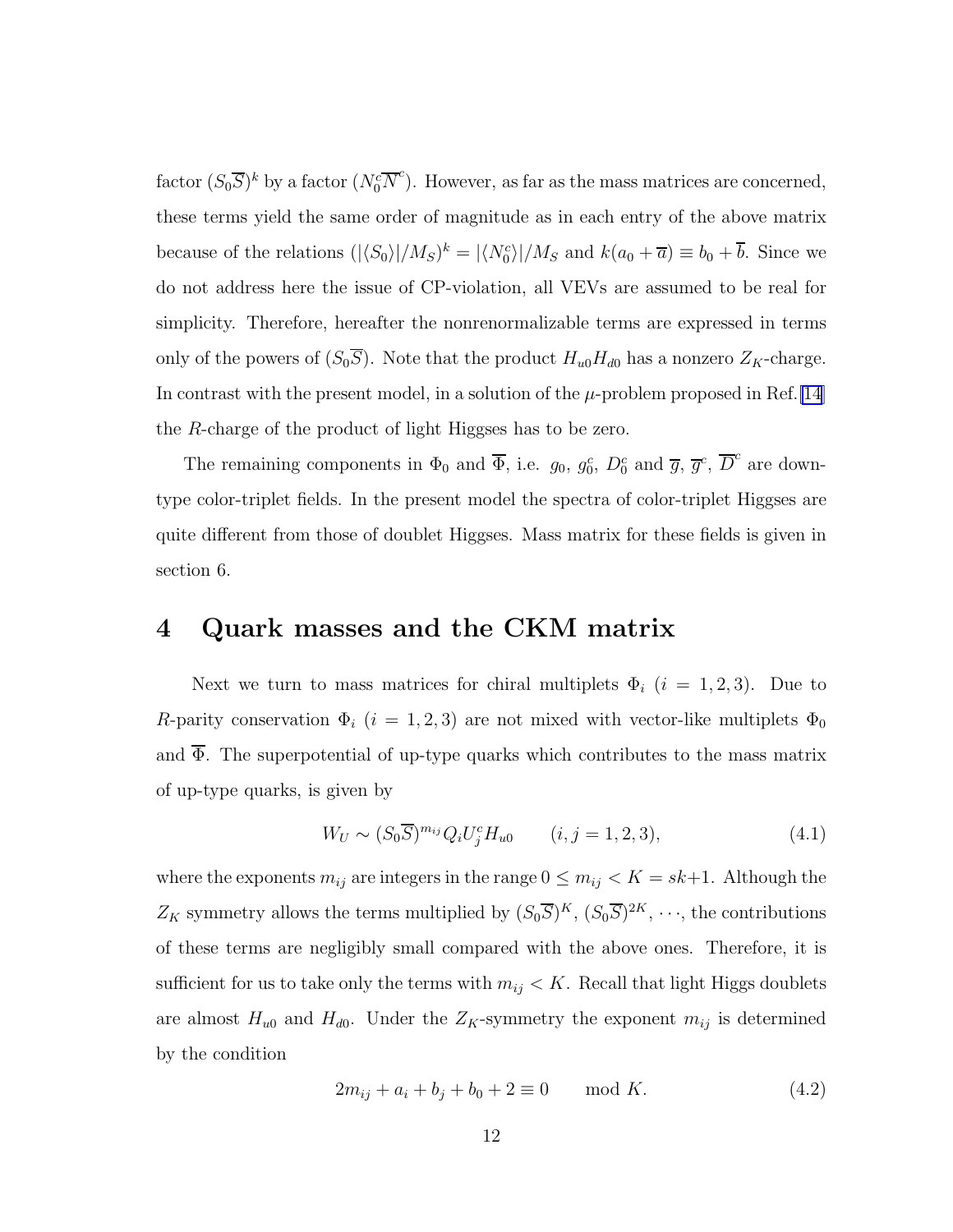factor $(S_0\overline{S})^k$ by a factor $(N_0^c\overline{N}^c)$. However, as far as the mass matrices are concerned, these terms yield the same order of magnitude as in each entry of the above matrix because of the relations $(|\langle S_0\rangle|/M_S)^k = |\langle N_0^c\rangle|/M_S$ and $k(a_0+\overline{a}) \equiv b_0 + \overline{b}$. Since we do not address here the issue of CP-violation, all VEVs are assumed to be real for simplicity. Therefore, hereafter the nonrenormalizable terms are expressed in terms only of the powers of $(S_0\overline{S})$. Note that the product $H_{u0}H_{d0}$ has a nonzero $Z_K$-charge. In contrast with the present model, in a solution of the $\mu$-problem proposed in Ref.[14] the $R$-charge of the product of light Higgses has to be zero.

The remaining components in $\Phi_0$ and $\overline{\Phi}$, i.e. $g_0$, $g_0^c$, $D_0^c$ and $\overline{g}$, $\overline{g}^c$, $\overline{D}^c$ are down-type color-triplet fields. In the present model the spectra of color-triplet Higgses are quite different from those of doublet Higgses. Mass matrix for these fields is given in section 6.

# 4 Quark masses and the CKM matrix

Next we turn to mass matrices for chiral multiplets $\Phi_i$ $(i=1,2,3)$. Due to $R$-parity conservation $\Phi_i$ $(i=1,2,3)$ are not mixed with vector-like multiplets $\Phi_0$ and $\overline{\Phi}$. The superpotential of up-type quarks which contributes to the mass matrix of up-type quarks, is given by

$$W_U \sim (S_0\overline{S})^{m_{ij}} Q_i U_j^c H_{u0} \qquad (i,j=1,2,3), \tag{4.1}$$

where the exponents $m_{ij}$ are integers in the range $0 \leq m_{ij} < K = sk+1$. Although the $Z_K$ symmetry allows the terms multiplied by $(S_0\overline{S})^K$, $(S_0\overline{S})^{2K}$, $\cdots$, the contributions of these terms are negligibly small compared with the above ones. Therefore, it is sufficient for us to take only the terms with $m_{ij} < K$. Recall that light Higgs doublets are almost $H_{u0}$ and $H_{d0}$. Under the $Z_K$-symmetry the exponent $m_{ij}$ is determined by the condition

$$2m_{ij} + a_i + b_j + b_0 + 2 \equiv 0 \qquad \mathrm{mod}\ K. \tag{4.2}$$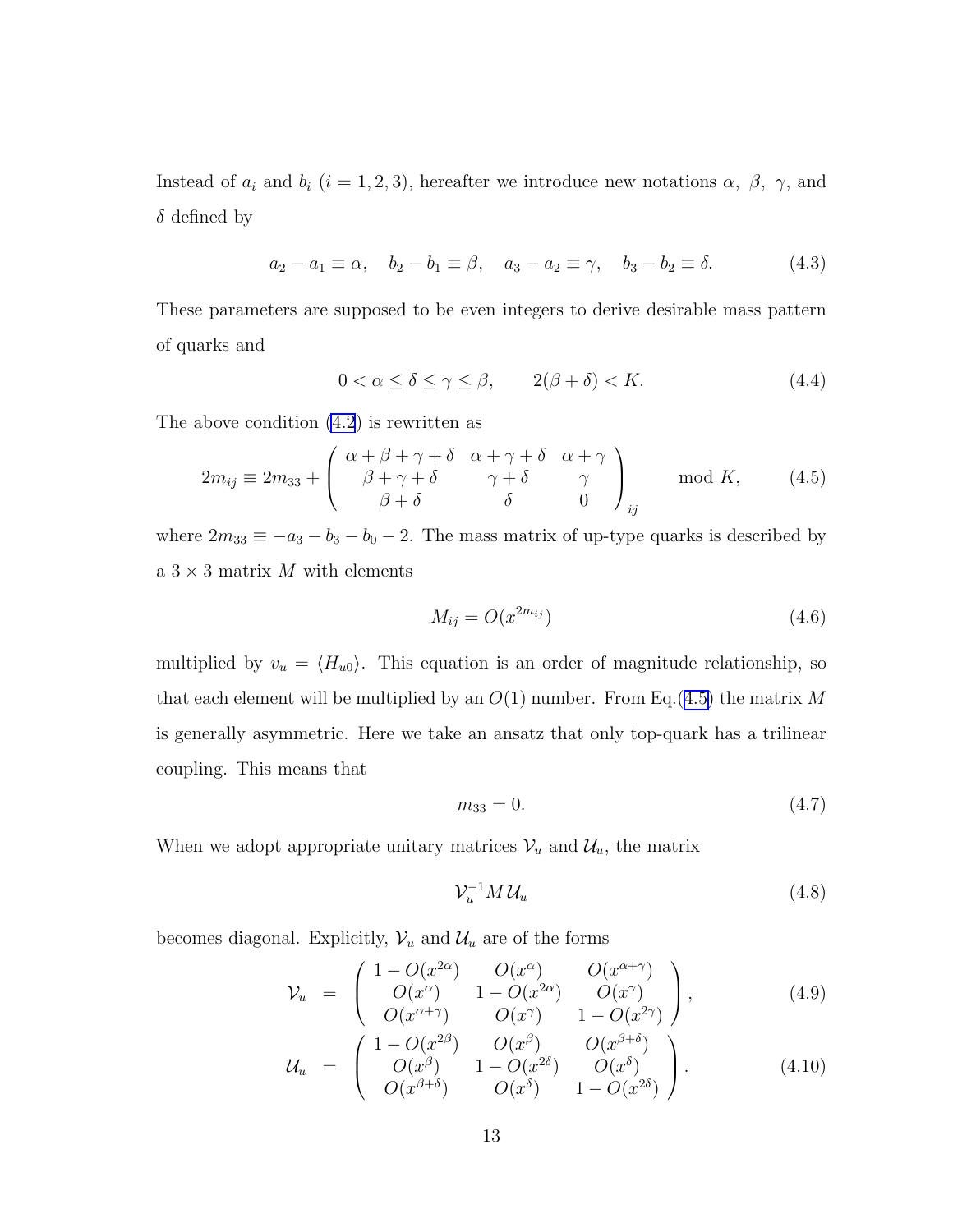Instead of $a_i$ and $b_i$ $(i = 1, 2, 3)$, hereafter we introduce new notations $\alpha$, $\beta$, $\gamma$, and $\delta$ defined by

$$a_2 - a_1 \equiv \alpha, \quad b_2 - b_1 \equiv \beta, \quad a_3 - a_2 \equiv \gamma, \quad b_3 - b_2 \equiv \delta. \tag{4.3}$$

These parameters are supposed to be even integers to derive desirable mass pattern of quarks and

$$0 < \alpha \leq \delta \leq \gamma \leq \beta, \qquad 2(\beta + \delta) < K. \tag{4.4}$$

The above condition (4.2) is rewritten as

$$2m_{ij} \equiv 2m_{33} + \begin{pmatrix} \alpha + \beta + \gamma + \delta & \alpha + \gamma + \delta & \alpha + \gamma \\ \beta + \gamma + \delta & \gamma + \delta & \gamma \\ \beta + \delta & \delta & 0 \end{pmatrix}_{ij} \qquad \text{mod } K, \tag{4.5}$$

where $2m_{33} \equiv -a_3 - b_3 - b_0 - 2$. The mass matrix of up-type quarks is described by a $3 \times 3$ matrix $M$ with elements

$$M_{ij} = O(x^{2m_{ij}}) \tag{4.6}$$

multiplied by $v_u = \langle H_{u0} \rangle$. This equation is an order of magnitude relationship, so that each element will be multiplied by an $O(1)$ number. From Eq.(4.5) the matrix $M$ is generally asymmetric. Here we take an ansatz that only top-quark has a trilinear coupling. This means that

$$m_{33} = 0. \tag{4.7}$$

When we adopt appropriate unitary matrices $\mathcal{V}_u$ and $\mathcal{U}_u$, the matrix

$$\mathcal{V}_u^{-1} M \, \mathcal{U}_u \tag{4.8}$$

becomes diagonal. Explicitly, $\mathcal{V}_u$ and $\mathcal{U}_u$ are of the forms

$$\mathcal{V}_u = \begin{pmatrix} 1 - O(x^{2\alpha}) & O(x^{\alpha}) & O(x^{\alpha+\gamma}) \\ O(x^{\alpha}) & 1 - O(x^{2\alpha}) & O(x^{\gamma}) \\ O(x^{\alpha+\gamma}) & O(x^{\gamma}) & 1 - O(x^{2\gamma}) \end{pmatrix}, \tag{4.9}$$

$$\mathcal{U}_u = \begin{pmatrix} 1 - O(x^{2\beta}) & O(x^{\beta}) & O(x^{\beta+\delta}) \\ O(x^{\beta}) & 1 - O(x^{2\delta}) & O(x^{\delta}) \\ O(x^{\beta+\delta}) & O(x^{\delta}) & 1 - O(x^{2\delta}) \end{pmatrix}. \tag{4.10}$$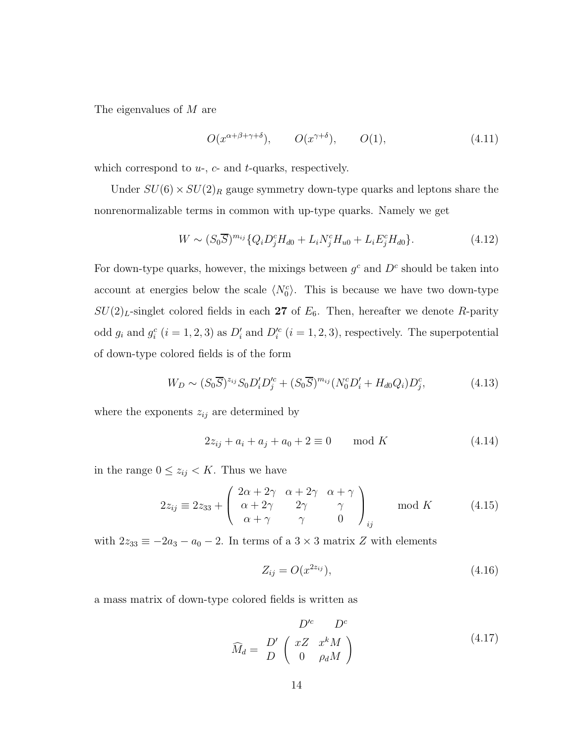The eigenvalues of $M$ are

$$O(x^{\alpha+\beta+\gamma+\delta}), \qquad O(x^{\gamma+\delta}), \qquad O(1), \tag{4.11}$$

which correspond to $u$-, $c$- and $t$-quarks, respectively.

Under $SU(6) \times SU(2)_R$ gauge symmetry down-type quarks and leptons share the nonrenormalizable terms in common with up-type quarks. Namely we get

$$W \sim (S_0\overline{S})^{m_{ij}}\{Q_i D_j^c H_{d0} + L_i N_j^c H_{u0} + L_i E_j^c H_{d0}\}. \tag{4.12}$$

For down-type quarks, however, the mixings between $g^c$ and $D^c$ should be taken into account at energies below the scale $\langle N_0^c \rangle$. This is because we have two down-type $SU(2)_L$-singlet colored fields in each **27** of $E_6$. Then, hereafter we denote $R$-parity odd $g_i$ and $g_i^c$ $(i = 1, 2, 3)$ as $D'_i$ and $D'^c_i$ $(i = 1, 2, 3)$, respectively. The superpotential of down-type colored fields is of the form

$$W_D \sim (S_0\overline{S})^{z_{ij}} S_0 D'_i D'^c_j + (S_0\overline{S})^{m_{ij}}(N_0^c D'_i + H_{d0} Q_i) D_j^c, \tag{4.13}$$

where the exponents $z_{ij}$ are determined by

$$2z_{ij} + a_i + a_j + a_0 + 2 \equiv 0 \qquad \mathrm{mod}\ K \tag{4.14}$$

in the range $0 \leq z_{ij} < K$. Thus we have

$$2z_{ij} \equiv 2z_{33} + \left( \begin{array}{ccc} 2\alpha + 2\gamma & \alpha + 2\gamma & \alpha + \gamma \\ \alpha + 2\gamma & 2\gamma & \gamma \\ \alpha + \gamma & \gamma & 0 \end{array} \right)_{ij} \qquad \mathrm{mod}\ K \tag{4.15}$$

with $2z_{33} \equiv -2a_3 - a_0 - 2$. In terms of a $3 \times 3$ matrix $Z$ with elements

$$Z_{ij} = O(x^{2z_{ij}}), \tag{4.16}$$

a mass matrix of down-type colored fields is written as

$$\widehat{M}_d = \begin{array}{c} \\ D' \\ D \end{array} \!\!\! \begin{array}{c} \begin{array}{cc} D'^c & \;\; D^c \end{array} \\ \left( \begin{array}{cc} xZ & x^k M \\ 0 & \rho_d M \end{array} \right) \end{array} \tag{4.17}$$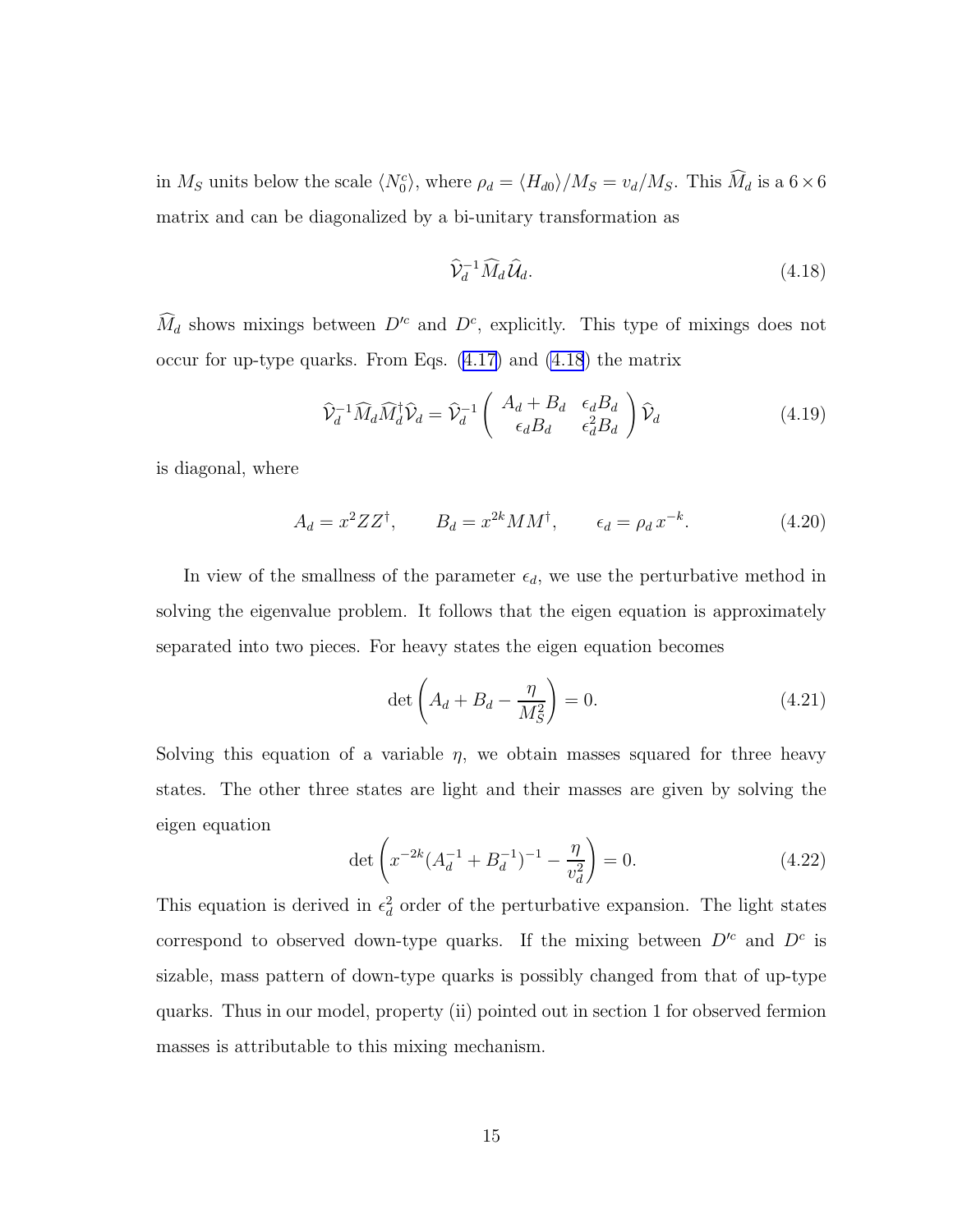in $M_S$ units below the scale $\langle N_0^c \rangle$, where $\rho_d = \langle H_{d0} \rangle / M_S = v_d / M_S$. This $\widehat{M}_d$ is a $6 \times 6$ matrix and can be diagonalized by a bi-unitary transformation as

$$\widehat{\mathcal{V}}_d^{-1} \widehat{M}_d \widehat{\mathcal{U}}_d. \tag{4.18}$$

$\widehat{M}_d$ shows mixings between $D'^c$ and $D^c$, explicitly. This type of mixings does not occur for up-type quarks. From Eqs. (4.17) and (4.18) the matrix

$$\widehat{\mathcal{V}}_d^{-1} \widehat{M}_d \widehat{M}_d^\dagger \widehat{\mathcal{V}}_d = \widehat{\mathcal{V}}_d^{-1} \begin{pmatrix} A_d + B_d & \epsilon_d B_d \\ \epsilon_d B_d & \epsilon_d^2 B_d \end{pmatrix} \widehat{\mathcal{V}}_d \tag{4.19}$$

is diagonal, where

$$A_d = x^2 Z Z^\dagger, \qquad B_d = x^{2k} M M^\dagger, \qquad \epsilon_d = \rho_d \, x^{-k}. \tag{4.20}$$

In view of the smallness of the parameter $\epsilon_d$, we use the perturbative method in solving the eigenvalue problem. It follows that the eigen equation is approximately separated into two pieces. For heavy states the eigen equation becomes

$$\det \left( A_d + B_d - \frac{\eta}{M_S^2} \right) = 0. \tag{4.21}$$

Solving this equation of a variable $\eta$, we obtain masses squared for three heavy states. The other three states are light and their masses are given by solving the eigen equation

$$\det \left( x^{-2k} (A_d^{-1} + B_d^{-1})^{-1} - \frac{\eta}{v_d^2} \right) = 0. \tag{4.22}$$

This equation is derived in $\epsilon_d^2$ order of the perturbative expansion. The light states correspond to observed down-type quarks. If the mixing between $D'^c$ and $D^c$ is sizable, mass pattern of down-type quarks is possibly changed from that of up-type quarks. Thus in our model, property (ii) pointed out in section 1 for observed fermion masses is attributable to this mixing mechanism.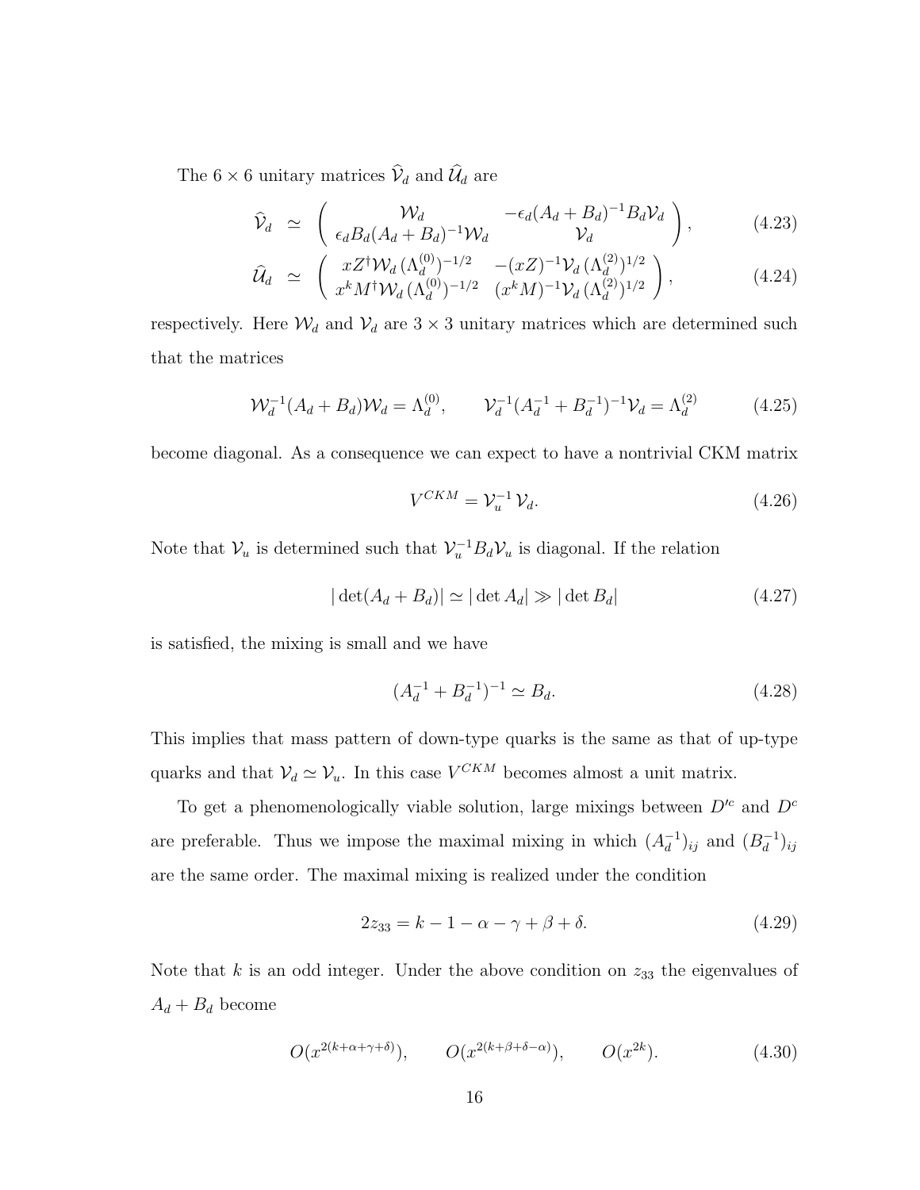The $6 \times 6$ unitary matrices $\widehat{\mathcal{V}}_d$ and $\widehat{\mathcal{U}}_d$ are

$$
\widehat{\mathcal{V}}_d \;\simeq\; \begin{pmatrix} \mathcal{W}_d & -\epsilon_d (A_d + B_d)^{-1} B_d \mathcal{V}_d \\ \epsilon_d B_d (A_d + B_d)^{-1} \mathcal{W}_d & \mathcal{V}_d \end{pmatrix}, \tag{4.23}
$$

$$
\widehat{\mathcal{U}}_d \;\simeq\; \begin{pmatrix} x Z^\dagger \mathcal{W}_d \, (\Lambda_d^{(0)})^{-1/2} & -(xZ)^{-1} \mathcal{V}_d \, (\Lambda_d^{(2)})^{1/2} \\ x^k M^\dagger \mathcal{W}_d \, (\Lambda_d^{(0)})^{-1/2} & (x^k M)^{-1} \mathcal{V}_d \, (\Lambda_d^{(2)})^{1/2} \end{pmatrix}, \tag{4.24}
$$

respectively. Here $\mathcal{W}_d$ and $\mathcal{V}_d$ are $3 \times 3$ unitary matrices which are determined such that the matrices

$$
\mathcal{W}_d^{-1} (A_d + B_d) \mathcal{W}_d = \Lambda_d^{(0)}, \qquad \mathcal{V}_d^{-1} (A_d^{-1} + B_d^{-1})^{-1} \mathcal{V}_d = \Lambda_d^{(2)} \tag{4.25}
$$

become diagonal. As a consequence we can expect to have a nontrivial CKM matrix

$$
V^{CKM} = \mathcal{V}_u^{-1} \, \mathcal{V}_d. \tag{4.26}
$$

Note that $\mathcal{V}_u$ is determined such that $\mathcal{V}_u^{-1} B_d \mathcal{V}_u$ is diagonal. If the relation

$$
|\det(A_d + B_d)| \simeq |\det A_d| \gg |\det B_d| \tag{4.27}
$$

is satisfied, the mixing is small and we have

$$
(A_d^{-1} + B_d^{-1})^{-1} \simeq B_d. \tag{4.28}
$$

This implies that mass pattern of down-type quarks is the same as that of up-type quarks and that $\mathcal{V}_d \simeq \mathcal{V}_u$. In this case $V^{CKM}$ becomes almost a unit matrix.

To get a phenomenologically viable solution, large mixings between $D'^c$ and $D^c$ are preferable. Thus we impose the maximal mixing in which $(A_d^{-1})_{ij}$ and $(B_d^{-1})_{ij}$ are the same order. The maximal mixing is realized under the condition

$$
2 z_{33} = k - 1 - \alpha - \gamma + \beta + \delta. \tag{4.29}
$$

Note that $k$ is an odd integer. Under the above condition on $z_{33}$ the eigenvalues of $A_d + B_d$ become

$$
O(x^{2(k + \alpha + \gamma + \delta)}), \qquad O(x^{2(k + \beta + \delta - \alpha)}), \qquad O(x^{2k}). \tag{4.30}
$$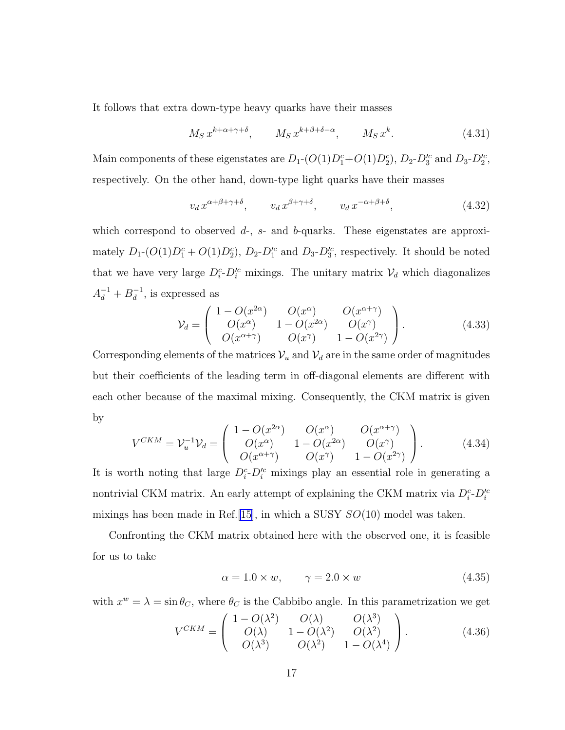It follows that extra down-type heavy quarks have their masses

$$M_S\, x^{k+\alpha+\gamma+\delta}, \qquad M_S\, x^{k+\beta+\delta-\alpha}, \qquad M_S\, x^{k}. \tag{4.31}$$

Main components of these eigenstates are $D_1$-$(O(1)D_1^c+O(1)D_2^c)$, $D_2$-$D_3'^c$ and $D_3$-$D_2'^c$, respectively. On the other hand, down-type light quarks have their masses

$$v_d\, x^{\alpha+\beta+\gamma+\delta}, \qquad v_d\, x^{\beta+\gamma+\delta}, \qquad v_d\, x^{-\alpha+\beta+\delta}, \tag{4.32}$$

which correspond to observed $d$-, $s$- and $b$-quarks. These eigenstates are approximately $D_1$-$(O(1)D_1^c+O(1)D_2^c)$, $D_2$-$D_1'^c$ and $D_3$-$D_3'^c$, respectively. It should be noted that we have very large $D_i^c$-$D_i'^c$ mixings. The unitary matrix $\mathcal{V}_d$ which diagonalizes $A_d^{-1}+B_d^{-1}$, is expressed as

$$\mathcal{V}_d = \begin{pmatrix} 1-O(x^{2\alpha}) & O(x^{\alpha}) & O(x^{\alpha+\gamma}) \\ O(x^{\alpha}) & 1-O(x^{2\alpha}) & O(x^{\gamma}) \\ O(x^{\alpha+\gamma}) & O(x^{\gamma}) & 1-O(x^{2\gamma}) \end{pmatrix}. \tag{4.33}$$

Corresponding elements of the matrices $\mathcal{V}_u$ and $\mathcal{V}_d$ are in the same order of magnitudes but their coefficients of the leading term in off-diagonal elements are different with each other because of the maximal mixing. Consequently, the CKM matrix is given by

$$V^{CKM} = \mathcal{V}_u^{-1}\mathcal{V}_d = \begin{pmatrix} 1-O(x^{2\alpha}) & O(x^{\alpha}) & O(x^{\alpha+\gamma}) \\ O(x^{\alpha}) & 1-O(x^{2\alpha}) & O(x^{\gamma}) \\ O(x^{\alpha+\gamma}) & O(x^{\gamma}) & 1-O(x^{2\gamma}) \end{pmatrix}. \tag{4.34}$$

It is worth noting that large $D_i^c$-$D_i'^c$ mixings play an essential role in generating a nontrivial CKM matrix. An early attempt of explaining the CKM matrix via $D_i^c$-$D_i'^c$ mixings has been made in Ref.[15], in which a SUSY $SO(10)$ model was taken.

Confronting the CKM matrix obtained here with the observed one, it is feasible for us to take

$$\alpha = 1.0\times w, \qquad \gamma = 2.0\times w \tag{4.35}$$

with $x^w=\lambda=\sin\theta_C$, where $\theta_C$ is the Cabbibo angle. In this parametrization we get

$$V^{CKM} = \begin{pmatrix} 1-O(\lambda^2) & O(\lambda) & O(\lambda^3) \\ O(\lambda) & 1-O(\lambda^2) & O(\lambda^2) \\ O(\lambda^3) & O(\lambda^2) & 1-O(\lambda^4) \end{pmatrix}. \tag{4.36}$$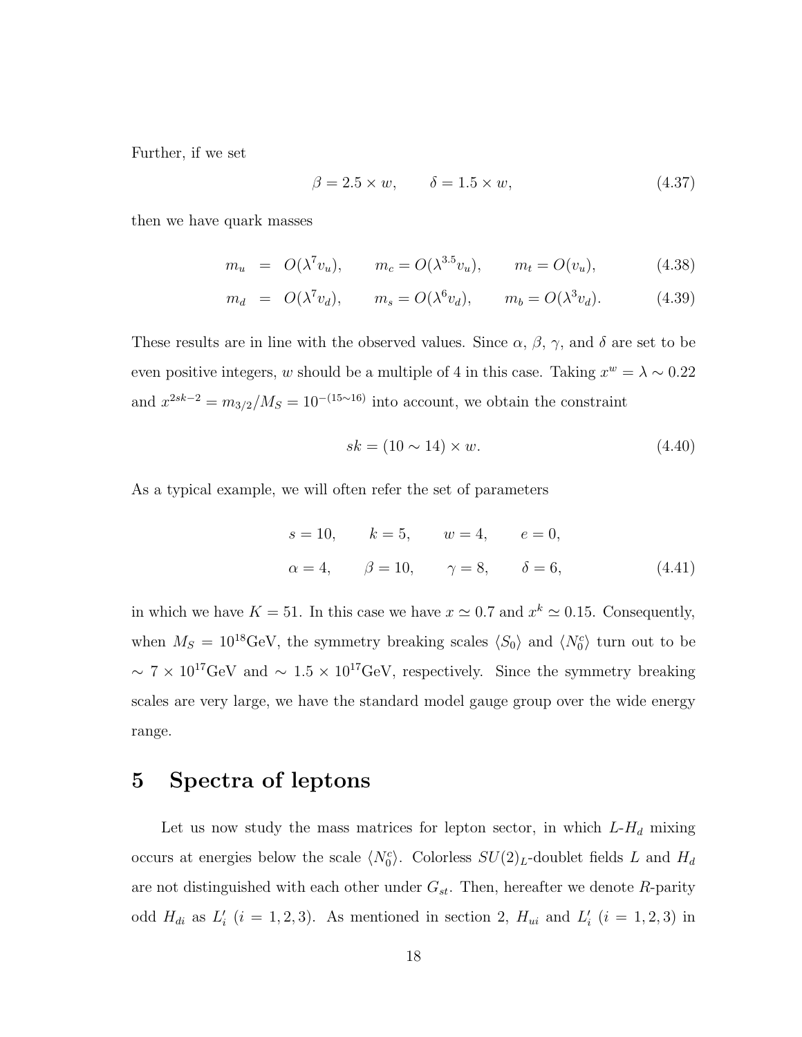Further, if we set

$$\beta = 2.5 \times w, \qquad \delta = 1.5 \times w, \tag{4.37}$$

then we have quark masses

$$\begin{aligned} m_u &= O(\lambda^7 v_u), \qquad m_c = O(\lambda^{3.5} v_u), \qquad m_t = O(v_u), & (4.38) \\ m_d &= O(\lambda^7 v_d), \qquad m_s = O(\lambda^6 v_d), \qquad m_b = O(\lambda^3 v_d). & (4.39) \end{aligned}$$

These results are in line with the observed values. Since $\alpha$, $\beta$, $\gamma$, and $\delta$ are set to be even positive integers, $w$ should be a multiple of 4 in this case. Taking $x^w = \lambda \sim 0.22$ and $x^{2sk-2} = m_{3/2}/M_S = 10^{-(15\sim16)}$ into account, we obtain the constraint

$$sk = (10 \sim 14) \times w. \tag{4.40}$$

As a typical example, we will often refer the set of parameters

$$\begin{aligned} s &= 10, \qquad k = 5, \qquad w = 4, \qquad e = 0, \\ \alpha &= 4, \qquad \beta = 10, \qquad \gamma = 8, \qquad \delta = 6, \end{aligned} \tag{4.41}$$

in which we have $K = 51$. In this case we have $x \simeq 0.7$ and $x^k \simeq 0.15$. Consequently, when $M_S = 10^{18}$GeV, the symmetry breaking scales $\langle S_0 \rangle$ and $\langle N_0^c \rangle$ turn out to be $\sim 7 \times 10^{17}$GeV and $\sim 1.5 \times 10^{17}$GeV, respectively. Since the symmetry breaking scales are very large, we have the standard model gauge group over the wide energy range.

# 5 Spectra of leptons

Let us now study the mass matrices for lepton sector, in which $L$-$H_d$ mixing occurs at energies below the scale $\langle N_0^c \rangle$. Colorless $SU(2)_L$-doublet fields $L$ and $H_d$ are not distinguished with each other under $G_{st}$. Then, hereafter we denote $R$-parity odd $H_{di}$ as $L'_i$ $(i = 1, 2, 3)$. As mentioned in section 2, $H_{ui}$ and $L'_i$ $(i = 1, 2, 3)$ in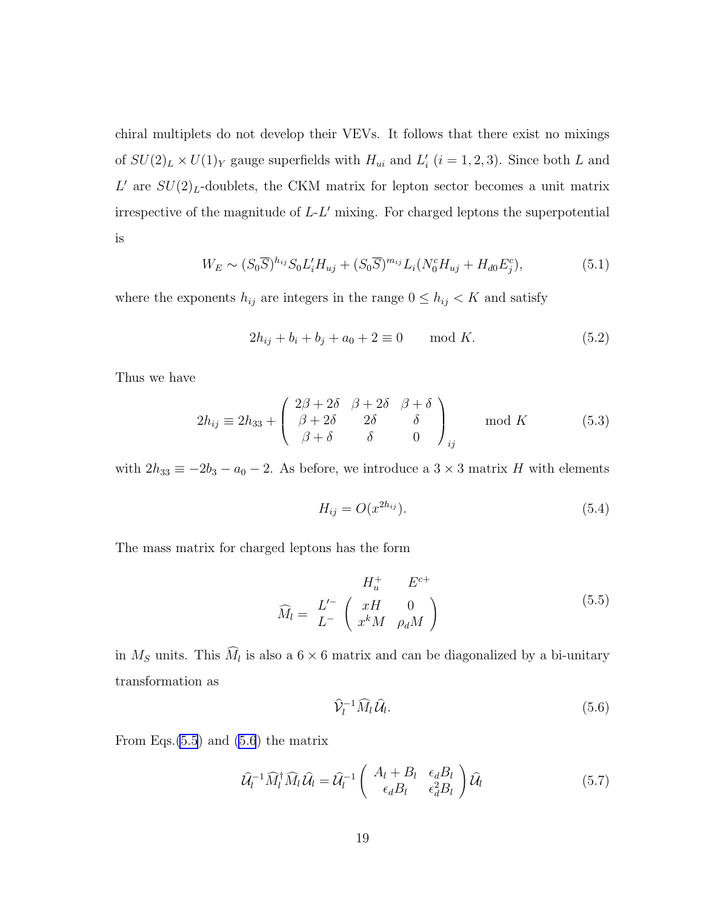chiral multiplets do not develop their VEVs. It follows that there exist no mixings of $SU(2)_L \times U(1)_Y$ gauge superfields with $H_{ui}$ and $L'_i$ $(i = 1, 2, 3)$. Since both $L$ and $L'$ are $SU(2)_L$-doublets, the CKM matrix for lepton sector becomes a unit matrix irrespective of the magnitude of $L$-$L'$ mixing. For charged leptons the superpotential is

$$W_E \sim (S_0\overline{S})^{h_{ij}} S_0 L'_i H_{uj} + (S_0\overline{S})^{m_{ij}} L_i (N_0^c H_{uj} + H_{d0} E_j^c), \tag{5.1}$$

where the exponents $h_{ij}$ are integers in the range $0 \le h_{ij} < K$ and satisfy

$$2h_{ij} + b_i + b_j + a_0 + 2 \equiv 0 \qquad \mathrm{mod}\ K. \tag{5.2}$$

Thus we have

$$2h_{ij} \equiv 2h_{33} + \left( \begin{array}{ccc} 2\beta + 2\delta & \beta + 2\delta & \beta + \delta \\ \beta + 2\delta & 2\delta & \delta \\ \beta + \delta & \delta & 0 \end{array} \right)_{ij} \qquad \mathrm{mod}\ K \tag{5.3}$$

with $2h_{33} \equiv -2b_3 - a_0 - 2$. As before, we introduce a $3 \times 3$ matrix $H$ with elements

$$H_{ij} = O(x^{2h_{ij}}). \tag{5.4}$$

The mass matrix for charged leptons has the form

$$\widehat{M}_l = \begin{array}{c} \\ L'^- \\ L^- \end{array} \begin{array}{c} \begin{array}{cc} \;\;H_u^+ & \;\;\;\;E^{c+} \end{array} \\ \left( \begin{array}{cc} xH & 0 \\ x^k M & \rho_d M \end{array} \right) \end{array} \tag{5.5}$$

in $M_S$ units. This $\widehat{M}_l$ is also a $6 \times 6$ matrix and can be diagonalized by a bi-unitary transformation as

$$\widehat{\mathcal{V}}_l^{-1} \widehat{M}_l \widehat{\mathcal{U}}_l. \tag{5.6}$$

From Eqs.(5.5) and (5.6) the matrix

$$\widehat{\mathcal{U}}_l^{-1} \widehat{M}_l^\dagger \widehat{M}_l \widehat{\mathcal{U}}_l = \widehat{\mathcal{U}}_l^{-1} \left( \begin{array}{cc} A_l + B_l & \epsilon_d B_l \\ \epsilon_d B_l & \epsilon_d^2 B_l \end{array} \right) \widehat{\mathcal{U}}_l \tag{5.7}$$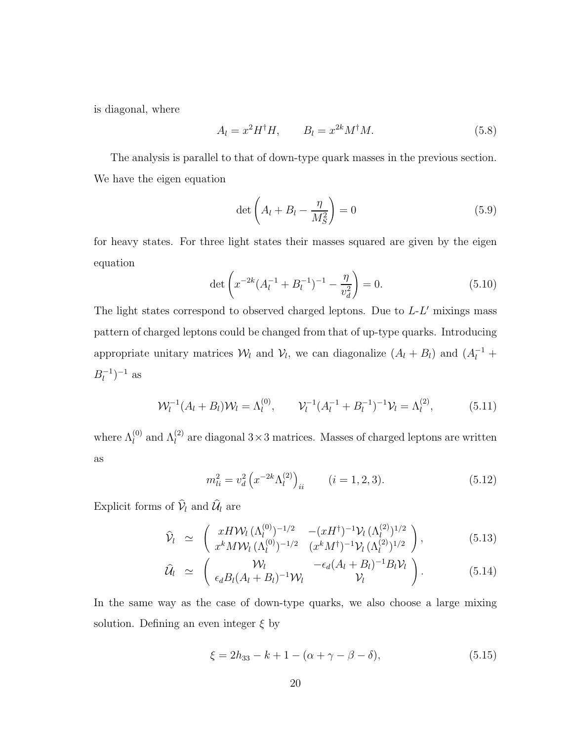is diagonal, where

$$A_l = x^2 H^\dagger H, \qquad B_l = x^{2k} M^\dagger M. \tag{5.8}$$

The analysis is parallel to that of down-type quark masses in the previous section. We have the eigen equation

$$\det\left(A_l + B_l - \frac{\eta}{M_S^2}\right) = 0 \tag{5.9}$$

for heavy states. For three light states their masses squared are given by the eigen equation

$$\det\left(x^{-2k}(A_l^{-1} + B_l^{-1})^{-1} - \frac{\eta}{v_d^2}\right) = 0. \tag{5.10}$$

The light states correspond to observed charged leptons. Due to $L$-$L'$ mixings mass pattern of charged leptons could be changed from that of up-type quarks. Introducing appropriate unitary matrices $\mathcal{W}_l$ and $\mathcal{V}_l$, we can diagonalize $(A_l + B_l)$ and $(A_l^{-1} + B_l^{-1})^{-1}$ as

$$\mathcal{W}_l^{-1}(A_l + B_l)\mathcal{W}_l = \Lambda_l^{(0)}, \qquad \mathcal{V}_l^{-1}(A_l^{-1} + B_l^{-1})^{-1}\mathcal{V}_l = \Lambda_l^{(2)}, \tag{5.11}$$

where $\Lambda_l^{(0)}$ and $\Lambda_l^{(2)}$ are diagonal $3 \times 3$ matrices. Masses of charged leptons are written as

$$m_{li}^2 = v_d^2 \left(x^{-2k}\Lambda_l^{(2)}\right)_{ii} \qquad (i = 1, 2, 3). \tag{5.12}$$

Explicit forms of $\widehat{\mathcal{V}}_l$ and $\widehat{\mathcal{U}}_l$ are

$$\widehat{\mathcal{V}}_l \simeq \begin{pmatrix} xH\mathcal{W}_l\,(\Lambda_l^{(0)})^{-1/2} & -(xH^\dagger)^{-1}\mathcal{V}_l\,(\Lambda_l^{(2)})^{1/2} \\ x^k M\mathcal{W}_l\,(\Lambda_l^{(0)})^{-1/2} & (x^k M^\dagger)^{-1}\mathcal{V}_l\,(\Lambda_l^{(2)})^{1/2} \end{pmatrix}, \tag{5.13}$$

$$\widehat{\mathcal{U}}_l \simeq \begin{pmatrix} \mathcal{W}_l & -\epsilon_d (A_l + B_l)^{-1} B_l \mathcal{V}_l \\ \epsilon_d B_l (A_l + B_l)^{-1}\mathcal{W}_l & \mathcal{V}_l \end{pmatrix}. \tag{5.14}$$

In the same way as the case of down-type quarks, we also choose a large mixing solution. Defining an even integer $\xi$ by

$$\xi = 2h_{33} - k + 1 - (\alpha + \gamma - \beta - \delta), \tag{5.15}$$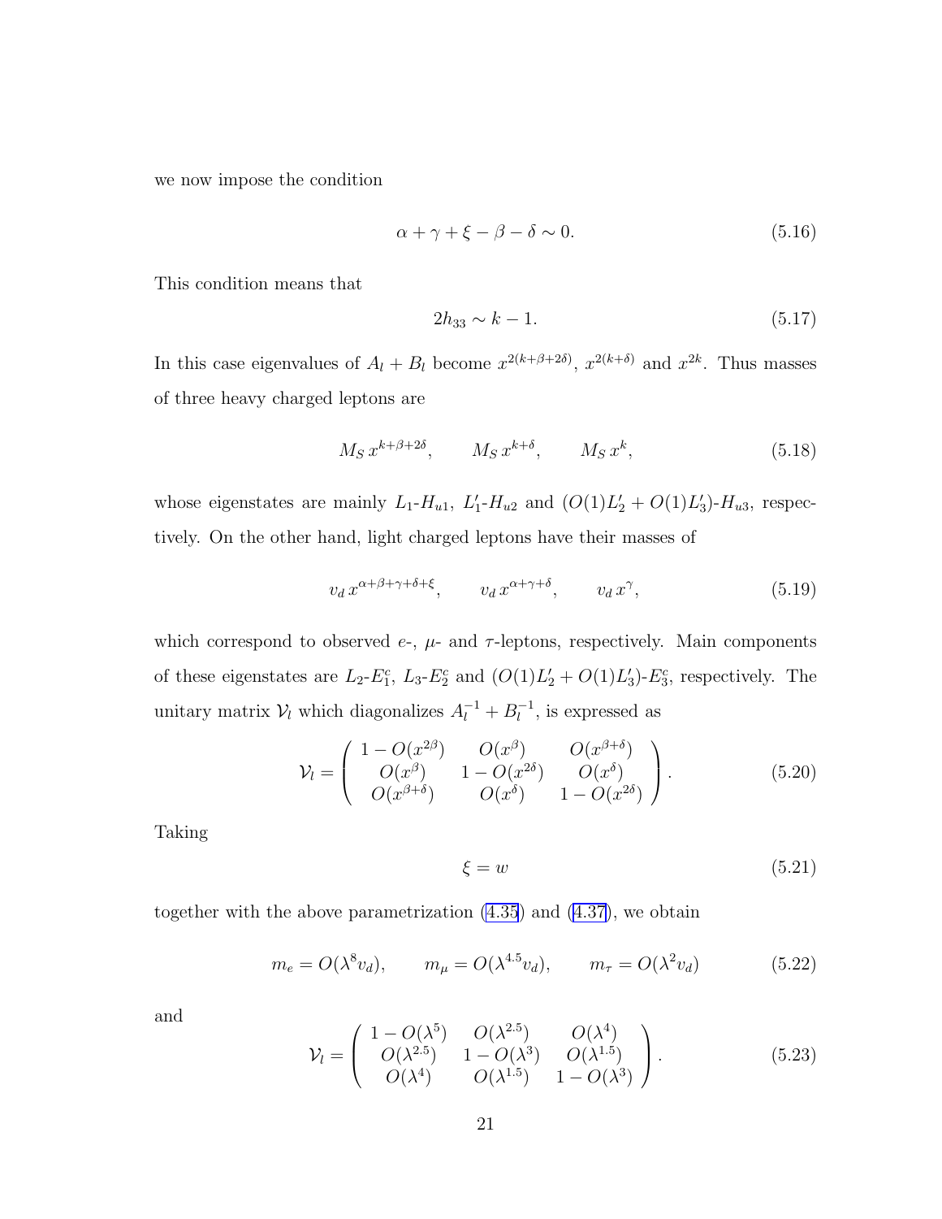we now impose the condition

$$\alpha + \gamma + \xi - \beta - \delta \sim 0. \tag{5.16}$$

This condition means that

$$2h_{33} \sim k - 1. \tag{5.17}$$

In this case eigenvalues of $A_l + B_l$ become $x^{2(k+\beta+2\delta)}$, $x^{2(k+\delta)}$ and $x^{2k}$. Thus masses of three heavy charged leptons are

$$M_S\, x^{k+\beta+2\delta}, \qquad M_S\, x^{k+\delta}, \qquad M_S\, x^{k}, \tag{5.18}$$

whose eigenstates are mainly $L_1$-$H_{u1}$, $L'_1$-$H_{u2}$ and $(O(1)L'_2 + O(1)L'_3)$-$H_{u3}$, respectively. On the other hand, light charged leptons have their masses of

$$v_d\, x^{\alpha+\beta+\gamma+\delta+\xi}, \qquad v_d\, x^{\alpha+\gamma+\delta}, \qquad v_d\, x^{\gamma}, \tag{5.19}$$

which correspond to observed $e$-, $\mu$- and $\tau$-leptons, respectively. Main components of these eigenstates are $L_2$-$E^c_1$, $L_3$-$E^c_2$ and $(O(1)L'_2 + O(1)L'_3)$-$E^c_3$, respectively. The unitary matrix $\mathcal{V}_l$ which diagonalizes $A_l^{-1} + B_l^{-1}$, is expressed as

$$\mathcal{V}_l = \left( \begin{array}{ccc} 1 - O(x^{2\beta}) & O(x^{\beta}) & O(x^{\beta+\delta}) \\ O(x^{\beta}) & 1 - O(x^{2\delta}) & O(x^{\delta}) \\ O(x^{\beta+\delta}) & O(x^{\delta}) & 1 - O(x^{2\delta}) \end{array} \right). \tag{5.20}$$

Taking

$$\xi = w \tag{5.21}$$

together with the above parametrization (4.35) and (4.37), we obtain

$$m_e = O(\lambda^8 v_d), \qquad m_\mu = O(\lambda^{4.5} v_d), \qquad m_\tau = O(\lambda^2 v_d) \tag{5.22}$$

and

$$\mathcal{V}_l = \left( \begin{array}{ccc} 1 - O(\lambda^5) & O(\lambda^{2.5}) & O(\lambda^4) \\ O(\lambda^{2.5}) & 1 - O(\lambda^3) & O(\lambda^{1.5}) \\ O(\lambda^4) & O(\lambda^{1.5}) & 1 - O(\lambda^3) \end{array} \right). \tag{5.23}$$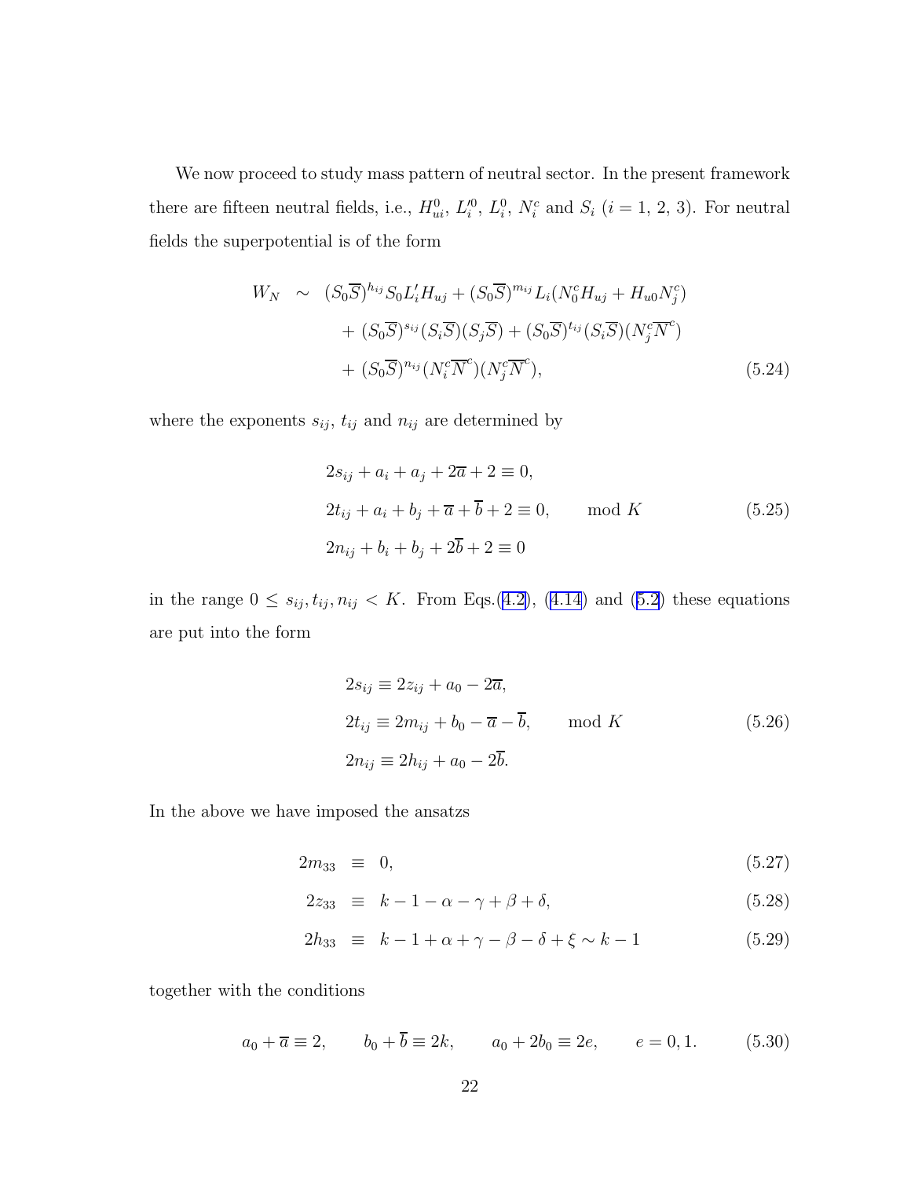We now proceed to study mass pattern of neutral sector. In the present framework there are fifteen neutral fields, i.e., $H^0_{ui}$, $L'^0_i$, $L^0_i$, $N^c_i$ and $S_i$ ($i$ = 1, 2, 3). For neutral fields the superpotential is of the form

$$
\begin{aligned}
W_N \;\sim\; & (S_0\overline{S})^{h_{ij}} S_0 L'_i H_{uj} + (S_0\overline{S})^{m_{ij}} L_i (N^c_0 H_{uj} + H_{u0} N^c_j) \\
& + (S_0\overline{S})^{s_{ij}} (S_i\overline{S})(S_j\overline{S}) + (S_0\overline{S})^{t_{ij}} (S_i\overline{S})(N^c_j\overline{N}^c) \\
& + (S_0\overline{S})^{n_{ij}} (N^c_i\overline{N}^c)(N^c_j\overline{N}^c),
\end{aligned}
\tag{5.24}
$$

where the exponents $s_{ij}$, $t_{ij}$ and $n_{ij}$ are determined by

$$
\begin{aligned}
& 2s_{ij} + a_i + a_j + 2\overline{a} + 2 \equiv 0, \\
& 2t_{ij} + a_i + b_j + \overline{a} + \overline{b} + 2 \equiv 0, \qquad \bmod K \\
& 2n_{ij} + b_i + b_j + 2\overline{b} + 2 \equiv 0
\end{aligned}
\tag{5.25}
$$

in the range $0 \leq s_{ij}, t_{ij}, n_{ij} < K$. From Eqs.(4.2), (4.14) and (5.2) these equations are put into the form

$$
\begin{aligned}
& 2s_{ij} \equiv 2z_{ij} + a_0 - 2\overline{a}, \\
& 2t_{ij} \equiv 2m_{ij} + b_0 - \overline{a} - \overline{b}, \qquad \bmod K \\
& 2n_{ij} \equiv 2h_{ij} + a_0 - 2\overline{b}.
\end{aligned}
\tag{5.26}
$$

In the above we have imposed the ansatzs

$$
2m_{33} \;\equiv\; 0, \tag{5.27}
$$

$$
2z_{33} \;\equiv\; k - 1 - \alpha - \gamma + \beta + \delta, \tag{5.28}
$$

$$
2h_{33} \;\equiv\; k - 1 + \alpha + \gamma - \beta - \delta + \xi \sim k - 1 \tag{5.29}
$$

together with the conditions

$$
a_0 + \overline{a} \equiv 2, \qquad b_0 + \overline{b} \equiv 2k, \qquad a_0 + 2b_0 \equiv 2e, \qquad e = 0, 1. \tag{5.30}
$$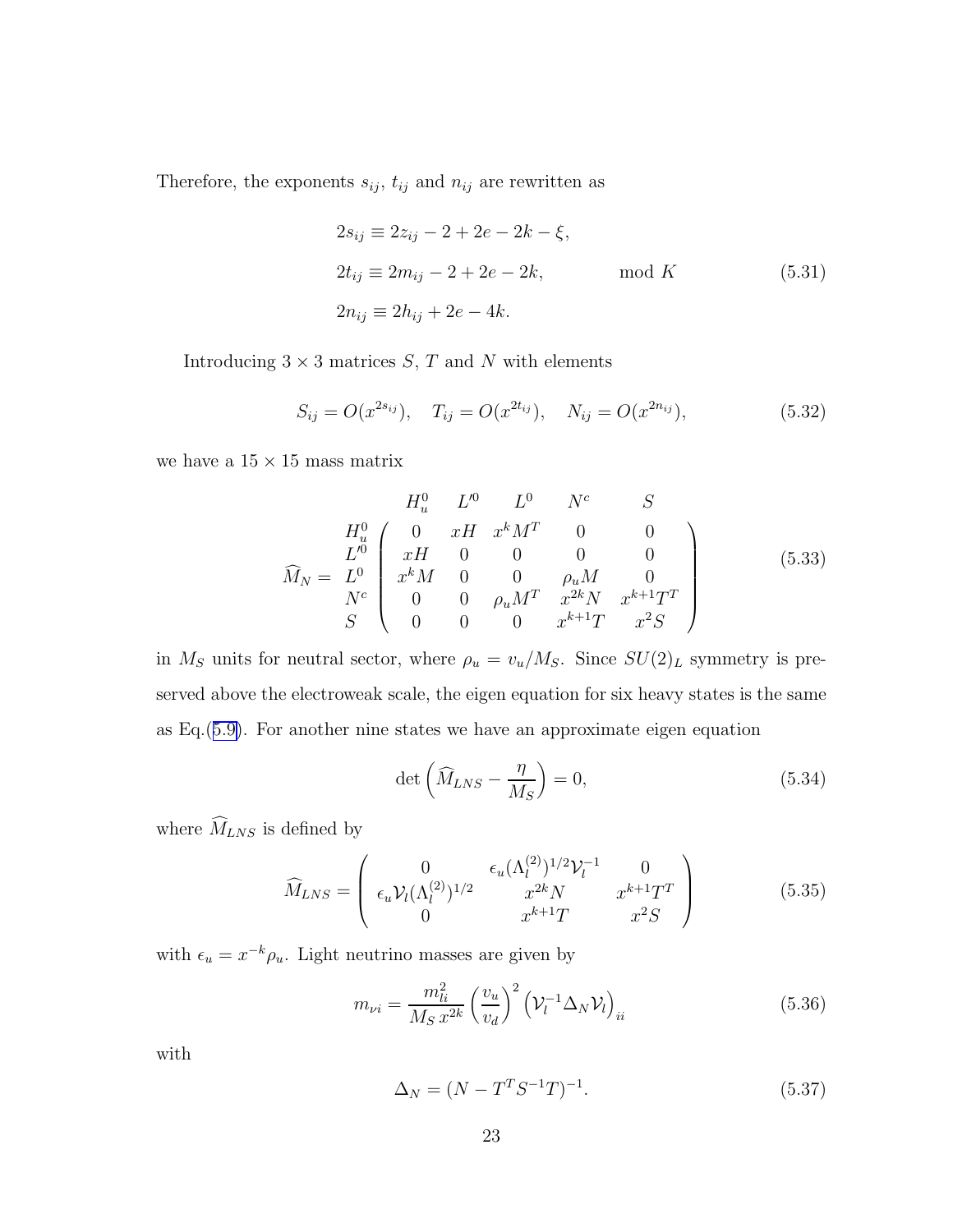Therefore, the exponents $s_{ij}$, $t_{ij}$ and $n_{ij}$ are rewritten as

$$
\begin{aligned}
2s_{ij} &\equiv 2z_{ij} - 2 + 2e - 2k - \xi, \\
2t_{ij} &\equiv 2m_{ij} - 2 + 2e - 2k, \qquad\qquad \mod K \\
2n_{ij} &\equiv 2h_{ij} + 2e - 4k.
\end{aligned}
\tag{5.31}
$$

Introducing $3 \times 3$ matrices $S$, $T$ and $N$ with elements

$$
S_{ij} = O(x^{2s_{ij}}), \quad T_{ij} = O(x^{2t_{ij}}), \quad N_{ij} = O(x^{2n_{ij}}), \tag{5.32}
$$

we have a $15 \times 15$ mass matrix

$$
\widehat{M}_N = \begin{array}{c} \\ H_u^0 \\ L'^0 \\ L^0 \\ N^c \\ S \end{array}
\begin{array}{c}
\begin{array}{ccccc} H_u^0 & L'^0 & L^0 & N^c & S \end{array} \\
\left( \begin{array}{ccccc}
0 & xH & x^k M^T & 0 & 0 \\
xH & 0 & 0 & 0 & 0 \\
x^k M & 0 & 0 & \rho_u M & 0 \\
0 & 0 & \rho_u M^T & x^{2k} N & x^{k+1} T^T \\
0 & 0 & 0 & x^{k+1} T & x^2 S
\end{array} \right)
\end{array}
\tag{5.33}
$$

in $M_S$ units for neutral sector, where $\rho_u = v_u/M_S$. Since $SU(2)_L$ symmetry is preserved above the electroweak scale, the eigen equation for six heavy states is the same as Eq.(5.9). For another nine states we have an approximate eigen equation

$$
\det\left( \widehat{M}_{LNS} - \frac{\eta}{M_S} \right) = 0, \tag{5.34}
$$

where $\widehat{M}_{LNS}$ is defined by

$$
\widehat{M}_{LNS} = \left( \begin{array}{ccc}
0 & \epsilon_u (\Lambda_l^{(2)})^{1/2} \mathcal{V}_l^{-1} & 0 \\
\epsilon_u \mathcal{V}_l (\Lambda_l^{(2)})^{1/2} & x^{2k} N & x^{k+1} T^T \\
0 & x^{k+1} T & x^2 S
\end{array} \right) \tag{5.35}
$$

with $\epsilon_u = x^{-k} \rho_u$. Light neutrino masses are given by

$$
m_{\nu i} = \frac{m_{li}^2}{M_S\, x^{2k}} \left( \frac{v_u}{v_d} \right)^2 \left( \mathcal{V}_l^{-1} \Delta_N \mathcal{V}_l \right)_{ii} \tag{5.36}
$$

with

$$
\Delta_N = (N - T^T S^{-1} T)^{-1}. \tag{5.37}
$$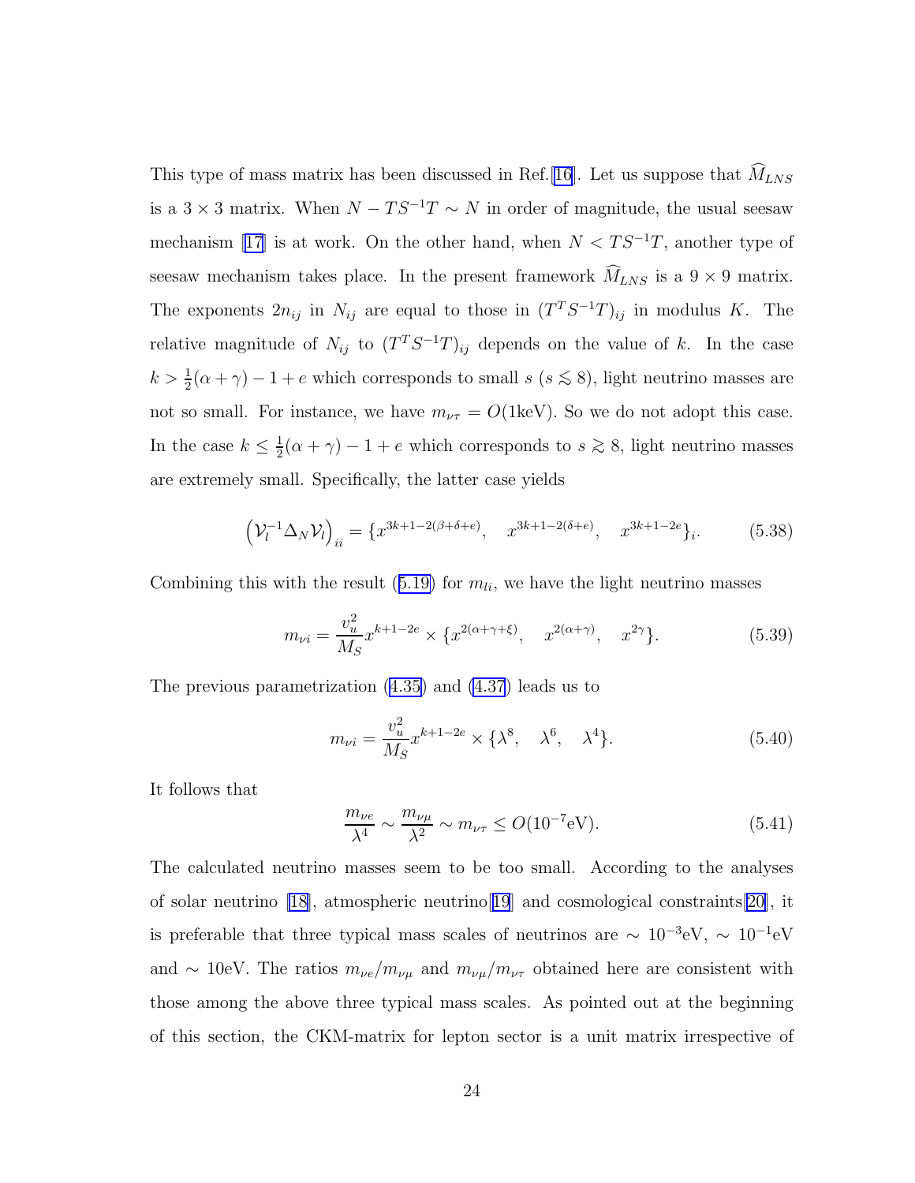This type of mass matrix has been discussed in Ref.[16]. Let us suppose that $\widehat{M}_{LNS}$ is a $3 \times 3$ matrix. When $N - TS^{-1}T \sim N$ in order of magnitude, the usual seesaw mechanism [17] is at work. On the other hand, when $N < TS^{-1}T$, another type of seesaw mechanism takes place. In the present framework $\widehat{M}_{LNS}$ is a $9 \times 9$ matrix. The exponents $2n_{ij}$ in $N_{ij}$ are equal to those in $(T^T S^{-1} T)_{ij}$ in modulus $K$. The relative magnitude of $N_{ij}$ to $(T^T S^{-1} T)_{ij}$ depends on the value of $k$. In the case $k > \frac{1}{2}(\alpha + \gamma) - 1 + e$ which corresponds to small $s$ ($s \lesssim 8$), light neutrino masses are not so small. For instance, we have $m_{\nu\tau} = O(1\text{keV})$. So we do not adopt this case. In the case $k \leq \frac{1}{2}(\alpha + \gamma) - 1 + e$ which corresponds to $s \gtrsim 8$, light neutrino masses are extremely small. Specifically, the latter case yields

$$\left(\mathcal{V}_l^{-1} \Delta_N \mathcal{V}_l\right)_{ii} = \{x^{3k+1-2(\beta+\delta+e)}, \quad x^{3k+1-2(\delta+e)}, \quad x^{3k+1-2e}\}_i. \tag{5.38}$$

Combining this with the result (5.19) for $m_{li}$, we have the light neutrino masses

$$m_{\nu i} = \frac{v_u^2}{M_S} x^{k+1-2e} \times \{x^{2(\alpha+\gamma+\xi)}, \quad x^{2(\alpha+\gamma)}, \quad x^{2\gamma}\}. \tag{5.39}$$

The previous parametrization (4.35) and (4.37) leads us to

$$m_{\nu i} = \frac{v_u^2}{M_S} x^{k+1-2e} \times \{\lambda^8, \quad \lambda^6, \quad \lambda^4\}. \tag{5.40}$$

It follows that

$$\frac{m_{\nu e}}{\lambda^4} \sim \frac{m_{\nu\mu}}{\lambda^2} \sim m_{\nu\tau} \leq O(10^{-7}\text{eV}). \tag{5.41}$$

The calculated neutrino masses seem to be too small. According to the analyses of solar neutrino [18], atmospheric neutrino[19] and cosmological constraints[20], it is preferable that three typical mass scales of neutrinos are $\sim 10^{-3}$eV, $\sim 10^{-1}$eV and $\sim 10$eV. The ratios $m_{\nu e}/m_{\nu\mu}$ and $m_{\nu\mu}/m_{\nu\tau}$ obtained here are consistent with those among the above three typical mass scales. As pointed out at the beginning of this section, the CKM-matrix for lepton sector is a unit matrix irrespective of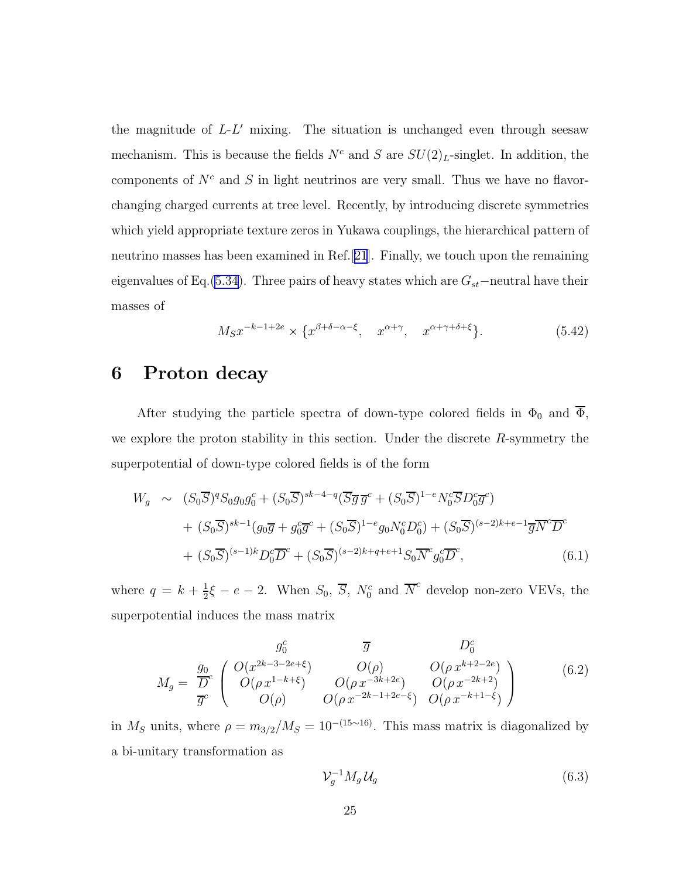the magnitude of $L$-$L'$ mixing. The situation is unchanged even through seesaw mechanism. This is because the fields $N^c$ and $S$ are $SU(2)_L$-singlet. In addition, the components of $N^c$ and $S$ in light neutrinos are very small. Thus we have no flavor-changing charged currents at tree level. Recently, by introducing discrete symmetries which yield appropriate texture zeros in Yukawa couplings, the hierarchical pattern of neutrino masses has been examined in Ref.[21]. Finally, we touch upon the remaining eigenvalues of Eq.(5.34). Three pairs of heavy states which are $G_{st}-$neutral have their masses of

$$M_S x^{-k-1+2e} \times \{x^{\beta+\delta-\alpha-\xi}, \quad x^{\alpha+\gamma}, \quad x^{\alpha+\gamma+\delta+\xi}\}. \tag{5.42}$$

# 6 Proton decay

After studying the particle spectra of down-type colored fields in $\Phi_0$ and $\overline{\Phi}$, we explore the proton stability in this section. Under the discrete $R$-symmetry the superpotential of down-type colored fields is of the form

$$\begin{aligned}
W_g \;\sim\;\; & (S_0\overline{S})^q S_0 g_0 g_0^c + (S_0\overline{S})^{sk-4-q}(\overline{S}\,\overline{g}\,\overline{g}^c + (S_0\overline{S})^{1-e} N_0^c \overline{S} D_0^c \overline{g}^c) \\
& + (S_0\overline{S})^{sk-1}(g_0\overline{g} + g_0^c\overline{g}^c + (S_0\overline{S})^{1-e} g_0 N_0^c D_0^c) + (S_0\overline{S})^{(s-2)k+e-1}\overline{g}\,\overline{N}^c\overline{D}^c \\
& + (S_0\overline{S})^{(s-1)k} D_0^c\overline{D}^c + (S_0\overline{S})^{(s-2)k+q+e+1} S_0\overline{N}^c g_0^c\overline{D}^c,
\end{aligned} \tag{6.1}$$

where $q = k + \frac{1}{2}\xi - e - 2$. When $S_0$, $\overline{S}$, $N_0^c$ and $\overline{N}^c$ develop non-zero VEVs, the superpotential induces the mass matrix

$$M_g = \begin{array}{c} \\ g_0 \\ \overline{D}^c \\ \overline{g}^c \end{array}
\!\!\begin{array}{c} \begin{array}{ccc} \quad g_0^c \quad\quad\quad & \quad\quad \overline{g} \quad\quad\quad & \quad D_0^c \end{array} \\
\left( \begin{array}{ccc}
O(x^{2k-3-2e+\xi}) & O(\rho) & O(\rho\, x^{k+2-2e}) \\
O(\rho\, x^{1-k+\xi}) & O(\rho\, x^{-3k+2e}) & O(\rho\, x^{-2k+2}) \\
O(\rho) & O(\rho\, x^{-2k-1+2e-\xi}) & O(\rho\, x^{-k+1-\xi})
\end{array} \right) \end{array} \tag{6.2}$$

in $M_S$ units, where $\rho = m_{3/2}/M_S = 10^{-(15\sim16)}$. This mass matrix is diagonalized by a bi-unitary transformation as

$$\mathcal{V}_g^{-1} M_g\, \mathcal{U}_g \tag{6.3}$$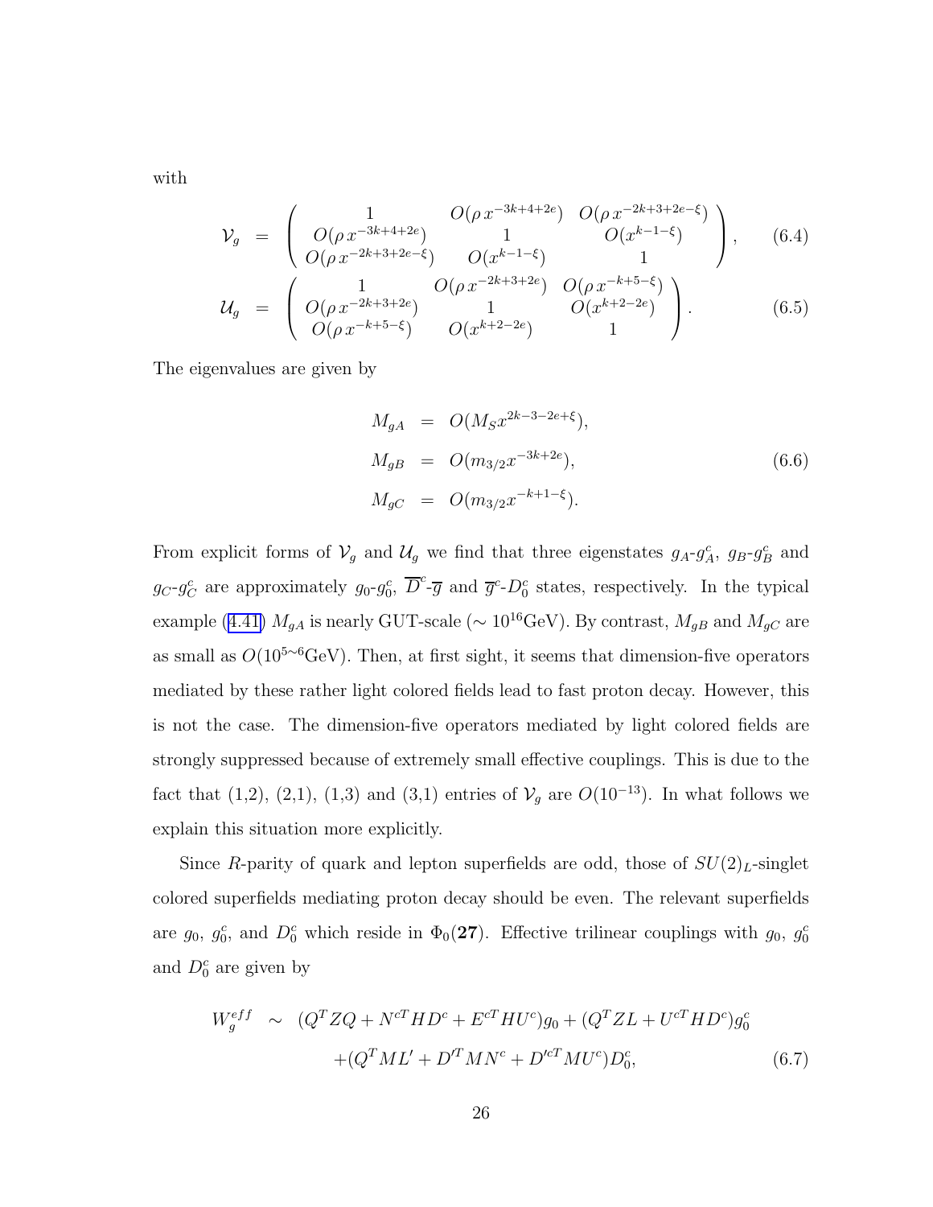with

$$
\mathcal{V}_g = \begin{pmatrix} 1 & O(\rho\, x^{-3k+4+2e}) & O(\rho\, x^{-2k+3+2e-\xi}) \\ O(\rho\, x^{-3k+4+2e}) & 1 & O(x^{k-1-\xi}) \\ O(\rho\, x^{-2k+3+2e-\xi}) & O(x^{k-1-\xi}) & 1 \end{pmatrix}, \tag{6.4}
$$

$$
\mathcal{U}_g = \begin{pmatrix} 1 & O(\rho\, x^{-2k+3+2e}) & O(\rho\, x^{-k+5-\xi}) \\ O(\rho\, x^{-2k+3+2e}) & 1 & O(x^{k+2-2e}) \\ O(\rho\, x^{-k+5-\xi}) & O(x^{k+2-2e}) & 1 \end{pmatrix}. \tag{6.5}
$$

The eigenvalues are given by

$$
\begin{aligned}
M_{gA} &= O(M_S x^{2k-3-2e+\xi}), \\
M_{gB} &= O(m_{3/2} x^{-3k+2e}), \\
M_{gC} &= O(m_{3/2} x^{-k+1-\xi}).
\end{aligned} \tag{6.6}
$$

From explicit forms of $\mathcal{V}_g$ and $\mathcal{U}_g$ we find that three eigenstates $g_A$-$g_A^c$, $g_B$-$g_B^c$ and $g_C$-$g_C^c$ are approximately $g_0$-$g_0^c$, $\overline{D}^c$-$\overline{g}$ and $\overline{g}^c$-$D_0^c$ states, respectively. In the typical example (4.41) $M_{gA}$ is nearly GUT-scale ($\sim 10^{16}$GeV). By contrast, $M_{gB}$ and $M_{gC}$ are as small as $O(10^{5\sim 6}$GeV). Then, at first sight, it seems that dimension-five operators mediated by these rather light colored fields lead to fast proton decay. However, this is not the case. The dimension-five operators mediated by light colored fields are strongly suppressed because of extremely small effective couplings. This is due to the fact that (1,2), (2,1), (1,3) and (3,1) entries of $\mathcal{V}_g$ are $O(10^{-13})$. In what follows we explain this situation more explicitly.

Since $R$-parity of quark and lepton superfields are odd, those of $SU(2)_L$-singlet colored superfields mediating proton decay should be even. The relevant superfields are $g_0$, $g_0^c$, and $D_0^c$ which reside in $\Phi_0(\mathbf{27})$. Effective trilinear couplings with $g_0$, $g_0^c$ and $D_0^c$ are given by

$$
\begin{aligned}
W_g^{eff} \sim\ & (Q^T Z Q + N^{cT} H D^c + E^{cT} H U^c) g_0 + (Q^T Z L + U^{cT} H D^c) g_0^c \\
& + (Q^T M L' + D'^T M N^c + D'^{cT} M U^c) D_0^c,
\end{aligned} \tag{6.7}
$$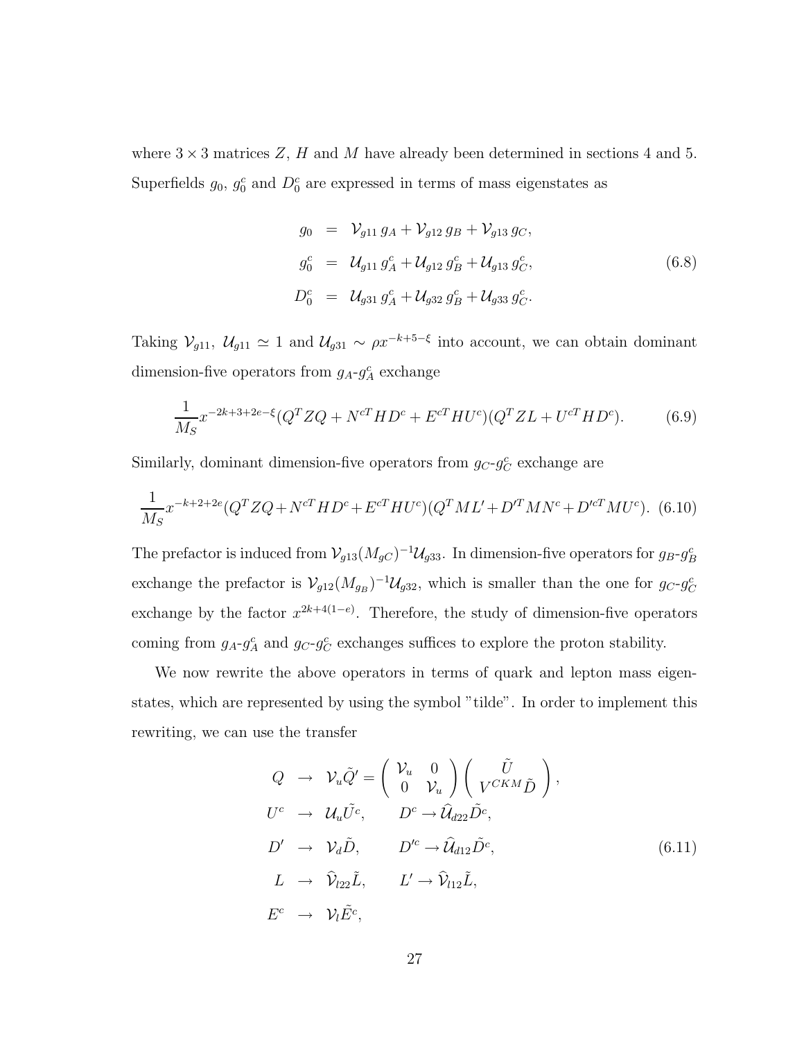where $3 \times 3$ matrices $Z$, $H$ and $M$ have already been determined in sections 4 and 5. Superfields $g_0$, $g_0^c$ and $D_0^c$ are expressed in terms of mass eigenstates as

$$
\begin{aligned}
g_0 &= \mathcal{V}_{g11}\, g_A + \mathcal{V}_{g12}\, g_B + \mathcal{V}_{g13}\, g_C, \\
g_0^c &= \mathcal{U}_{g11}\, g_A^c + \mathcal{U}_{g12}\, g_B^c + \mathcal{U}_{g13}\, g_C^c, \\
D_0^c &= \mathcal{U}_{g31}\, g_A^c + \mathcal{U}_{g32}\, g_B^c + \mathcal{U}_{g33}\, g_C^c.
\end{aligned}
\tag{6.8}
$$

Taking $\mathcal{V}_{g11},\ \mathcal{U}_{g11} \simeq 1$ and $\mathcal{U}_{g31} \sim \rho x^{-k+5-\xi}$ into account, we can obtain dominant dimension-five operators from $g_A$-$g_A^c$ exchange

$$
\frac{1}{M_S} x^{-2k+3+2e-\xi} (Q^T Z Q + N^{cT} H D^c + E^{cT} H U^c)(Q^T Z L + U^{cT} H D^c). \tag{6.9}
$$

Similarly, dominant dimension-five operators from $g_C$-$g_C^c$ exchange are

$$
\frac{1}{M_S} x^{-k+2+2e} (Q^T Z Q + N^{cT} H D^c + E^{cT} H U^c)(Q^T M L' + D'^T M N^c + D'^{cT} M U^c). \tag{6.10}
$$

The prefactor is induced from $\mathcal{V}_{g13}(M_{gC})^{-1}\mathcal{U}_{g33}$. In dimension-five operators for $g_B$-$g_B^c$ exchange the prefactor is $\mathcal{V}_{g12}(M_{g_B})^{-1}\mathcal{U}_{g32}$, which is smaller than the one for $g_C$-$g_C^c$ exchange by the factor $x^{2k+4(1-e)}$. Therefore, the study of dimension-five operators coming from $g_A$-$g_A^c$ and $g_C$-$g_C^c$ exchanges suffices to explore the proton stability.

We now rewrite the above operators in terms of quark and lepton mass eigenstates, which are represented by using the symbol "tilde". In order to implement this rewriting, we can use the transfer

$$
\begin{aligned}
Q &\to \mathcal{V}_u \tilde{Q}' = \begin{pmatrix} \mathcal{V}_u & 0 \\ 0 & \mathcal{V}_u \end{pmatrix} \begin{pmatrix} \tilde{U} \\ V^{CKM} \tilde{D} \end{pmatrix}, \\
U^c &\to \mathcal{U}_u \tilde{U^c}, \qquad D^c \to \widehat{\mathcal{U}}_{d22} \tilde{D}^c, \\
D' &\to \mathcal{V}_d \tilde{D}, \qquad D'^c \to \widehat{\mathcal{U}}_{d12} \tilde{D}^c, \\
L &\to \widehat{\mathcal{V}}_{l22} \tilde{L}, \qquad L' \to \widehat{\mathcal{V}}_{l12} \tilde{L}, \\
E^c &\to \mathcal{V}_l \tilde{E^c},
\end{aligned}
\tag{6.11}
$$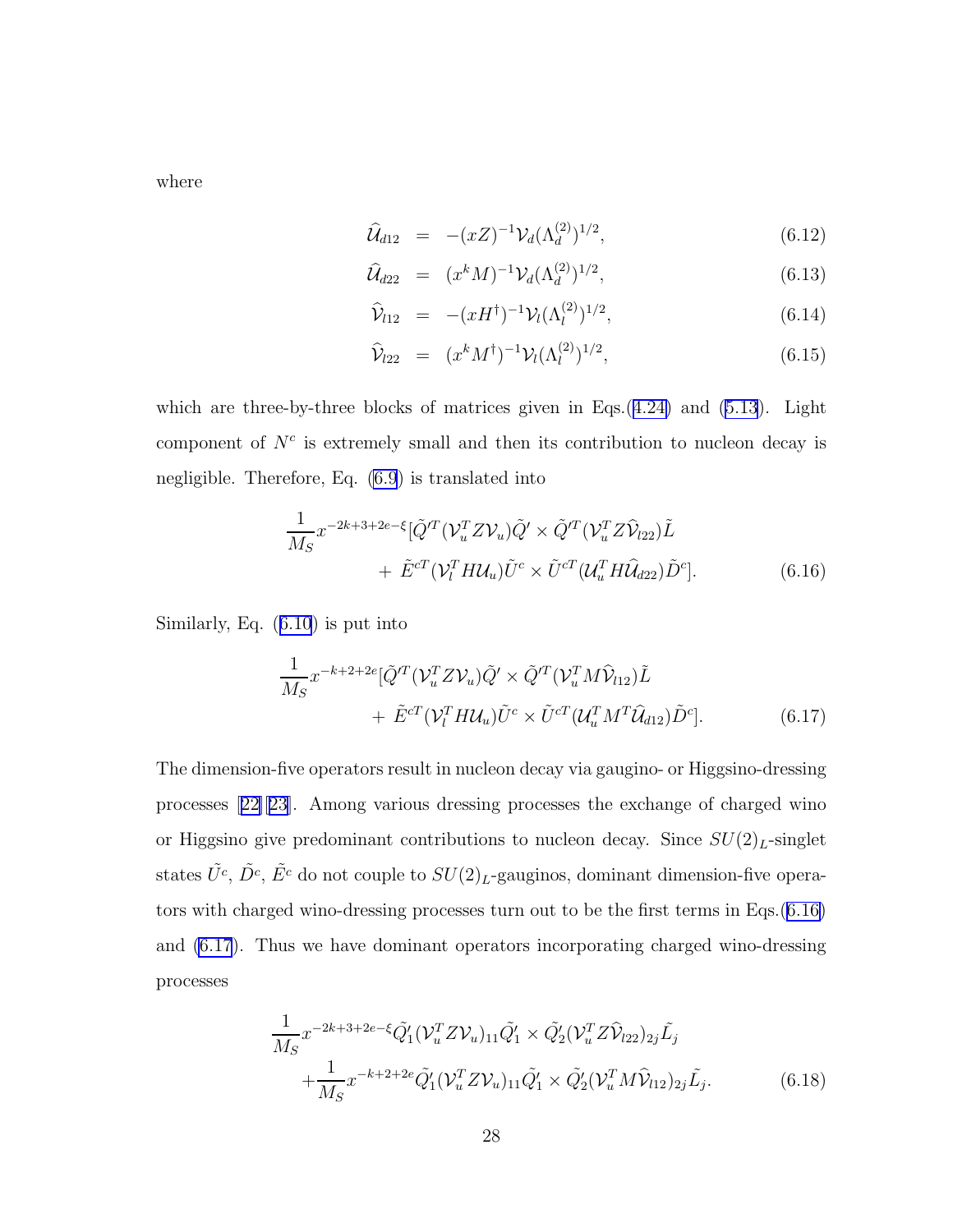where

$$\widehat{\mathcal{U}}_{d12} = -(xZ)^{-1}\mathcal{V}_d(\Lambda_d^{(2)})^{1/2}, \tag{6.12}$$

$$\widehat{\mathcal{U}}_{d22} = (x^k M)^{-1}\mathcal{V}_d(\Lambda_d^{(2)})^{1/2}, \tag{6.13}$$

$$\widehat{\mathcal{V}}_{l12} = -(xH^\dagger)^{-1}\mathcal{V}_l(\Lambda_l^{(2)})^{1/2}, \tag{6.14}$$

$$\widehat{\mathcal{V}}_{l22} = (x^k M^\dagger)^{-1}\mathcal{V}_l(\Lambda_l^{(2)})^{1/2}, \tag{6.15}$$

which are three-by-three blocks of matrices given in Eqs.(4.24) and (5.13). Light component of $N^c$ is extremely small and then its contribution to nucleon decay is negligible. Therefore, Eq. (6.9) is translated into

$$\begin{aligned}\frac{1}{M_S}x^{-2k+3+2e-\xi}[\tilde{Q}'^T(\mathcal{V}_u^T Z \mathcal{V}_u)\tilde{Q}' \times \tilde{Q}'^T(\mathcal{V}_u^T Z \widehat{\mathcal{V}}_{l22})\tilde{L} \\ + \tilde{E}^{cT}(\mathcal{V}_l^T H \mathcal{U}_u)\tilde{U}^c \times \tilde{U}^{cT}(\mathcal{U}_u^T H \widehat{\mathcal{U}}_{d22})\tilde{D}^c].\end{aligned} \tag{6.16}$$

Similarly, Eq. (6.10) is put into

$$\begin{aligned}\frac{1}{M_S}x^{-k+2+2e}[\tilde{Q}'^T(\mathcal{V}_u^T Z \mathcal{V}_u)\tilde{Q}' \times \tilde{Q}'^T(\mathcal{V}_u^T M \widehat{\mathcal{V}}_{l12})\tilde{L} \\ + \tilde{E}^{cT}(\mathcal{V}_l^T H \mathcal{U}_u)\tilde{U}^c \times \tilde{U}^{cT}(\mathcal{U}_u^T M^T \widehat{\mathcal{U}}_{d12})\tilde{D}^c].\end{aligned} \tag{6.17}$$

The dimension-five operators result in nucleon decay via gaugino- or Higgsino-dressing processes [22][23]. Among various dressing processes the exchange of charged wino or Higgsino give predominant contributions to nucleon decay. Since $SU(2)_L$-singlet states $\tilde{U^c}$, $\tilde{D^c}$, $\tilde{E^c}$ do not couple to $SU(2)_L$-gauginos, dominant dimension-five operators with charged wino-dressing processes turn out to be the first terms in Eqs.(6.16) and (6.17). Thus we have dominant operators incorporating charged wino-dressing processes

$$\begin{aligned}\frac{1}{M_S}x^{-2k+3+2e-\xi}\tilde{Q}'_1(\mathcal{V}_u^T Z \mathcal{V}_u)_{11}\tilde{Q}'_1 \times \tilde{Q}'_2(\mathcal{V}_u^T Z \widehat{\mathcal{V}}_{l22})_{2j}\tilde{L}_j \\ +\frac{1}{M_S}x^{-k+2+2e}\tilde{Q}'_1(\mathcal{V}_u^T Z \mathcal{V}_u)_{11}\tilde{Q}'_1 \times \tilde{Q}'_2(\mathcal{V}_u^T M \widehat{\mathcal{V}}_{l12})_{2j}\tilde{L}_j.\end{aligned} \tag{6.18}$$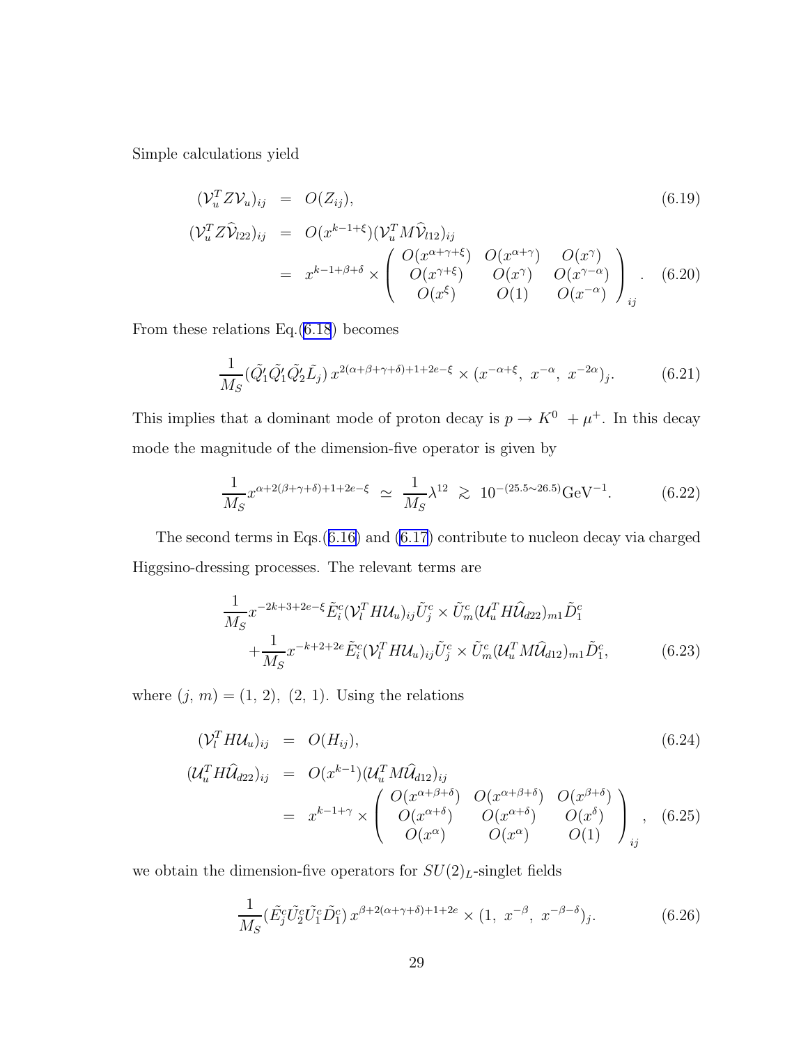Simple calculations yield

$$
\begin{aligned}
(\mathcal{V}_u^T Z \mathcal{V}_u)_{ij} &= O(Z_{ij}), &(6.19)\\
(\mathcal{V}_u^T Z \widehat{\mathcal{V}}_{l22})_{ij} &= O(x^{k-1+\xi})(\mathcal{V}_u^T M \widehat{\mathcal{V}}_{l12})_{ij} \\
&= x^{k-1+\beta+\delta} \times \begin{pmatrix} O(x^{\alpha+\gamma+\xi}) & O(x^{\alpha+\gamma}) & O(x^{\gamma}) \\ O(x^{\gamma+\xi}) & O(x^{\gamma}) & O(x^{\gamma-\alpha}) \\ O(x^{\xi}) & O(1) & O(x^{-\alpha}) \end{pmatrix}_{ij}. &(6.20)
\end{aligned}
$$

From these relations Eq.(6.18) becomes

$$
\frac{1}{M_S}(\tilde{Q}'_1 \tilde{Q}'_1 \tilde{Q}'_2 \tilde{L}_j)\, x^{2(\alpha+\beta+\gamma+\delta)+1+2e-\xi} \times (x^{-\alpha+\xi},\ x^{-\alpha},\ x^{-2\alpha})_j. \qquad (6.21)
$$

This implies that a dominant mode of proton decay is $p \to K^0 \ + \mu^+$. In this decay mode the magnitude of the dimension-five operator is given by

$$
\frac{1}{M_S} x^{\alpha+2(\beta+\gamma+\delta)+1+2e-\xi} \ \simeq \ \frac{1}{M_S}\lambda^{12} \ \gtrsim \ 10^{-(25.5\sim 26.5)}\mathrm{GeV}^{-1}. \qquad (6.22)
$$

The second terms in Eqs.(6.16) and (6.17) contribute to nucleon decay via charged Higgsino-dressing processes. The relevant terms are

$$
\begin{aligned}
&\frac{1}{M_S} x^{-2k+3+2e-\xi} \tilde{E}^c_i (\mathcal{V}_l^T H \mathcal{U}_u)_{ij} \tilde{U}^c_j \times \tilde{U}^c_m (\mathcal{U}_u^T H \widehat{\mathcal{U}}_{d22})_{m1} \tilde{D}^c_1 \\
&\quad + \frac{1}{M_S} x^{-k+2+2e} \tilde{E}^c_i (\mathcal{V}_l^T H \mathcal{U}_u)_{ij} \tilde{U}^c_j \times \tilde{U}^c_m (\mathcal{U}_u^T M \widehat{\mathcal{U}}_{d12})_{m1} \tilde{D}^c_1, \qquad (6.23)
\end{aligned}
$$

where $(j,\, m) = (1,\, 2),\ (2,\, 1)$. Using the relations

$$
\begin{aligned}
(\mathcal{V}_l^T H \mathcal{U}_u)_{ij} &= O(H_{ij}), &(6.24)\\
(\mathcal{U}_u^T H \widehat{\mathcal{U}}_{d22})_{ij} &= O(x^{k-1})(\mathcal{U}_u^T M \widehat{\mathcal{U}}_{d12})_{ij} \\
&= x^{k-1+\gamma} \times \begin{pmatrix} O(x^{\alpha+\beta+\delta}) & O(x^{\alpha+\beta+\delta}) & O(x^{\beta+\delta}) \\ O(x^{\alpha+\delta}) & O(x^{\alpha+\delta}) & O(x^{\delta}) \\ O(x^{\alpha}) & O(x^{\alpha}) & O(1) \end{pmatrix}_{ij}, &(6.25)
\end{aligned}
$$

we obtain the dimension-five operators for $SU(2)_L$-singlet fields

$$
\frac{1}{M_S}(\tilde{E}^c_j \tilde{U}^c_2 \tilde{U}^c_1 \tilde{D}^c_1)\, x^{\beta+2(\alpha+\gamma+\delta)+1+2e} \times (1,\ x^{-\beta},\ x^{-\beta-\delta})_j. \qquad (6.26)
$$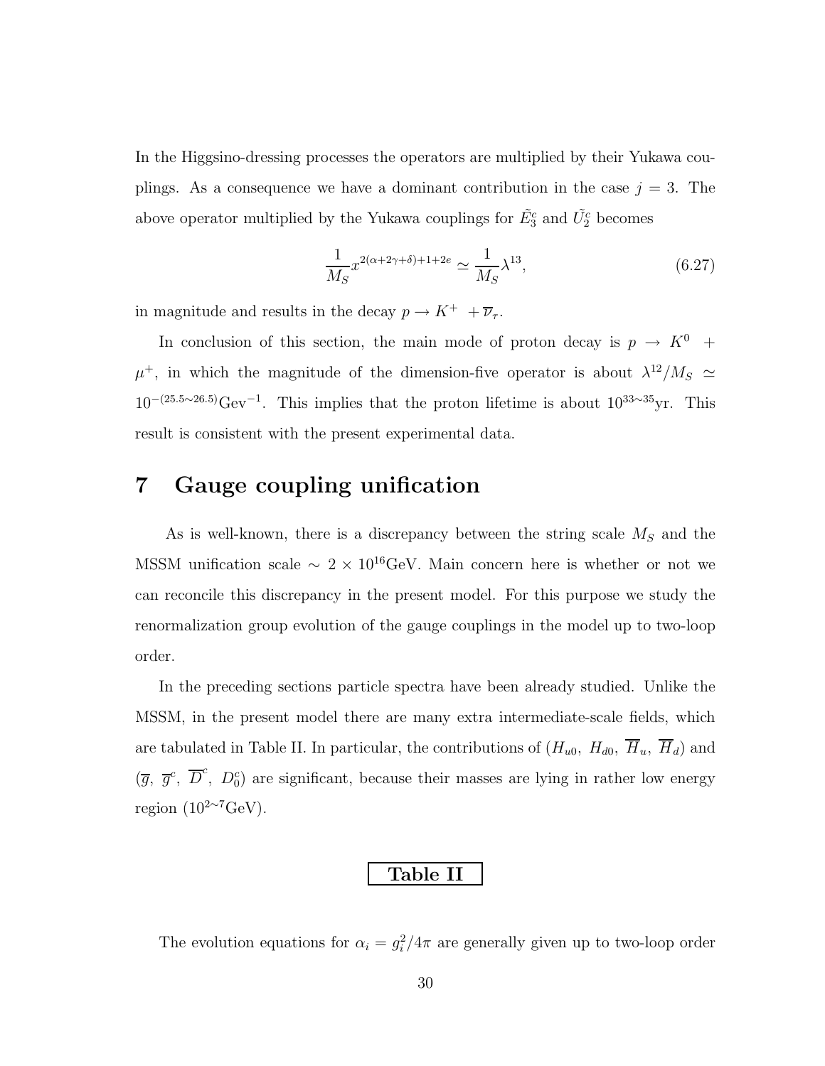In the Higgsino-dressing processes the operators are multiplied by their Yukawa couplings. As a consequence we have a dominant contribution in the case $j = 3$. The above operator multiplied by the Yukawa couplings for $\tilde{E}_3^c$ and $\tilde{U}_2^c$ becomes

$$\frac{1}{M_S} x^{2(\alpha+2\gamma+\delta)+1+2e} \simeq \frac{1}{M_S} \lambda^{13}, \tag{6.27}$$

in magnitude and results in the decay $p \to K^+ \ + \overline{\nu}_\tau$.

In conclusion of this section, the main mode of proton decay is $p \to K^0 \ + \mu^+$, in which the magnitude of the dimension-five operator is about $\lambda^{12}/M_S \simeq 10^{-(25.5\sim 26.5)}\mathrm{Gev}^{-1}$. This implies that the proton lifetime is about $10^{33\sim 35}$yr. This result is consistent with the present experimental data.

# 7 Gauge coupling unification

As is well-known, there is a discrepancy between the string scale $M_S$ and the MSSM unification scale $\sim 2 \times 10^{16}$GeV. Main concern here is whether or not we can reconcile this discrepancy in the present model. For this purpose we study the renormalization group evolution of the gauge couplings in the model up to two-loop order.

In the preceding sections particle spectra have been already studied. Unlike the MSSM, in the present model there are many extra intermediate-scale fields, which are tabulated in Table II. In particular, the contributions of ($H_{u0}$, $H_{d0}$, $\overline{H}_u$, $\overline{H}_d$) and ($\overline{g}$, $\overline{g}^c$, $\overline{D}^c$, $D_0^c$) are significant, because their masses are lying in rather low energy region ($10^{2\sim 7}$GeV).

**Table II**

The evolution equations for $\alpha_i = g_i^2/4\pi$ are generally given up to two-loop order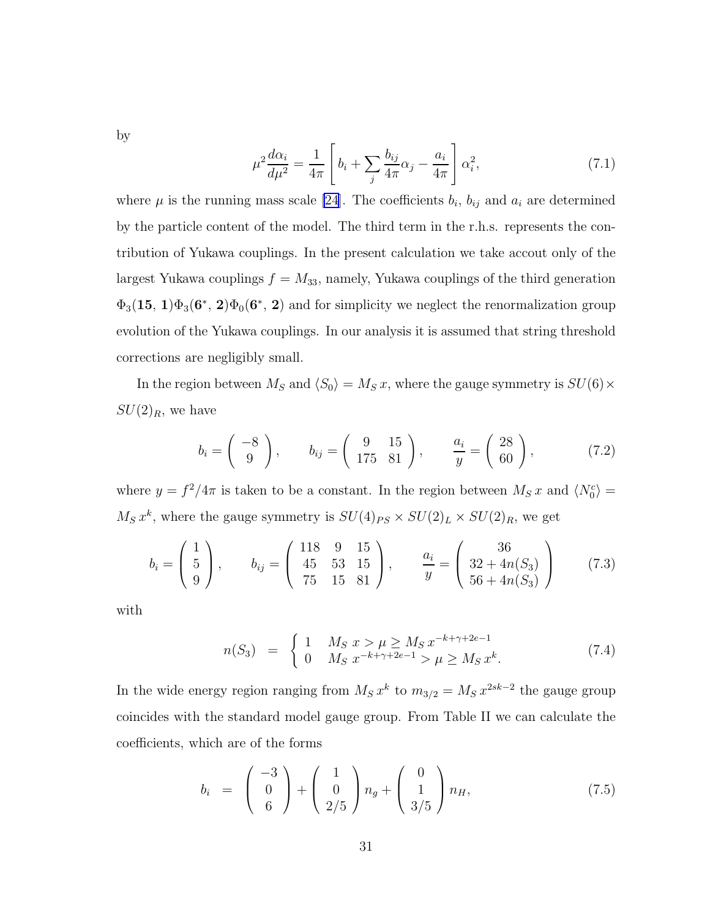by

$$\mu^2 \frac{d\alpha_i}{d\mu^2} = \frac{1}{4\pi}\left[ b_i + \sum_j \frac{b_{ij}}{4\pi}\alpha_j - \frac{a_i}{4\pi} \right] \alpha_i^2, \tag{7.1}$$

where $\mu$ is the running mass scale [24]. The coefficients $b_i$, $b_{ij}$ and $a_i$ are determined by the particle content of the model. The third term in the r.h.s. represents the contribution of Yukawa couplings. In the present calculation we take accout only of the largest Yukawa couplings $f = M_{33}$, namely, Yukawa couplings of the third generation $\Phi_3(\mathbf{15},\, \mathbf{1})\Phi_3(\mathbf{6}^*,\, \mathbf{2})\Phi_0(\mathbf{6}^*,\, \mathbf{2})$ and for simplicity we neglect the renormalization group evolution of the Yukawa couplings. In our analysis it is assumed that string threshold corrections are negligibly small.

In the region between $M_S$ and $\langle S_0 \rangle = M_S\, x$, where the gauge symmetry is $SU(6) \times SU(2)_R$, we have

$$b_i = \begin{pmatrix} -8 \\ 9 \end{pmatrix}, \qquad b_{ij} = \begin{pmatrix} 9 & 15 \\ 175 & 81 \end{pmatrix}, \qquad \frac{a_i}{y} = \begin{pmatrix} 28 \\ 60 \end{pmatrix}, \tag{7.2}$$

where $y = f^2/4\pi$ is taken to be a constant. In the region between $M_S\, x$ and $\langle N_0^c \rangle = M_S\, x^k$, where the gauge symmetry is $SU(4)_{PS} \times SU(2)_L \times SU(2)_R$, we get

$$b_i = \begin{pmatrix} 1 \\ 5 \\ 9 \end{pmatrix}, \qquad b_{ij} = \begin{pmatrix} 118 & 9 & 15 \\ 45 & 53 & 15 \\ 75 & 15 & 81 \end{pmatrix}, \qquad \frac{a_i}{y} = \begin{pmatrix} 36 \\ 32 + 4n(S_3) \\ 56 + 4n(S_3) \end{pmatrix} \tag{7.3}$$

with

$$n(S_3) \;\; = \;\; \begin{cases} 1 & M_S\; x > \mu \geq M_S\, x^{-k+\gamma+2e-1} \\ 0 & M_S\; x^{-k+\gamma+2e-1} > \mu \geq M_S\, x^k. \end{cases} \tag{7.4}$$

In the wide energy region ranging from $M_S\, x^k$ to $m_{3/2} = M_S\, x^{2sk-2}$ the gauge group coincides with the standard model gauge group. From Table II we can calculate the coefficients, which are of the forms

$$b_i \;\; = \;\; \begin{pmatrix} -3 \\ 0 \\ 6 \end{pmatrix} + \begin{pmatrix} 1 \\ 0 \\ 2/5 \end{pmatrix} n_g + \begin{pmatrix} 0 \\ 1 \\ 3/5 \end{pmatrix} n_H, \tag{7.5}$$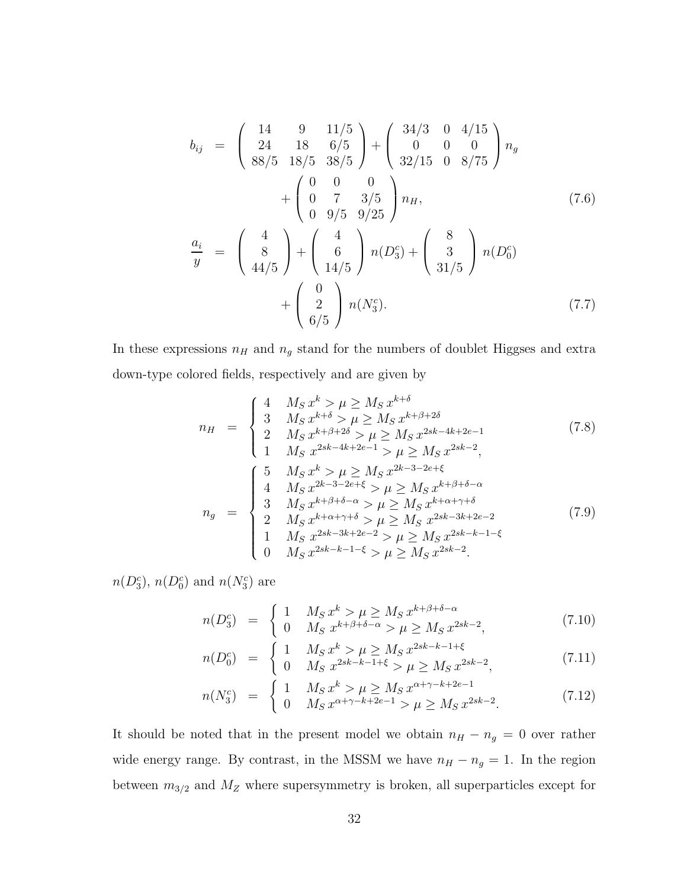$$
b_{ij} = \begin{pmatrix} 14 & 9 & 11/5 \\ 24 & 18 & 6/5 \\ 88/5 & 18/5 & 38/5 \end{pmatrix} + \begin{pmatrix} 34/3 & 0 & 4/15 \\ 0 & 0 & 0 \\ 32/15 & 0 & 8/75 \end{pmatrix} n_g + \begin{pmatrix} 0 & 0 & 0 \\ 0 & 7 & 3/5 \\ 0 & 9/5 & 9/25 \end{pmatrix} n_H, \tag{7.6}
$$

$$
\frac{a_i}{y} = \begin{pmatrix} 4 \\ 8 \\ 44/5 \end{pmatrix} + \begin{pmatrix} 4 \\ 6 \\ 14/5 \end{pmatrix} n(D_3^c) + \begin{pmatrix} 8 \\ 3 \\ 31/5 \end{pmatrix} n(D_0^c) + \begin{pmatrix} 0 \\ 2 \\ 6/5 \end{pmatrix} n(N_3^c). \tag{7.7}
$$

In these expressions $n_H$ and $n_g$ stand for the numbers of doublet Higgses and extra down-type colored fields, respectively and are given by

$$
n_H = \begin{cases} 4 & M_S\, x^k > \mu \geq M_S\, x^{k+\delta} \\ 3 & M_S\, x^{k+\delta} > \mu \geq M_S\, x^{k+\beta+2\delta} \\ 2 & M_S\, x^{k+\beta+2\delta} > \mu \geq M_S\, x^{2sk-4k+2e-1} \\ 1 & M_S\, x^{2sk-4k+2e-1} > \mu \geq M_S\, x^{2sk-2}, \end{cases} \tag{7.8}
$$

$$
n_g = \begin{cases} 5 & M_S\, x^k > \mu \geq M_S\, x^{2k-3-2e+\xi} \\ 4 & M_S\, x^{2k-3-2e+\xi} > \mu \geq M_S\, x^{k+\beta+\delta-\alpha} \\ 3 & M_S\, x^{k+\beta+\delta-\alpha} > \mu \geq M_S\, x^{k+\alpha+\gamma+\delta} \\ 2 & M_S\, x^{k+\alpha+\gamma+\delta} > \mu \geq M_S\, x^{2sk-3k+2e-2} \\ 1 & M_S\, x^{2sk-3k+2e-2} > \mu \geq M_S\, x^{2sk-k-1-\xi} \\ 0 & M_S\, x^{2sk-k-1-\xi} > \mu \geq M_S\, x^{2sk-2}. \end{cases} \tag{7.9}
$$

$n(D_3^c)$, $n(D_0^c)$ and $n(N_3^c)$ are

$$
n(D_3^c) = \begin{cases} 1 & M_S\, x^k > \mu \geq M_S\, x^{k+\beta+\delta-\alpha} \\ 0 & M_S\, x^{k+\beta+\delta-\alpha} > \mu \geq M_S\, x^{2sk-2}, \end{cases} \tag{7.10}
$$

$$
n(D_0^c) = \begin{cases} 1 & M_S\, x^k > \mu \geq M_S\, x^{2sk-k-1+\xi} \\ 0 & M_S\, x^{2sk-k-1+\xi} > \mu \geq M_S\, x^{2sk-2}, \end{cases} \tag{7.11}
$$

$$
n(N_3^c) = \begin{cases} 1 & M_S\, x^k > \mu \geq M_S\, x^{\alpha+\gamma-k+2e-1} \\ 0 & M_S\, x^{\alpha+\gamma-k+2e-1} > \mu \geq M_S\, x^{2sk-2}. \end{cases} \tag{7.12}
$$

It should be noted that in the present model we obtain $n_H - n_g = 0$ over rather wide energy range. By contrast, in the MSSM we have $n_H - n_g = 1$. In the region between $m_{3/2}$ and $M_Z$ where supersymmetry is broken, all superparticles except for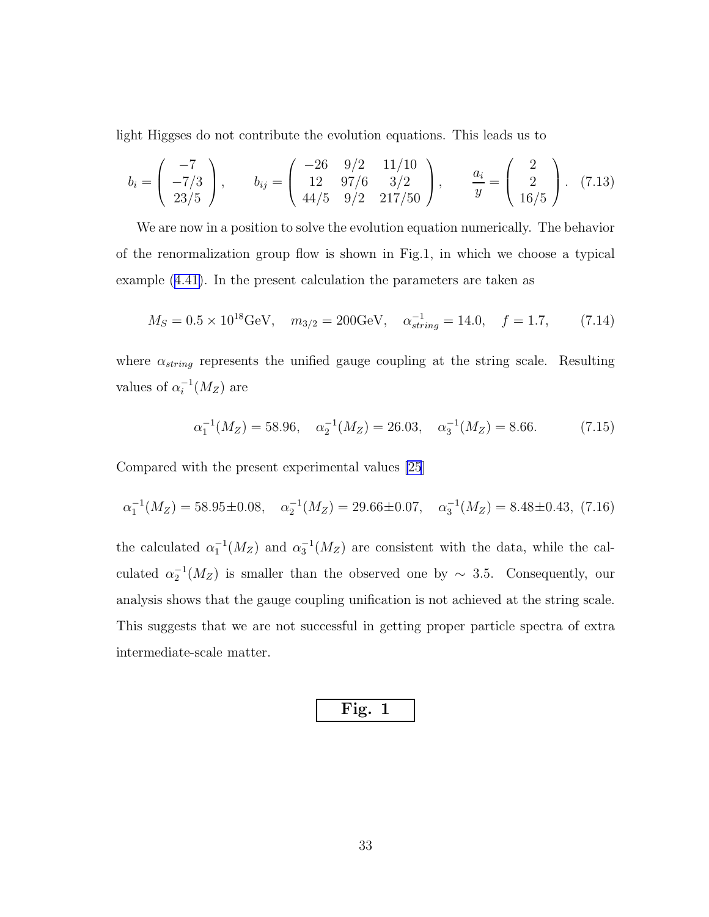light Higgses do not contribute the evolution equations. This leads us to

$$
b_i = \begin{pmatrix} -7 \\ -7/3 \\ 23/5 \end{pmatrix}, \qquad b_{ij} = \begin{pmatrix} -26 & 9/2 & 11/10 \\ 12 & 97/6 & 3/2 \\ 44/5 & 9/2 & 217/50 \end{pmatrix}, \qquad \frac{a_i}{y} = \begin{pmatrix} 2 \\ 2 \\ 16/5 \end{pmatrix}. \tag{7.13}
$$

We are now in a position to solve the evolution equation numerically. The behavior of the renormalization group flow is shown in Fig.1, in which we choose a typical example (4.41). In the present calculation the parameters are taken as

$$
M_S = 0.5 \times 10^{18}\text{GeV}, \quad m_{3/2} = 200\text{GeV}, \quad \alpha_{string}^{-1} = 14.0, \quad f = 1.7, \tag{7.14}
$$

where $\alpha_{string}$ represents the unified gauge coupling at the string scale. Resulting values of $\alpha_i^{-1}(M_Z)$ are

$$
\alpha_1^{-1}(M_Z) = 58.96, \quad \alpha_2^{-1}(M_Z) = 26.03, \quad \alpha_3^{-1}(M_Z) = 8.66. \tag{7.15}
$$

Compared with the present experimental values [25]

$$
\alpha_1^{-1}(M_Z) = 58.95 \pm 0.08, \quad \alpha_2^{-1}(M_Z) = 29.66 \pm 0.07, \quad \alpha_3^{-1}(M_Z) = 8.48 \pm 0.43, \tag{7.16}
$$

the calculated $\alpha_1^{-1}(M_Z)$ and $\alpha_3^{-1}(M_Z)$ are consistent with the data, while the calculated $\alpha_2^{-1}(M_Z)$ is smaller than the observed one by $\sim 3.5$. Consequently, our analysis shows that the gauge coupling unification is not achieved at the string scale. This suggests that we are not successful in getting proper particle spectra of extra intermediate-scale matter.

**Fig. 1**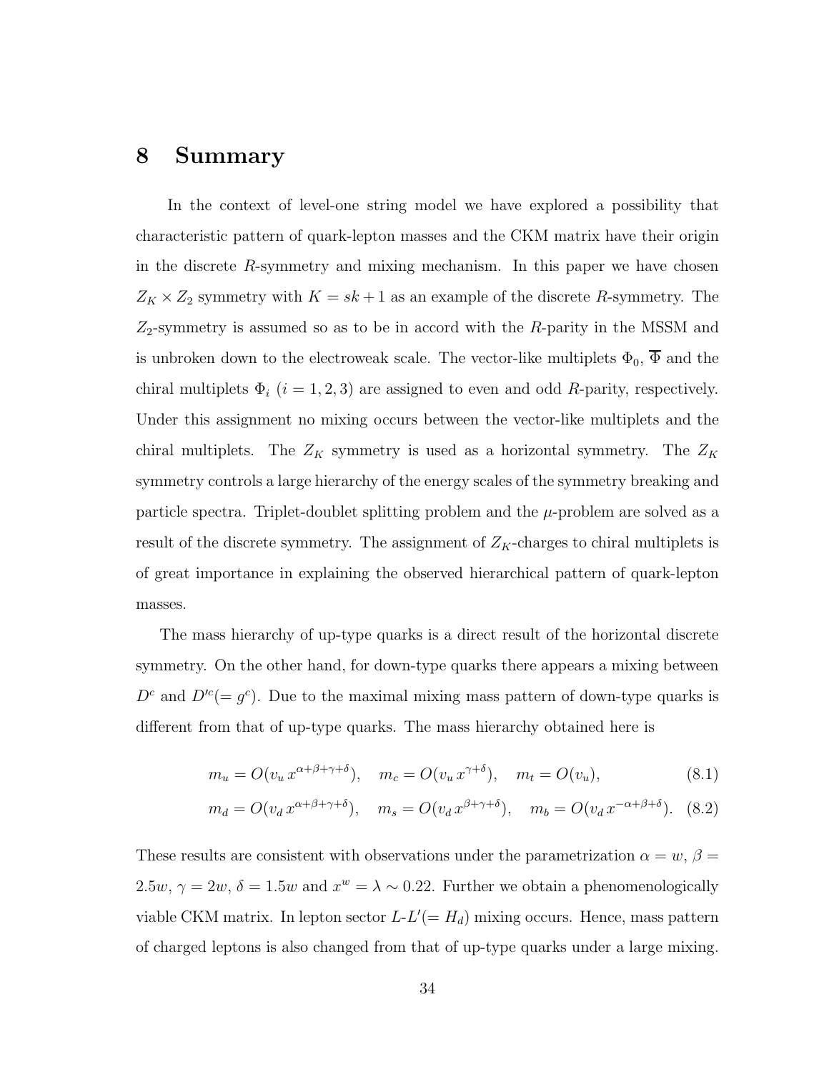# 8 Summary

In the context of level-one string model we have explored a possibility that characteristic pattern of quark-lepton masses and the CKM matrix have their origin in the discrete $R$-symmetry and mixing mechanism. In this paper we have chosen $Z_K \times Z_2$ symmetry with $K = sk + 1$ as an example of the discrete $R$-symmetry. The $Z_2$-symmetry is assumed so as to be in accord with the $R$-parity in the MSSM and is unbroken down to the electroweak scale. The vector-like multiplets $\Phi_0$, $\overline{\Phi}$ and the chiral multiplets $\Phi_i$ $(i = 1, 2, 3)$ are assigned to even and odd $R$-parity, respectively. Under this assignment no mixing occurs between the vector-like multiplets and the chiral multiplets. The $Z_K$ symmetry is used as a horizontal symmetry. The $Z_K$ symmetry controls a large hierarchy of the energy scales of the symmetry breaking and particle spectra. Triplet-doublet splitting problem and the $\mu$-problem are solved as a result of the discrete symmetry. The assignment of $Z_K$-charges to chiral multiplets is of great importance in explaining the observed hierarchical pattern of quark-lepton masses.

The mass hierarchy of up-type quarks is a direct result of the horizontal discrete symmetry. On the other hand, for down-type quarks there appears a mixing between $D^c$ and $D'^c (= g^c)$. Due to the maximal mixing mass pattern of down-type quarks is different from that of up-type quarks. The mass hierarchy obtained here is

$$m_u = O(v_u\, x^{\alpha+\beta+\gamma+\delta}), \quad m_c = O(v_u\, x^{\gamma+\delta}), \quad m_t = O(v_u), \tag{8.1}$$

$$m_d = O(v_d\, x^{\alpha+\beta+\gamma+\delta}), \quad m_s = O(v_d\, x^{\beta+\gamma+\delta}), \quad m_b = O(v_d\, x^{-\alpha+\beta+\delta}). \tag{8.2}$$

These results are consistent with observations under the parametrization $\alpha = w$, $\beta = 2.5w$, $\gamma = 2w$, $\delta = 1.5w$ and $x^w = \lambda \sim 0.22$. Further we obtain a phenomenologically viable CKM matrix. In lepton sector $L$-$L'(= H_d)$ mixing occurs. Hence, mass pattern of charged leptons is also changed from that of up-type quarks under a large mixing.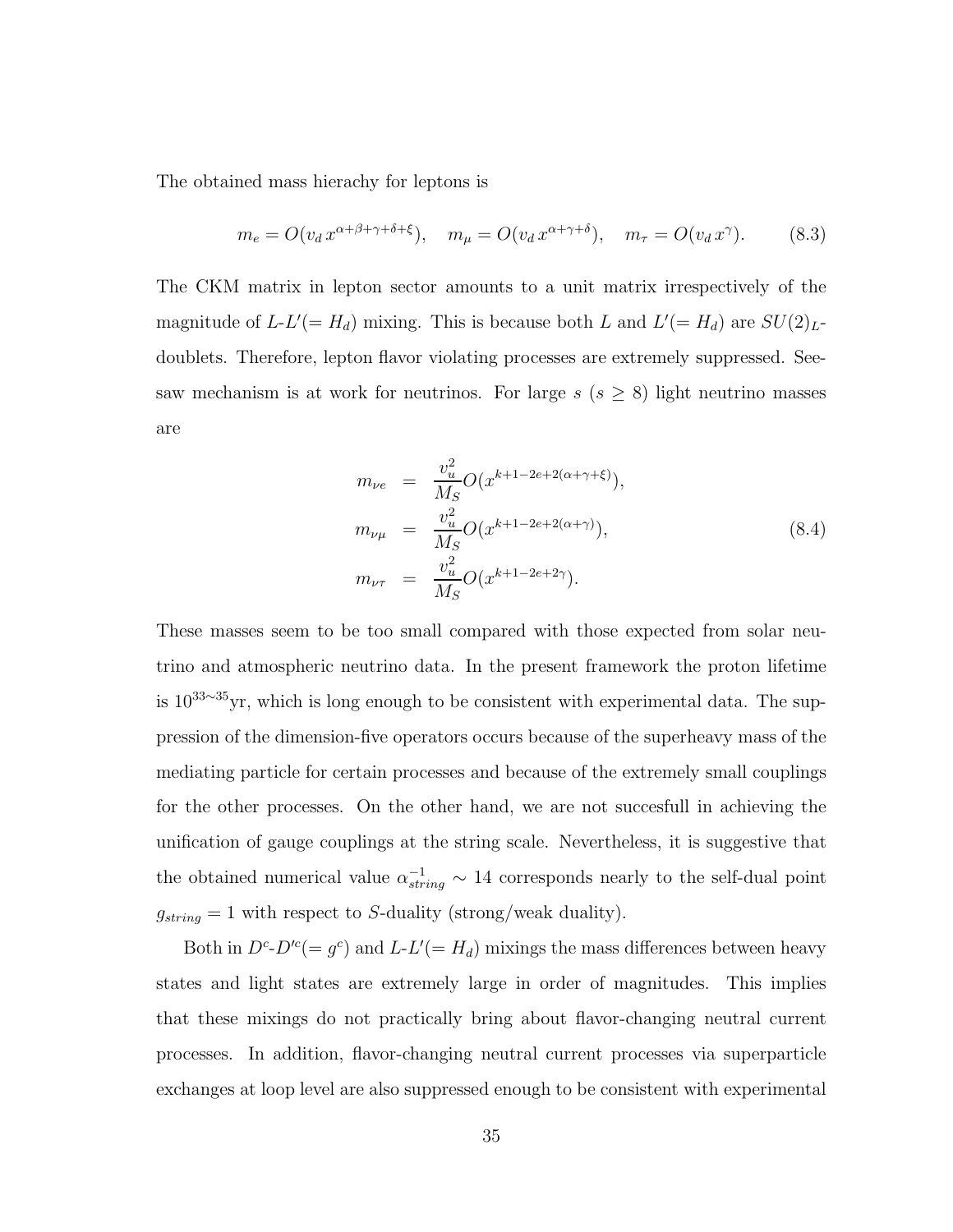The obtained mass hierachy for leptons is

$$m_e = O(v_d\, x^{\alpha+\beta+\gamma+\delta+\xi}), \quad m_\mu = O(v_d\, x^{\alpha+\gamma+\delta}), \quad m_\tau = O(v_d\, x^{\gamma}). \tag{8.3}$$

The CKM matrix in lepton sector amounts to a unit matrix irrespectively of the magnitude of $L$-$L'(=H_d)$ mixing. This is because both $L$ and $L'(=H_d)$ are $SU(2)_L$-doublets. Therefore, lepton flavor violating processes are extremely suppressed. Seesaw mechanism is at work for neutrinos. For large $s$ ($s \geq 8$) light neutrino masses are

$$\begin{aligned}
m_{\nu e} &= \frac{v_u^2}{M_S} O(x^{k+1-2e+2(\alpha+\gamma+\xi)}), \\
m_{\nu\mu} &= \frac{v_u^2}{M_S} O(x^{k+1-2e+2(\alpha+\gamma)}), \\
m_{\nu\tau} &= \frac{v_u^2}{M_S} O(x^{k+1-2e+2\gamma}).
\end{aligned} \tag{8.4}$$

These masses seem to be too small compared with those expected from solar neutrino and atmospheric neutrino data. In the present framework the proton lifetime is $10^{33\sim35}$yr, which is long enough to be consistent with experimental data. The suppression of the dimension-five operators occurs because of the superheavy mass of the mediating particle for certain processes and because of the extremely small couplings for the other processes. On the other hand, we are not succesfull in achieving the unification of gauge couplings at the string scale. Nevertheless, it is suggestive that the obtained numerical value $\alpha_{string}^{-1} \sim 14$ corresponds nearly to the self-dual point $g_{string} = 1$ with respect to $S$-duality (strong/weak duality).

Both in $D^c$-$D'^c(=g^c)$ and $L$-$L'(=H_d)$ mixings the mass differences between heavy states and light states are extremely large in order of magnitudes. This implies that these mixings do not practically bring about flavor-changing neutral current processes. In addition, flavor-changing neutral current processes via superparticle exchanges at loop level are also suppressed enough to be consistent with experimental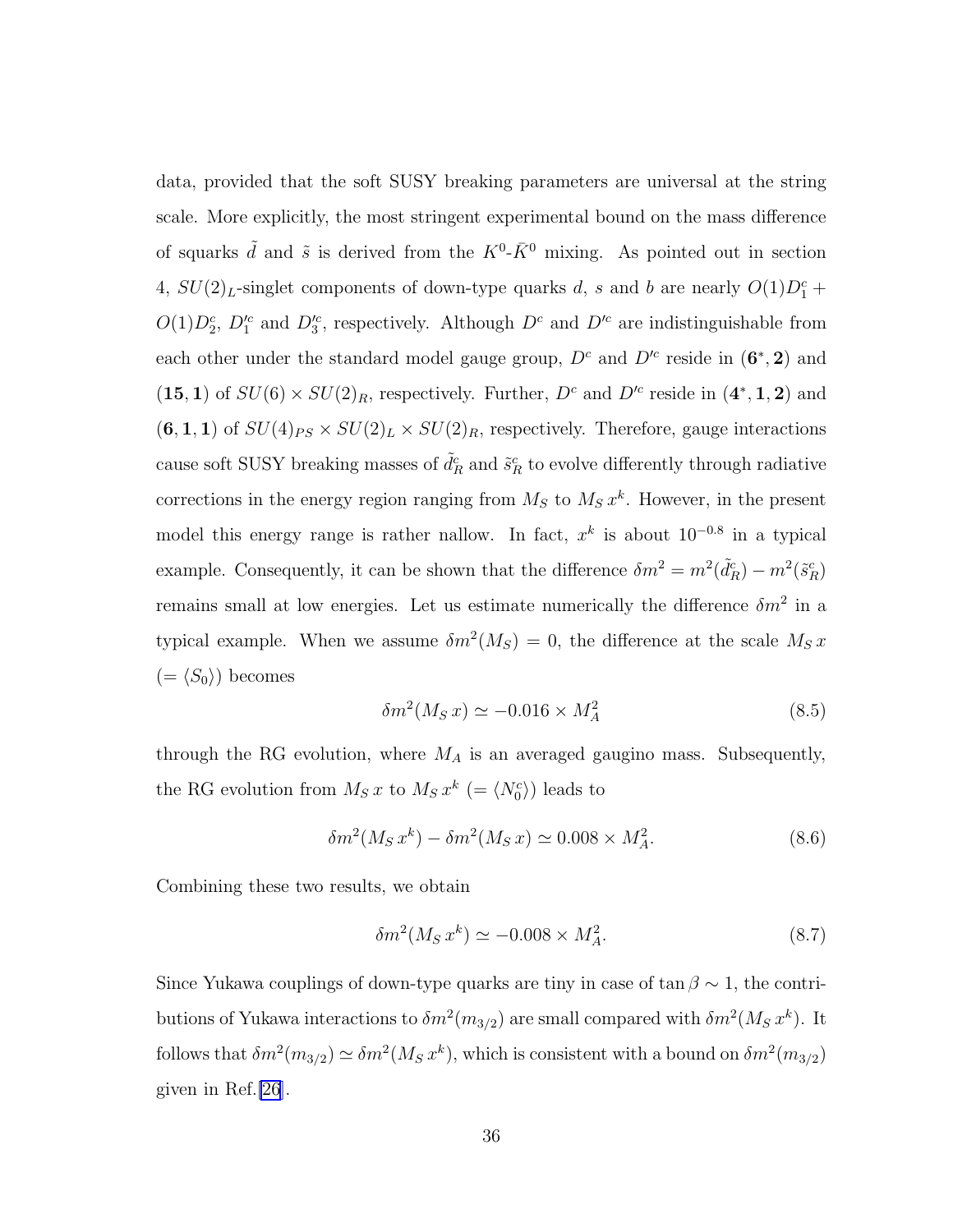data, provided that the soft SUSY breaking parameters are universal at the string scale. More explicitly, the most stringent experimental bound on the mass difference of squarks $\tilde{d}$ and $\tilde{s}$ is derived from the $K^0$-$\bar{K}^0$ mixing. As pointed out in section 4, $SU(2)_L$-singlet components of down-type quarks $d$, $s$ and $b$ are nearly $O(1)D_1^c + O(1)D_2^c$, $D_1'^c$ and $D_3'^c$, respectively. Although $D^c$ and $D'^c$ are indistinguishable from each other under the standard model gauge group, $D^c$ and $D'^c$ reside in $(\mathbf{6}^*, \mathbf{2})$ and $(\mathbf{15}, \mathbf{1})$ of $SU(6) \times SU(2)_R$, respectively. Further, $D^c$ and $D'^c$ reside in $(\mathbf{4}^*, \mathbf{1}, \mathbf{2})$ and $(\mathbf{6}, \mathbf{1}, \mathbf{1})$ of $SU(4)_{PS} \times SU(2)_L \times SU(2)_R$, respectively. Therefore, gauge interactions cause soft SUSY breaking masses of $\tilde{d}_R^c$ and $\tilde{s}_R^c$ to evolve differently through radiative corrections in the energy region ranging from $M_S$ to $M_S\, x^k$. However, in the present model this energy range is rather nallow. In fact, $x^k$ is about $10^{-0.8}$ in a typical example. Consequently, it can be shown that the difference $\delta m^2 = m^2(\tilde{d}_R^c) - m^2(\tilde{s}_R^c)$ remains small at low energies. Let us estimate numerically the difference $\delta m^2$ in a typical example. When we assume $\delta m^2(M_S) = 0$, the difference at the scale $M_S\, x$ $(= \langle S_0 \rangle)$ becomes

$$\delta m^2(M_S\, x) \simeq -0.016 \times M_A^2 \tag{8.5}$$

through the RG evolution, where $M_A$ is an averaged gaugino mass. Subsequently, the RG evolution from $M_S\, x$ to $M_S\, x^k$ $(= \langle N_0^c \rangle)$ leads to

$$\delta m^2(M_S\, x^k) - \delta m^2(M_S\, x) \simeq 0.008 \times M_A^2. \tag{8.6}$$

Combining these two results, we obtain

$$\delta m^2(M_S\, x^k) \simeq -0.008 \times M_A^2. \tag{8.7}$$

Since Yukawa couplings of down-type quarks are tiny in case of $\tan\beta \sim 1$, the contributions of Yukawa interactions to $\delta m^2(m_{3/2})$ are small compared with $\delta m^2(M_S\, x^k)$. It follows that $\delta m^2(m_{3/2}) \simeq \delta m^2(M_S\, x^k)$, which is consistent with a bound on $\delta m^2(m_{3/2})$ given in Ref.[26].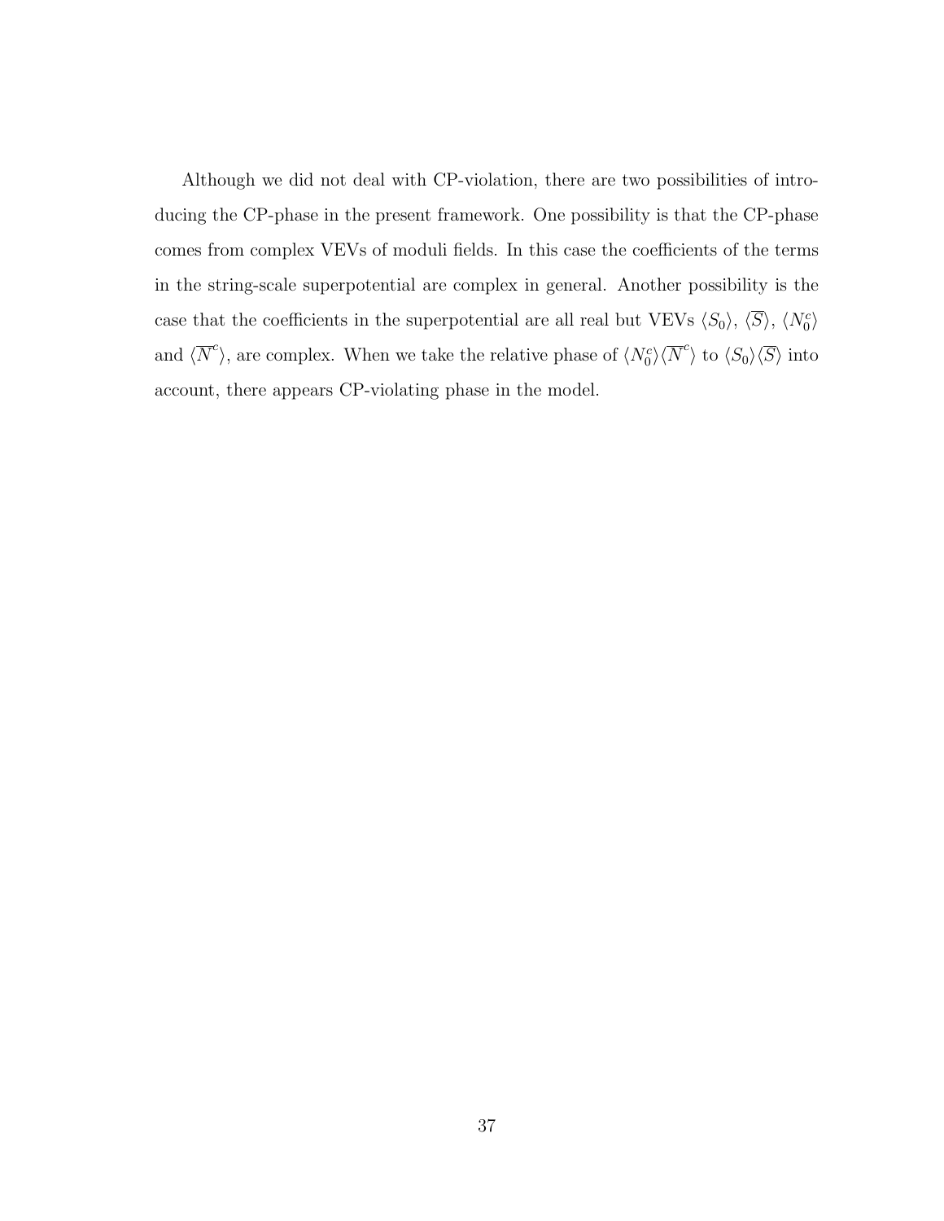Although we did not deal with CP-violation, there are two possibilities of introducing the CP-phase in the present framework. One possibility is that the CP-phase comes from complex VEVs of moduli fields. In this case the coefficients of the terms in the string-scale superpotential are complex in general. Another possibility is the case that the coefficients in the superpotential are all real but VEVs $\langle S_0 \rangle$, $\langle \overline{S} \rangle$, $\langle N_0^c \rangle$ and $\langle \overline{N}^c \rangle$, are complex. When we take the relative phase of $\langle N_0^c \rangle \langle \overline{N}^c \rangle$ to $\langle S_0 \rangle \langle \overline{S} \rangle$ into account, there appears CP-violating phase in the model.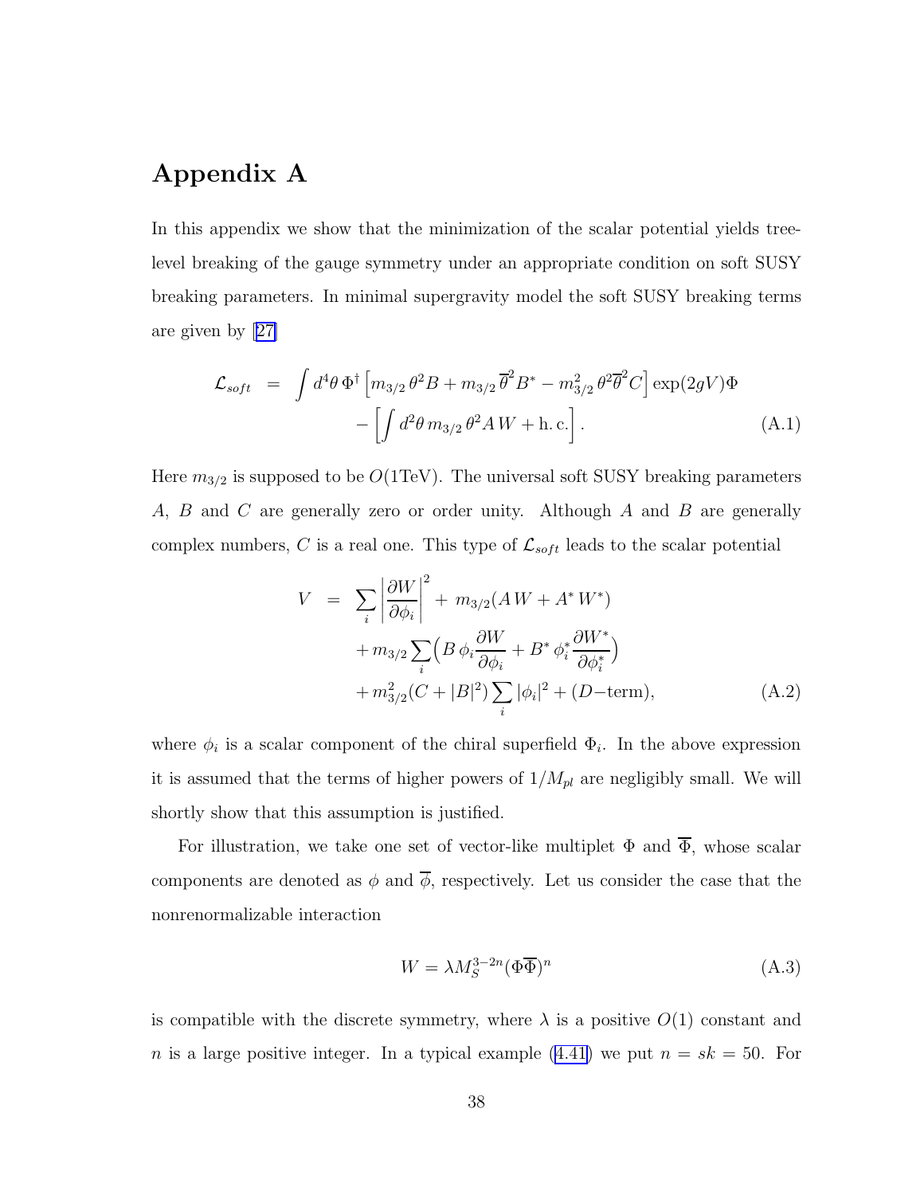# Appendix A

In this appendix we show that the minimization of the scalar potential yields tree-level breaking of the gauge symmetry under an appropriate condition on soft SUSY breaking parameters. In minimal supergravity model the soft SUSY breaking terms are given by [27]

$$
\begin{aligned}
\mathcal{L}_{soft} &= \int d^4\theta \, \Phi^\dagger \left[ m_{3/2}\, \theta^2 B + m_{3/2}\, \overline{\theta}^2 B^* - m_{3/2}^2\, \theta^2 \overline{\theta}^2 C \right] \exp(2gV)\Phi \\
&\quad - \left[ \int d^2\theta \, m_{3/2}\, \theta^2 A\, W + \text{h. c.} \right]. \qquad \text{(A.1)}
\end{aligned}
$$

Here $m_{3/2}$ is supposed to be $O(1\text{TeV})$. The universal soft SUSY breaking parameters $A$, $B$ and $C$ are generally zero or order unity. Although $A$ and $B$ are generally complex numbers, $C$ is a real one. This type of $\mathcal{L}_{soft}$ leads to the scalar potential

$$
\begin{aligned}
V &= \sum_i \left| \frac{\partial W}{\partial \phi_i} \right|^2 + m_{3/2}(A\, W + A^*\, W^*) \\
&\quad + m_{3/2} \sum_i \Big( B\, \phi_i \frac{\partial W}{\partial \phi_i} + B^*\, \phi_i^* \frac{\partial W^*}{\partial \phi_i^*} \Big) \\
&\quad + m_{3/2}^2 (C + |B|^2) \sum_i |\phi_i|^2 + (D\text{-term}), \qquad \text{(A.2)}
\end{aligned}
$$

where $\phi_i$ is a scalar component of the chiral superfield $\Phi_i$. In the above expression it is assumed that the terms of higher powers of $1/M_{pl}$ are negligibly small. We will shortly show that this assumption is justified.

For illustration, we take one set of vector-like multiplet $\Phi$ and $\overline{\Phi}$, whose scalar components are denoted as $\phi$ and $\overline{\phi}$, respectively. Let us consider the case that the nonrenormalizable interaction

$$
W = \lambda M_S^{3-2n} (\Phi \overline{\Phi})^n \qquad \text{(A.3)}
$$

is compatible with the discrete symmetry, where $\lambda$ is a positive $O(1)$ constant and $n$ is a large positive integer. In a typical example (4.41) we put $n = sk = 50$. For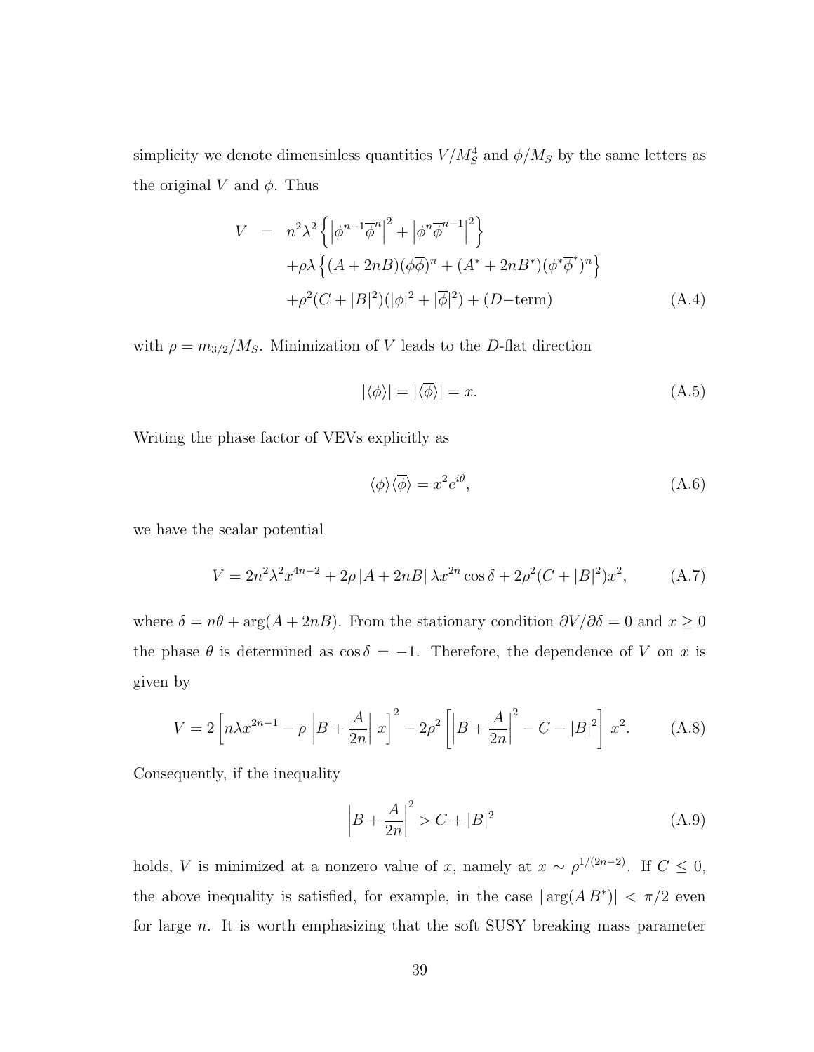simplicity we denote dimensinless quantities $V/M_S^4$ and $\phi/M_S$ by the same letters as the original $V$ and $\phi$. Thus

$$
\begin{aligned}
V &= n^2\lambda^2 \left\{ \left|\phi^{n-1}\overline{\phi}^n\right|^2 + \left|\phi^n\overline{\phi}^{n-1}\right|^2 \right\} \\
&\quad + \rho\lambda \left\{ (A+2nB)(\phi\overline{\phi})^n + (A^*+2nB^*)(\phi^*\overline{\phi}^*)^n \right\} \\
&\quad + \rho^2(C+|B|^2)(|\phi|^2+|\overline{\phi}|^2) + (D\text{-term})
\end{aligned}
\tag{A.4}
$$

with $\rho = m_{3/2}/M_S$. Minimization of $V$ leads to the $D$-flat direction

$$
|\langle\phi\rangle| = |\langle\overline{\phi}\rangle| = x. \tag{A.5}
$$

Writing the phase factor of VEVs explicitly as

$$
\langle\phi\rangle\langle\overline{\phi}\rangle = x^2 e^{i\theta}, \tag{A.6}
$$

we have the scalar potential

$$
V = 2n^2\lambda^2 x^{4n-2} + 2\rho\,|A+2nB|\,\lambda x^{2n}\cos\delta + 2\rho^2(C+|B|^2)x^2, \tag{A.7}
$$

where $\delta = n\theta + \arg(A+2nB)$. From the stationary condition $\partial V/\partial\delta = 0$ and $x \geq 0$ the phase $\theta$ is determined as $\cos\delta = -1$. Therefore, the dependence of $V$ on $x$ is given by

$$
V = 2\left[ n\lambda x^{2n-1} - \rho\left|B + \frac{A}{2n}\right| x \right]^2 - 2\rho^2\left[ \left|B+\frac{A}{2n}\right|^2 - C - |B|^2 \right] x^2. \tag{A.8}
$$

Consequently, if the inequality

$$
\left|B + \frac{A}{2n}\right|^2 > C + |B|^2 \tag{A.9}
$$

holds, $V$ is minimized at a nonzero value of $x$, namely at $x \sim \rho^{1/(2n-2)}$. If $C \leq 0$, the above inequality is satisfied, for example, in the case $|\arg(A\,B^*)| < \pi/2$ even for large $n$. It is worth emphasizing that the soft SUSY breaking mass parameter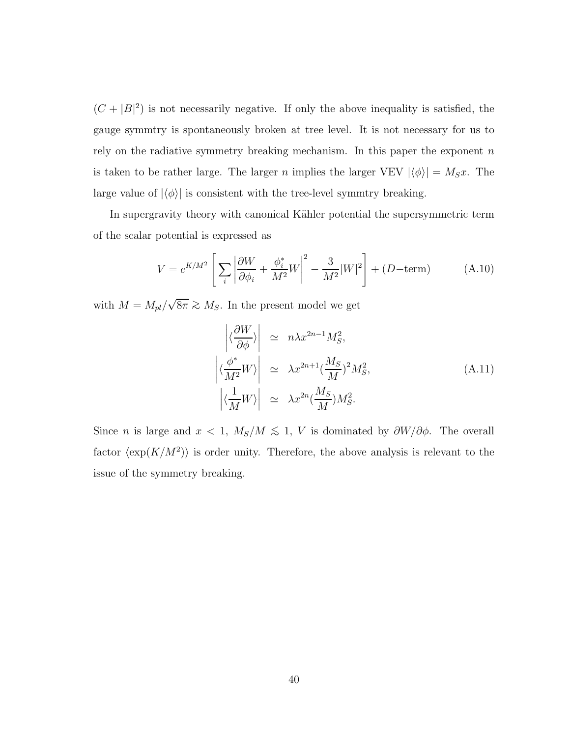$(C + |B|^2)$ is not necessarily negative. If only the above inequality is satisfied, the gauge symmtry is spontaneously broken at tree level. It is not necessary for us to rely on the radiative symmetry breaking mechanism. In this paper the exponent $n$ is taken to be rather large. The larger $n$ implies the larger VEV $|\langle\phi\rangle| = M_S x$. The large value of $|\langle\phi\rangle|$ is consistent with the tree-level symmtry breaking.

In supergravity theory with canonical Kähler potential the supersymmetric term of the scalar potential is expressed as

$$V = e^{K/M^2} \left[ \sum_i \left| \frac{\partial W}{\partial \phi_i} + \frac{\phi_i^*}{M^2} W \right|^2 - \frac{3}{M^2} |W|^2 \right] + (D\text{−term}) \tag{A.10}$$

with $M = M_{pl}/\sqrt{8\pi} \gtrsim M_S$. In the present model we get

$$\begin{aligned}
\left| \langle \frac{\partial W}{\partial \phi} \rangle \right| &\simeq n\lambda x^{2n-1} M_S^2, \\
\left| \langle \frac{\phi^*}{M^2} W \rangle \right| &\simeq \lambda x^{2n+1} (\frac{M_S}{M})^2 M_S^2, \\
\left| \langle \frac{1}{M} W \rangle \right| &\simeq \lambda x^{2n} (\frac{M_S}{M}) M_S^2.
\end{aligned} \tag{A.11}$$

Since $n$ is large and $x < 1$, $M_S/M \lesssim 1$, $V$ is dominated by $\partial W/\partial \phi$. The overall factor $\langle \exp(K/M^2) \rangle$ is order unity. Therefore, the above analysis is relevant to the issue of the symmetry breaking.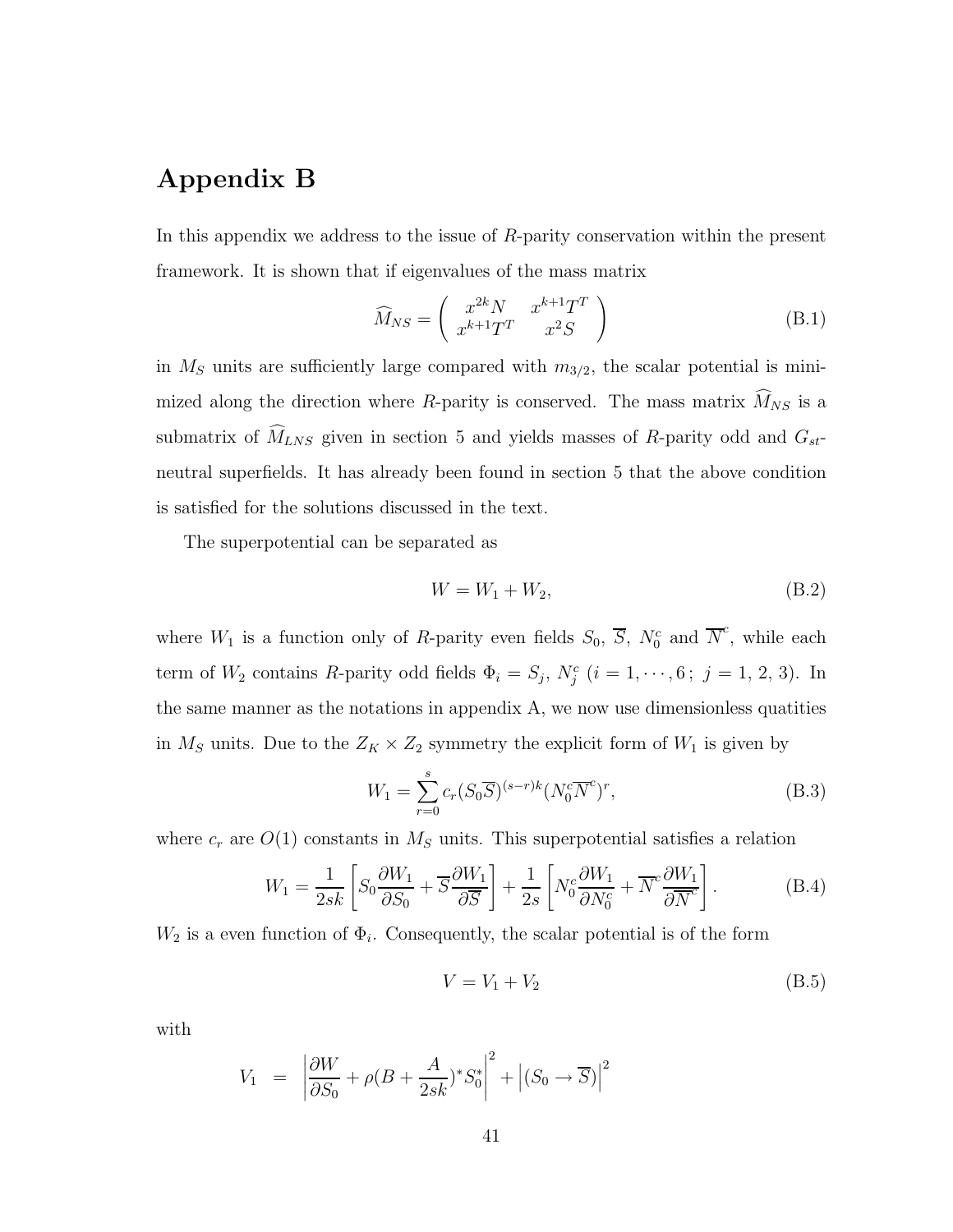# Appendix B

In this appendix we address to the issue of $R$-parity conservation within the present framework. It is shown that if eigenvalues of the mass matrix

$$\widehat{M}_{NS} = \begin{pmatrix} x^{2k}N & x^{k+1}T^T \\ x^{k+1}T^T & x^2 S \end{pmatrix} \tag{B.1}$$

in $M_S$ units are sufficiently large compared with $m_{3/2}$, the scalar potential is minimized along the direction where $R$-parity is conserved. The mass matrix $\widehat{M}_{NS}$ is a submatrix of $\widehat{M}_{LNS}$ given in section 5 and yields masses of $R$-parity odd and $G_{st}$-neutral superfields. It has already been found in section 5 that the above condition is satisfied for the solutions discussed in the text.

The superpotential can be separated as

$$W = W_1 + W_2, \tag{B.2}$$

where $W_1$ is a function only of $R$-parity even fields $S_0$, $\overline{S}$, $N_0^c$ and $\overline{N}^c$, while each term of $W_2$ contains $R$-parity odd fields $\Phi_i = S_j,\ N_j^c$ $(i = 1, \cdots, 6\,;\ j = 1,\,2,\,3)$. In the same manner as the notations in appendix A, we now use dimensionless quatities in $M_S$ units. Due to the $Z_K \times Z_2$ symmetry the explicit form of $W_1$ is given by

$$W_1 = \sum_{r=0}^{s} c_r (S_0\overline{S})^{(s-r)k} (N_0^c \overline{N}^c)^r, \tag{B.3}$$

where $c_r$ are $O(1)$ constants in $M_S$ units. This superpotential satisfies a relation

$$W_1 = \frac{1}{2sk}\left[S_0 \frac{\partial W_1}{\partial S_0} + \overline{S}\frac{\partial W_1}{\partial \overline{S}}\right] + \frac{1}{2s}\left[N_0^c \frac{\partial W_1}{\partial N_0^c} + \overline{N}^c \frac{\partial W_1}{\partial \overline{N}^c}\right]. \tag{B.4}$$

$W_2$ is a even function of $\Phi_i$. Consequently, the scalar potential is of the form

$$V = V_1 + V_2 \tag{B.5}$$

with

$$V_1 \;=\; \left|\frac{\partial W}{\partial S_0} + \rho(B + \frac{A}{2sk})^* S_0^*\right|^2 + \left|(S_0 \to \overline{S})\right|^2$$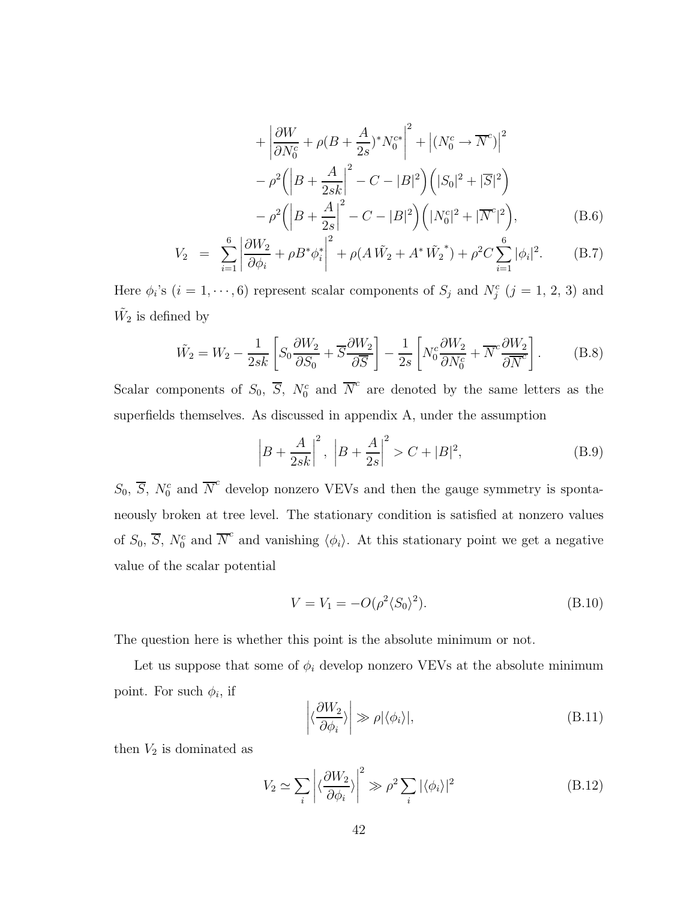$$
\begin{aligned}
&+ \left| \frac{\partial W}{\partial N_0^c} + \rho (B + \frac{A}{2s})^* N_0^{c*} \right|^2 + \left| (N_0^c \to \overline{N}^c) \right|^2 \\
&- \rho^2 \Big( \left| B + \frac{A}{2sk} \right|^2 - C - |B|^2 \Big) \Big( |S_0|^2 + |\overline{S}|^2 \Big) \\
&- \rho^2 \Big( \left| B + \frac{A}{2s} \right|^2 - C - |B|^2 \Big) \Big( |N_0^c|^2 + |\overline{N}^c|^2 \Big), \qquad \text{(B.6)}
\end{aligned}
$$

$$
V_2 \;=\; \sum_{i=1}^{6} \left| \frac{\partial W_2}{\partial \phi_i} + \rho B^* \phi_i^* \right|^2 + \rho (A \, \tilde{W}_2 + A^* \, \tilde{W}_2{}^*) + \rho^2 C \sum_{i=1}^{6} |\phi_i|^2. \qquad \text{(B.7)}
$$

Here $\phi_i$'s $(i = 1, \cdots, 6)$ represent scalar components of $S_j$ and $N_j^c$ $(j = 1,\, 2,\, 3)$ and $\tilde{W}_2$ is defined by

$$
\tilde{W}_2 = W_2 - \frac{1}{2sk} \left[ S_0 \frac{\partial W_2}{\partial S_0} + \overline{S} \frac{\partial W_2}{\partial \overline{S}} \right] - \frac{1}{2s} \left[ N_0^c \frac{\partial W_2}{\partial N_0^c} + \overline{N}^c \frac{\partial W_2}{\partial \overline{N}^c} \right]. \qquad \text{(B.8)}
$$

Scalar components of $S_0$, $\overline{S}$, $N_0^c$ and $\overline{N}^c$ are denoted by the same letters as the superfields themselves. As discussed in appendix A, under the assumption

$$
\left| B + \frac{A}{2sk} \right|^2, \; \left| B + \frac{A}{2s} \right|^2 > C + |B|^2, \qquad \text{(B.9)}
$$

$S_0$, $\overline{S}$, $N_0^c$ and $\overline{N}^c$ develop nonzero VEVs and then the gauge symmetry is spontaneously broken at tree level. The stationary condition is satisfied at nonzero values of $S_0$, $\overline{S}$, $N_0^c$ and $\overline{N}^c$ and vanishing $\langle \phi_i \rangle$. At this stationary point we get a negative value of the scalar potential

$$
V = V_1 = -O(\rho^2 \langle S_0 \rangle^2). \qquad \text{(B.10)}
$$

The question here is whether this point is the absolute minimum or not.

Let us suppose that some of $\phi_i$ develop nonzero VEVs at the absolute minimum point. For such $\phi_i$, if

$$
\left| \langle \frac{\partial W_2}{\partial \phi_i} \rangle \right| \gg \rho |\langle \phi_i \rangle|, \qquad \text{(B.11)}
$$

then $V_2$ is dominated as

$$
V_2 \simeq \sum_i \left| \langle \frac{\partial W_2}{\partial \phi_i} \rangle \right|^2 \gg \rho^2 \sum_i |\langle \phi_i \rangle|^2 \qquad \text{(B.12)}
$$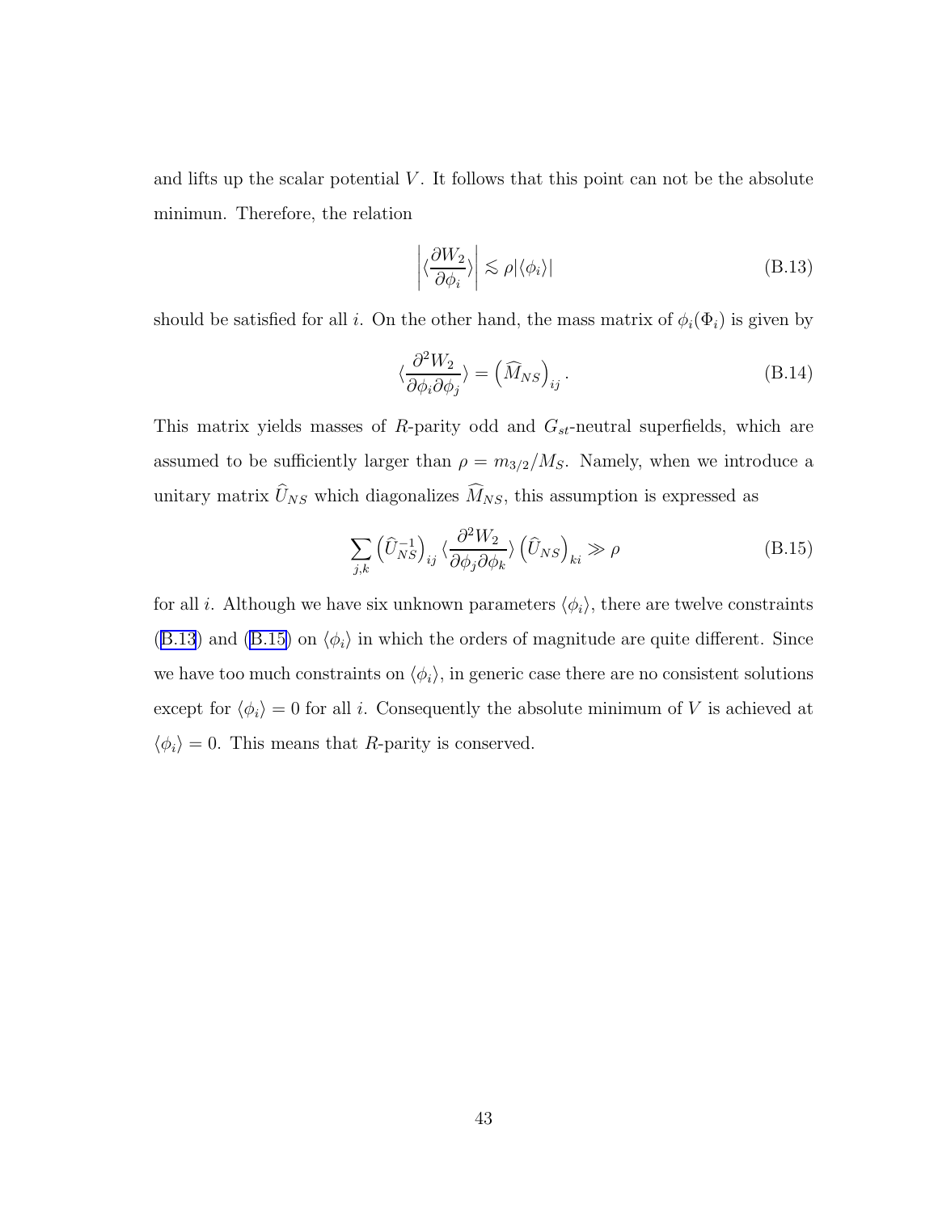and lifts up the scalar potential $V$. It follows that this point can not be the absolute minimun. Therefore, the relation

$$\left| \langle \frac{\partial W_2}{\partial \phi_i} \rangle \right| \lesssim \rho |\langle \phi_i \rangle| \tag{B.13}$$

should be satisfied for all $i$. On the other hand, the mass matrix of $\phi_i(\Phi_i)$ is given by

$$\langle \frac{\partial^2 W_2}{\partial \phi_i \partial \phi_j} \rangle = \left( \widehat{M}_{NS} \right)_{ij}. \tag{B.14}$$

This matrix yields masses of $R$-parity odd and $G_{st}$-neutral superfields, which are assumed to be sufficiently larger than $\rho = m_{3/2}/M_S$. Namely, when we introduce a unitary matrix $\widehat{U}_{NS}$ which diagonalizes $\widehat{M}_{NS}$, this assumption is expressed as

$$\sum_{j,k} \left( \widehat{U}_{NS}^{-1} \right)_{ij} \langle \frac{\partial^2 W_2}{\partial \phi_j \partial \phi_k} \rangle \left( \widehat{U}_{NS} \right)_{ki} \gg \rho \tag{B.15}$$

for all $i$. Although we have six unknown parameters $\langle \phi_i \rangle$, there are twelve constraints (B.13) and (B.15) on $\langle \phi_i \rangle$ in which the orders of magnitude are quite different. Since we have too much constraints on $\langle \phi_i \rangle$, in generic case there are no consistent solutions except for $\langle \phi_i \rangle = 0$ for all $i$. Consequently the absolute minimum of $V$ is achieved at $\langle \phi_i \rangle = 0$. This means that $R$-parity is conserved.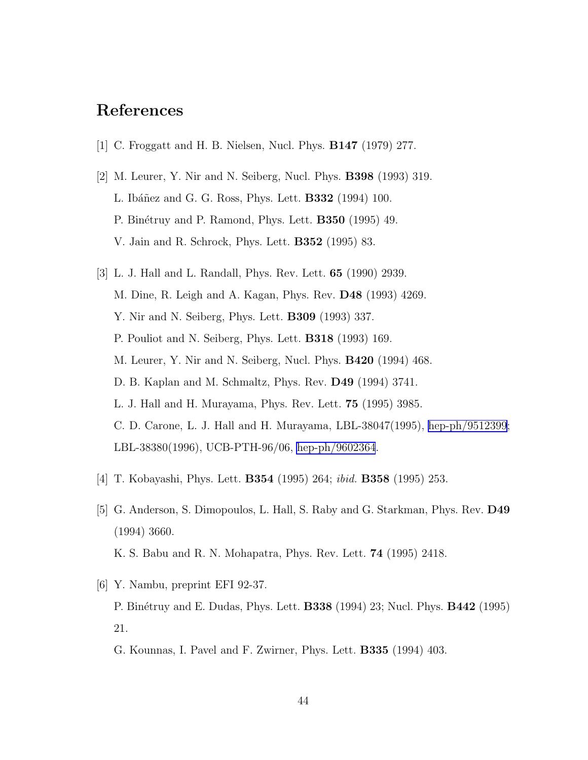## References

[1] C. Froggatt and H. B. Nielsen, Nucl. Phys. **B147** (1979) 277.

[2] M. Leurer, Y. Nir and N. Seiberg, Nucl. Phys. **B398** (1993) 319.
L. Ibáñez and G. G. Ross, Phys. Lett. **B332** (1994) 100.
P. Binétruy and P. Ramond, Phys. Lett. **B350** (1995) 49.
V. Jain and R. Schrock, Phys. Lett. **B352** (1995) 83.

[3] L. J. Hall and L. Randall, Phys. Rev. Lett. **65** (1990) 2939.
M. Dine, R. Leigh and A. Kagan, Phys. Rev. **D48** (1993) 4269.
Y. Nir and N. Seiberg, Phys. Lett. **B309** (1993) 337.
P. Pouliot and N. Seiberg, Phys. Lett. **B318** (1993) 169.
M. Leurer, Y. Nir and N. Seiberg, Nucl. Phys. **B420** (1994) 468.
D. B. Kaplan and M. Schmaltz, Phys. Rev. **D49** (1994) 3741.
L. J. Hall and H. Murayama, Phys. Rev. Lett. **75** (1995) 3985.
C. D. Carone, L. J. Hall and H. Murayama, LBL-38047(1995), hep-ph/9512399; LBL-38380(1996), UCB-PTH-96/06, hep-ph/9602364.

[4] T. Kobayashi, Phys. Lett. **B354** (1995) 264; *ibid.* **B358** (1995) 253.

[5] G. Anderson, S. Dimopoulos, L. Hall, S. Raby and G. Starkman, Phys. Rev. **D49** (1994) 3660.
K. S. Babu and R. N. Mohapatra, Phys. Rev. Lett. **74** (1995) 2418.

[6] Y. Nambu, preprint EFI 92-37.
P. Binétruy and E. Dudas, Phys. Lett. **B338** (1994) 23; Nucl. Phys. **B442** (1995) 21.
G. Kounnas, I. Pavel and F. Zwirner, Phys. Lett. **B335** (1994) 403.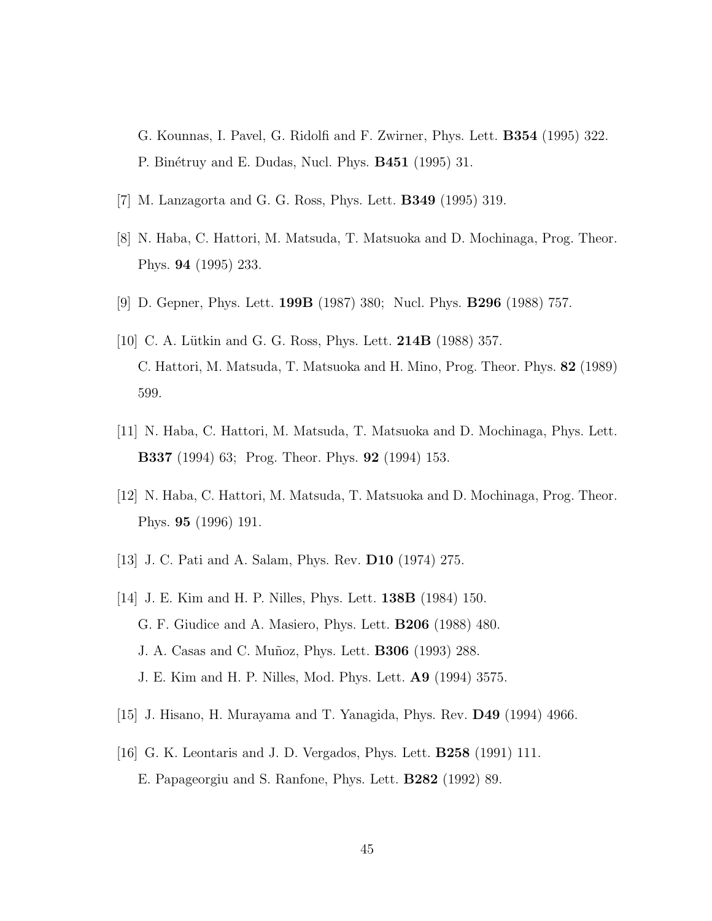G. Kounnas, I. Pavel, G. Ridolfi and F. Zwirner, Phys. Lett. **B354** (1995) 322.
P. Binétruy and E. Dudas, Nucl. Phys. **B451** (1995) 31.

[7] M. Lanzagorta and G. G. Ross, Phys. Lett. **B349** (1995) 319.

[8] N. Haba, C. Hattori, M. Matsuda, T. Matsuoka and D. Mochinaga, Prog. Theor. Phys. **94** (1995) 233.

[9] D. Gepner, Phys. Lett. **199B** (1987) 380; Nucl. Phys. **B296** (1988) 757.

[10] C. A. Lütkin and G. G. Ross, Phys. Lett. **214B** (1988) 357.
C. Hattori, M. Matsuda, T. Matsuoka and H. Mino, Prog. Theor. Phys. **82** (1989) 599.

[11] N. Haba, C. Hattori, M. Matsuda, T. Matsuoka and D. Mochinaga, Phys. Lett. **B337** (1994) 63; Prog. Theor. Phys. **92** (1994) 153.

[12] N. Haba, C. Hattori, M. Matsuda, T. Matsuoka and D. Mochinaga, Prog. Theor. Phys. **95** (1996) 191.

[13] J. C. Pati and A. Salam, Phys. Rev. **D10** (1974) 275.

[14] J. E. Kim and H. P. Nilles, Phys. Lett. **138B** (1984) 150.
G. F. Giudice and A. Masiero, Phys. Lett. **B206** (1988) 480.
J. A. Casas and C. Muñoz, Phys. Lett. **B306** (1993) 288.
J. E. Kim and H. P. Nilles, Mod. Phys. Lett. **A9** (1994) 3575.

[15] J. Hisano, H. Murayama and T. Yanagida, Phys. Rev. **D49** (1994) 4966.

[16] G. K. Leontaris and J. D. Vergados, Phys. Lett. **B258** (1991) 111.
E. Papageorgiu and S. Ranfone, Phys. Lett. **B282** (1992) 89.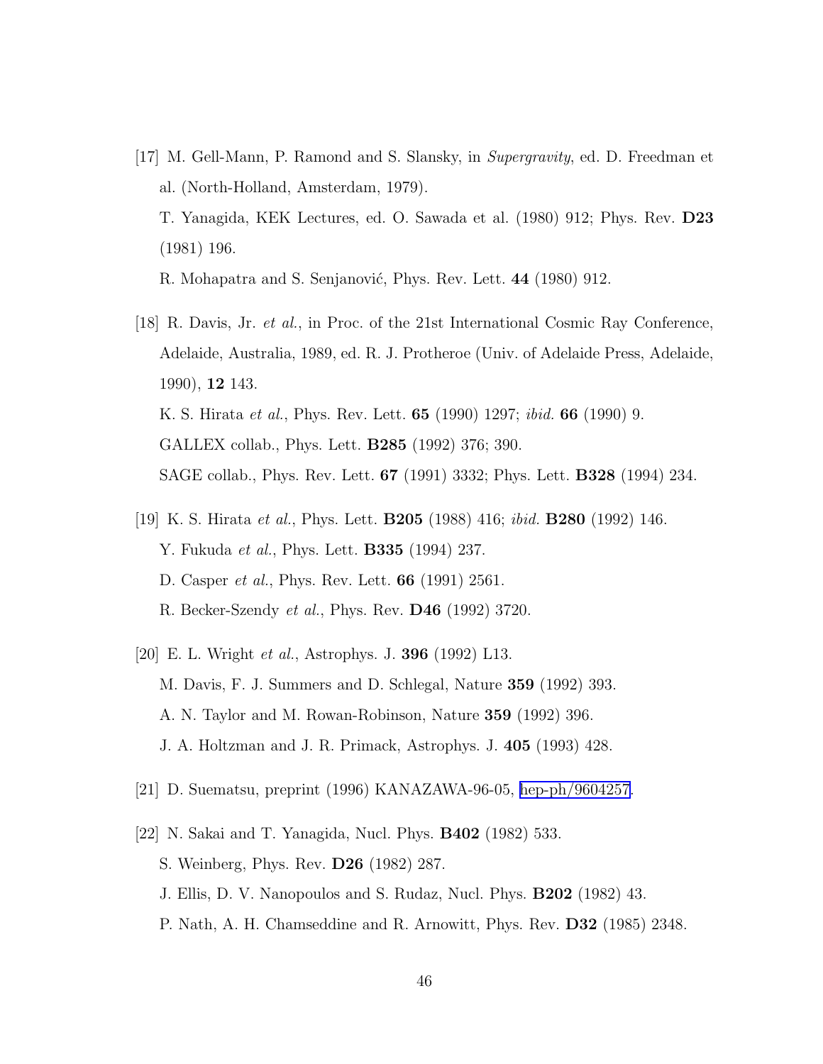[17] M. Gell-Mann, P. Ramond and S. Slansky, in *Supergravity*, ed. D. Freedman et al. (North-Holland, Amsterdam, 1979).
T. Yanagida, KEK Lectures, ed. O. Sawada et al. (1980) 912; Phys. Rev. **D23** (1981) 196.
R. Mohapatra and S. Senjanović, Phys. Rev. Lett. **44** (1980) 912.

[18] R. Davis, Jr. *et al.*, in Proc. of the 21st International Cosmic Ray Conference, Adelaide, Australia, 1989, ed. R. J. Protheroe (Univ. of Adelaide Press, Adelaide, 1990), **12** 143.
K. S. Hirata *et al.*, Phys. Rev. Lett. **65** (1990) 1297; *ibid.* **66** (1990) 9.
GALLEX collab., Phys. Lett. **B285** (1992) 376; 390.
SAGE collab., Phys. Rev. Lett. **67** (1991) 3332; Phys. Lett. **B328** (1994) 234.

[19] K. S. Hirata *et al.*, Phys. Lett. **B205** (1988) 416; *ibid.* **B280** (1992) 146.
Y. Fukuda *et al.*, Phys. Lett. **B335** (1994) 237.
D. Casper *et al.*, Phys. Rev. Lett. **66** (1991) 2561.
R. Becker-Szendy *et al.*, Phys. Rev. **D46** (1992) 3720.

[20] E. L. Wright *et al.*, Astrophys. J. **396** (1992) L13.
M. Davis, F. J. Summers and D. Schlegal, Nature **359** (1992) 393.
A. N. Taylor and M. Rowan-Robinson, Nature **359** (1992) 396.
J. A. Holtzman and J. R. Primack, Astrophys. J. **405** (1993) 428.

[21] D. Suematsu, preprint (1996) KANAZAWA-96-05, hep-ph/9604257.

[22] N. Sakai and T. Yanagida, Nucl. Phys. **B402** (1982) 533.
S. Weinberg, Phys. Rev. **D26** (1982) 287.
J. Ellis, D. V. Nanopoulos and S. Rudaz, Nucl. Phys. **B202** (1982) 43.
P. Nath, A. H. Chamseddine and R. Arnowitt, Phys. Rev. **D32** (1985) 2348.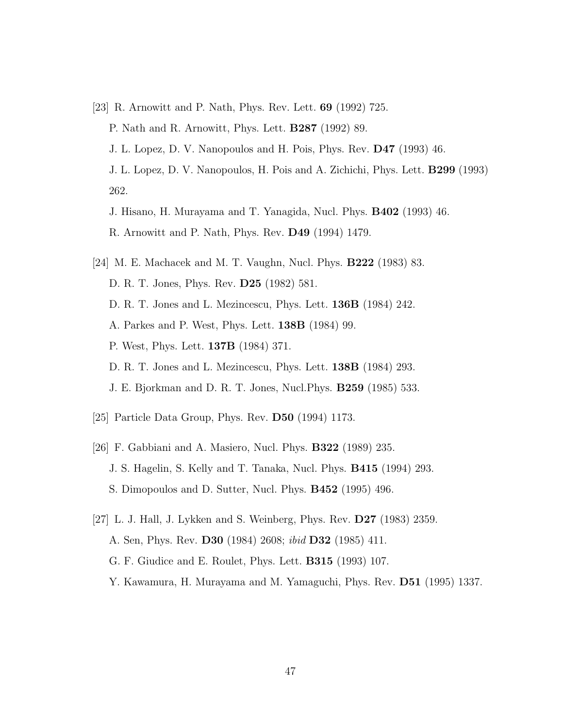[23] R. Arnowitt and P. Nath, Phys. Rev. Lett. **69** (1992) 725.
P. Nath and R. Arnowitt, Phys. Lett. **B287** (1992) 89.
J. L. Lopez, D. V. Nanopoulos and H. Pois, Phys. Rev. **D47** (1993) 46.
J. L. Lopez, D. V. Nanopoulos, H. Pois and A. Zichichi, Phys. Lett. **B299** (1993) 262.
J. Hisano, H. Murayama and T. Yanagida, Nucl. Phys. **B402** (1993) 46.
R. Arnowitt and P. Nath, Phys. Rev. **D49** (1994) 1479.

[24] M. E. Machacek and M. T. Vaughn, Nucl. Phys. **B222** (1983) 83.
D. R. T. Jones, Phys. Rev. **D25** (1982) 581.
D. R. T. Jones and L. Mezincescu, Phys. Lett. **136B** (1984) 242.
A. Parkes and P. West, Phys. Lett. **138B** (1984) 99.
P. West, Phys. Lett. **137B** (1984) 371.
D. R. T. Jones and L. Mezincescu, Phys. Lett. **138B** (1984) 293.
J. E. Bjorkman and D. R. T. Jones, Nucl.Phys. **B259** (1985) 533.

[25] Particle Data Group, Phys. Rev. **D50** (1994) 1173.

[26] F. Gabbiani and A. Masiero, Nucl. Phys. **B322** (1989) 235.
J. S. Hagelin, S. Kelly and T. Tanaka, Nucl. Phys. **B415** (1994) 293.
S. Dimopoulos and D. Sutter, Nucl. Phys. **B452** (1995) 496.

[27] L. J. Hall, J. Lykken and S. Weinberg, Phys. Rev. **D27** (1983) 2359.
A. Sen, Phys. Rev. **D30** (1984) 2608; *ibid* **D32** (1985) 411.
G. F. Giudice and E. Roulet, Phys. Lett. **B315** (1993) 107.
Y. Kawamura, H. Murayama and M. Yamaguchi, Phys. Rev. **D51** (1995) 1337.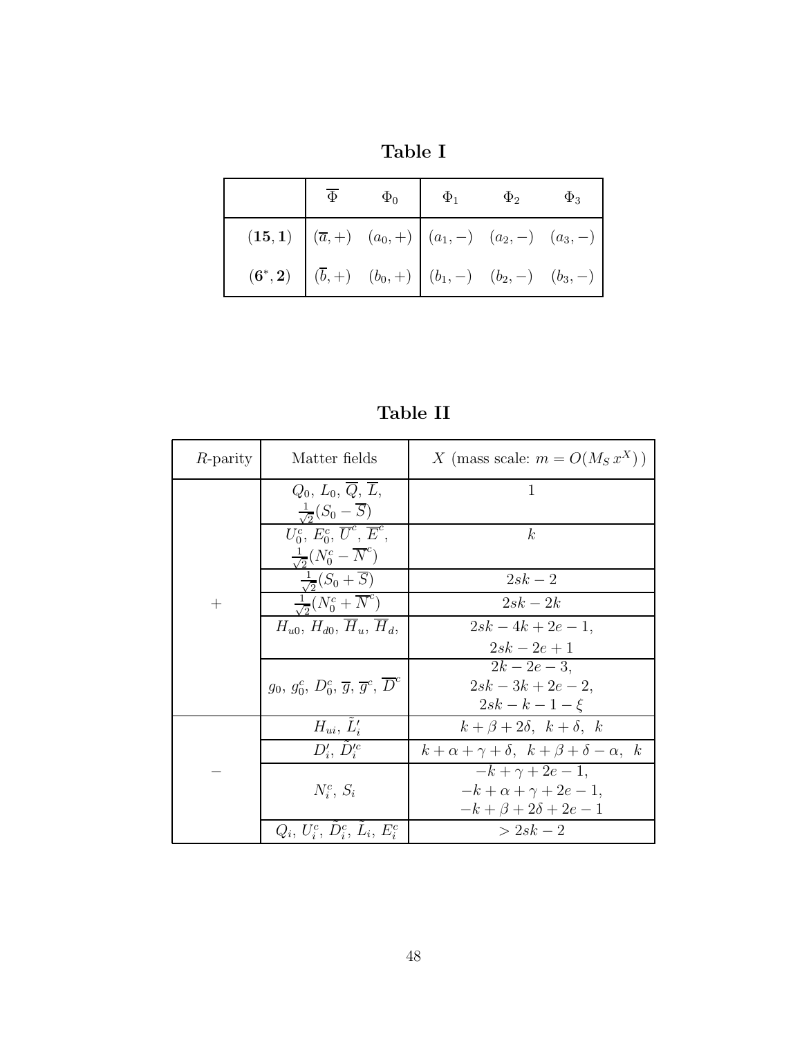**Table I**

| | $\overline{\Phi}$ | $\Phi_0$ | $\Phi_1$ | $\Phi_2$ | $\Phi_3$ |
|---|---|---|---|---|---|
| $(\mathbf{15}, \mathbf{1})$ | $(\overline{a}, +)$ | $(a_0, +)$ | $(a_1, -)$ | $(a_2, -)$ | $(a_3, -)$ |
| $(\mathbf{6}^*, \mathbf{2})$ | $(\overline{b}, +)$ | $(b_0, +)$ | $(b_1, -)$ | $(b_2, -)$ | $(b_3, -)$ |

**Table II**

| $R$-parity | Matter fields | $X$ (mass scale: $m = O(M_S\, x^X)$ ) |
|---|---|---|
| $+$ | $Q_0$, $L_0$, $\overline{Q}$, $\overline{L}$, $\frac{1}{\sqrt{2}}(S_0 - \overline{S})$ | $1$ |
| | $U_0^c$, $E_0^c$, $\overline{U}^c$, $\overline{E}^c$, $\frac{1}{\sqrt{2}}(N_0^c - \overline{N}^c)$ | $k$ |
| | $\frac{1}{\sqrt{2}}(S_0 + \overline{S})$ | $2sk - 2$ |
| | $\frac{1}{\sqrt{2}}(N_0^c + \overline{N}^c)$ | $2sk - 2k$ |
| | $H_{u0}$, $H_{d0}$, $\overline{H}_u$, $\overline{H}_d$, | $2sk - 4k + 2e - 1$, $2sk - 2e + 1$ |
| | $g_0$, $g_0^c$, $D_0^c$, $\overline{g}$, $\overline{g}^c$, $\overline{D}^c$ | $2k - 2e - 3$, $2sk - 3k + 2e - 2$, $2sk - k - 1 - \xi$ |
| $-$ | $H_{ui}$, $\tilde{L}_i'$ | $k + \beta + 2\delta$, $k + \delta$, $k$ |
| | $D_i'$, $\tilde{D}_i'^c$ | $k + \alpha + \gamma + \delta$, $k + \beta + \delta - \alpha$, $k$ |
| | $N_i^c$, $S_i$ | $-k + \gamma + 2e - 1$, $-k + \alpha + \gamma + 2e - 1$, $-k + \beta + 2\delta + 2e - 1$ |
| | $Q_i$, $U_i^c$, $\tilde{D}_i^c$, $\tilde{L}_i$, $E_i^c$ | $> 2sk - 2$ |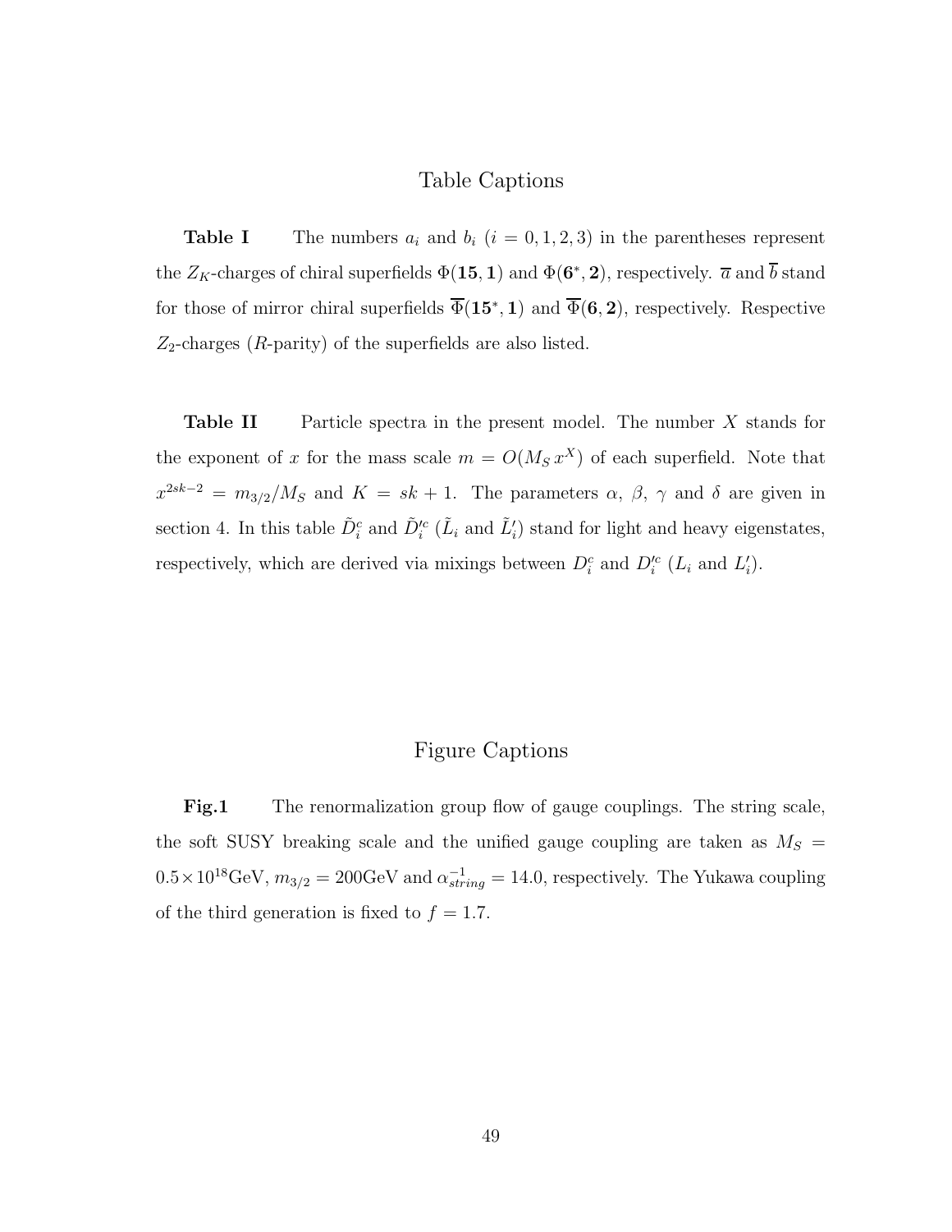## Table Captions

**Table I** The numbers $a_i$ and $b_i$ $(i = 0, 1, 2, 3)$ in the parentheses represent the $Z_K$-charges of chiral superfields $\Phi(\mathbf{15}, \mathbf{1})$ and $\Phi(\mathbf{6}^*, \mathbf{2})$, respectively. $\overline{a}$ and $\overline{b}$ stand for those of mirror chiral superfields $\overline{\Phi}(\mathbf{15}^*, \mathbf{1})$ and $\overline{\Phi}(\mathbf{6}, \mathbf{2})$, respectively. Respective $Z_2$-charges ($R$-parity) of the superfields are also listed.

**Table II** Particle spectra in the present model. The number $X$ stands for the exponent of $x$ for the mass scale $m = O(M_S\, x^X)$ of each superfield. Note that $x^{2sk-2} = m_{3/2}/M_S$ and $K = sk + 1$. The parameters $\alpha$, $\beta$, $\gamma$ and $\delta$ are given in section 4. In this table $\tilde{D}_i^c$ and $\tilde{D}_i'^c$ ($\tilde{L}_i$ and $\tilde{L}_i'$) stand for light and heavy eigenstates, respectively, which are derived via mixings between $D_i^c$ and $D_i'^c$ ($L_i$ and $L_i'$).

## Figure Captions

**Fig.1** The renormalization group flow of gauge couplings. The string scale, the soft SUSY breaking scale and the unified gauge coupling are taken as $M_S = 0.5 \times 10^{18}$GeV, $m_{3/2} = 200$GeV and $\alpha_{string}^{-1} = 14.0$, respectively. The Yukawa coupling of the third generation is fixed to $f = 1.7$.